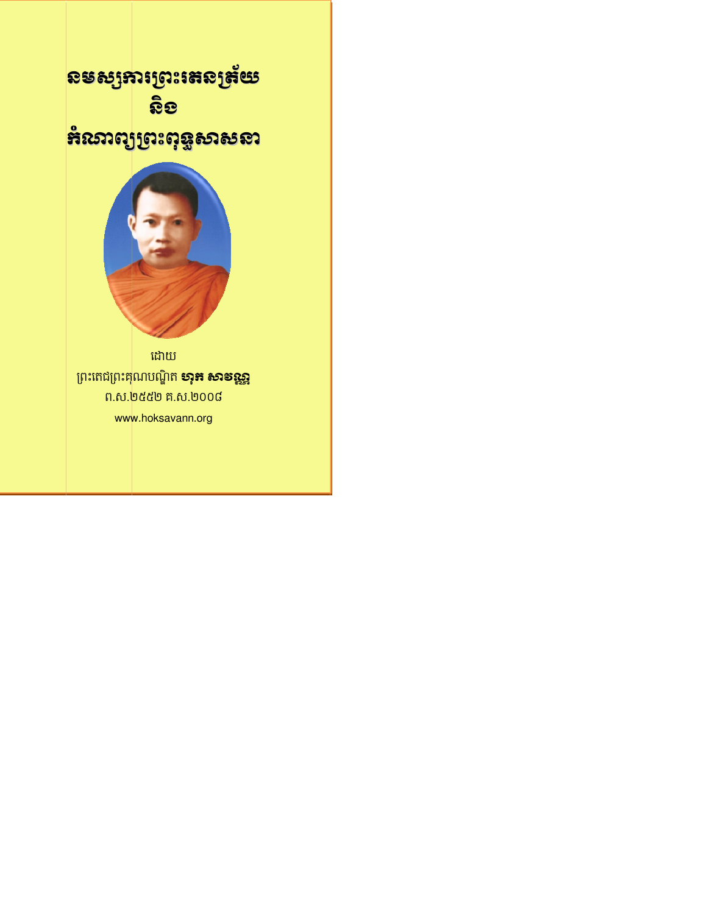# នមស្សការព្រះរតនត្រ័យ
# និង
# អំណាយព្រះពុទ្ធសាសនា

ដោយ

ព្រះតេជព្រះគុណបណ្ឌិត **ហុក សាវណ្ណ**

ព.ស.២៥៥២ គ.ស.២០០៨

www.hoksavann.org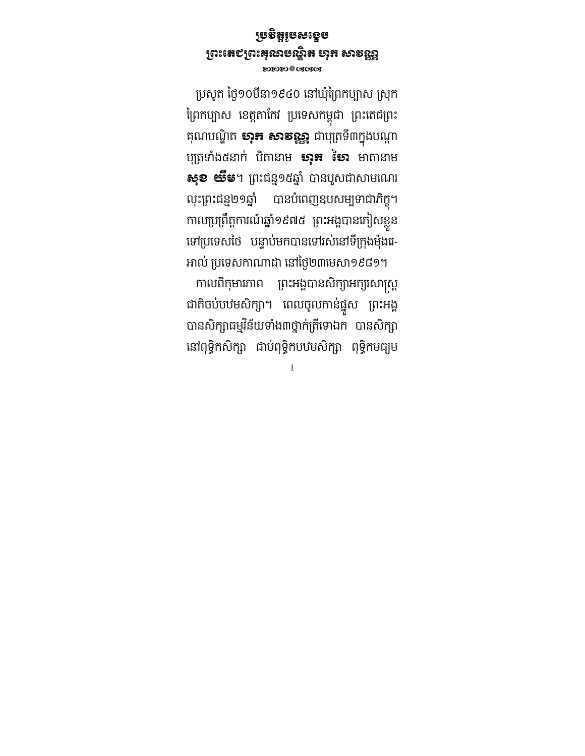# ប្រវត្តិរូបសង្ខេប
# ព្រះតេជព្រះគុណបណ្ឌិត ហុក សាវណ្ណ

ឨឨឨ❋ឲឲឲ

ប្រសូត ថ្ងៃ១០មីនា១៩៤០ នៅឃុំព្រៃកប្បាស ស្រុកព្រៃកប្បាស ខេត្តតាកែវ ប្រទេសកម្ពុជា ព្រះតេជព្រះគុណបណ្ឌិត **ហុក សាវណ្ណ** ជាបុត្រទី៣ក្នុងបណ្តាបុត្រទាំង៥នាក់ បិតានាម **ហុក ហៃ** មាតានាម **សុខ យឹម**។ ព្រះជន្ម១៥ឆ្នាំ បានបួសជាសាមណេរ លុះព្រះជន្ម២១ឆ្នាំ បានបំពេញឧបសម្បទាជាភិក្ខុ។ កាលប្រព្រឹត្តការណ៍ឆ្នាំ១៩៧៥ ព្រះអង្គបានភៀសខ្លួនទៅប្រទេសថៃ បន្ទាប់មកបានទៅរស់នៅទីក្រុងម៉ុងរេ-អាល់ ប្រទេសកាណាដា នៅថ្ងៃ២៣មេសា១៩៨១។

កាលពីកុមារភាព ព្រះអង្គបានសិក្សាអក្សរសាស្ត្រជាតិចប់បឋមសិក្សា។ ពេលចូលកាន់ផ្នួស ព្រះអង្គបានសិក្សាធម្មវិន័យទាំង៣ថ្នាក់ត្រីទោឯក បានសិក្សានៅពុទ្ធិកសិក្សា ជាប់ពុទ្ធិកបឋមសិក្សា ពុទ្ធិកមធ្យម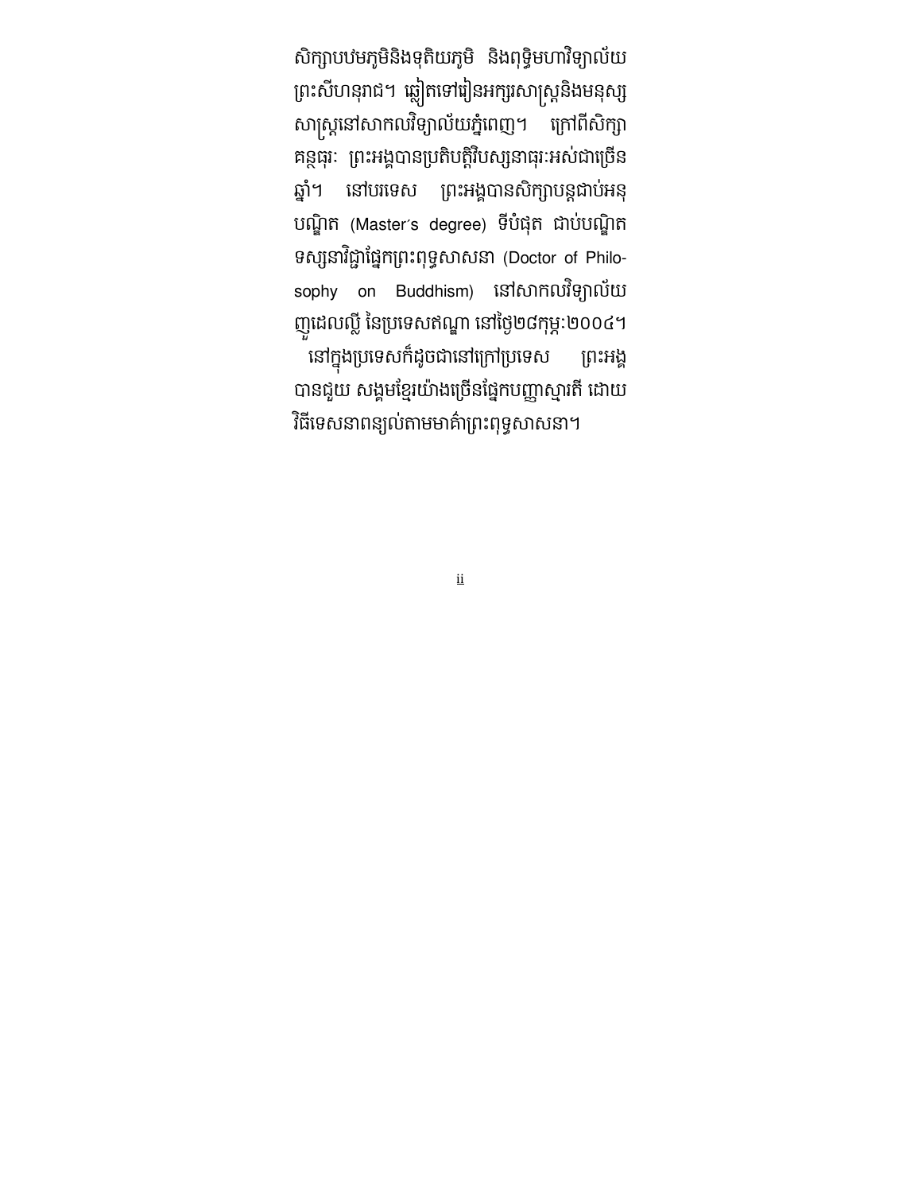សិក្សាបឋមភូមិនិងទុតិយភូមិ និងពុទ្ធិមហាវិទ្យាល័យព្រះសីហនុរាជ។ ឆ្លៀតទៅរៀនអក្សរសាស្ត្រនិងមនុស្សសាស្ត្រនៅសាកលវិទ្យាល័យភ្នំពេញ។ ក្រៅពីសិក្សាគន្ថធុរៈ ព្រះអង្គបានប្រតិបត្តិវិបស្សនាធុរៈអស់ជាច្រើនឆ្នាំ។ នៅបរទេស ព្រះអង្គបានសិក្សាបន្តជាប់អនុបណ្ឌិត (Master's degree) ទីបំផុត ជាប់បណ្ឌិតទស្សនាវិជ្ជាផ្នែកព្រះពុទ្ធសាសនា (Doctor of Philosophy on Buddhism) នៅសាកលវិទ្យាល័យញូដេលលី នៃប្រទេសឥណ្ឌា នៅថ្ងៃ២៨កុម្ភៈ២០០៤។

នៅក្នុងប្រទេសក៏ដូចជានៅក្រៅប្រទេស ព្រះអង្គបានជួយ សង្គមខ្មែរយ៉ាងច្រើនផ្នែកបញ្ញាស្មារតី ដោយវិធីទេសនាពន្យល់តាមមាគ៌ាព្រះពុទ្ធសាសនា។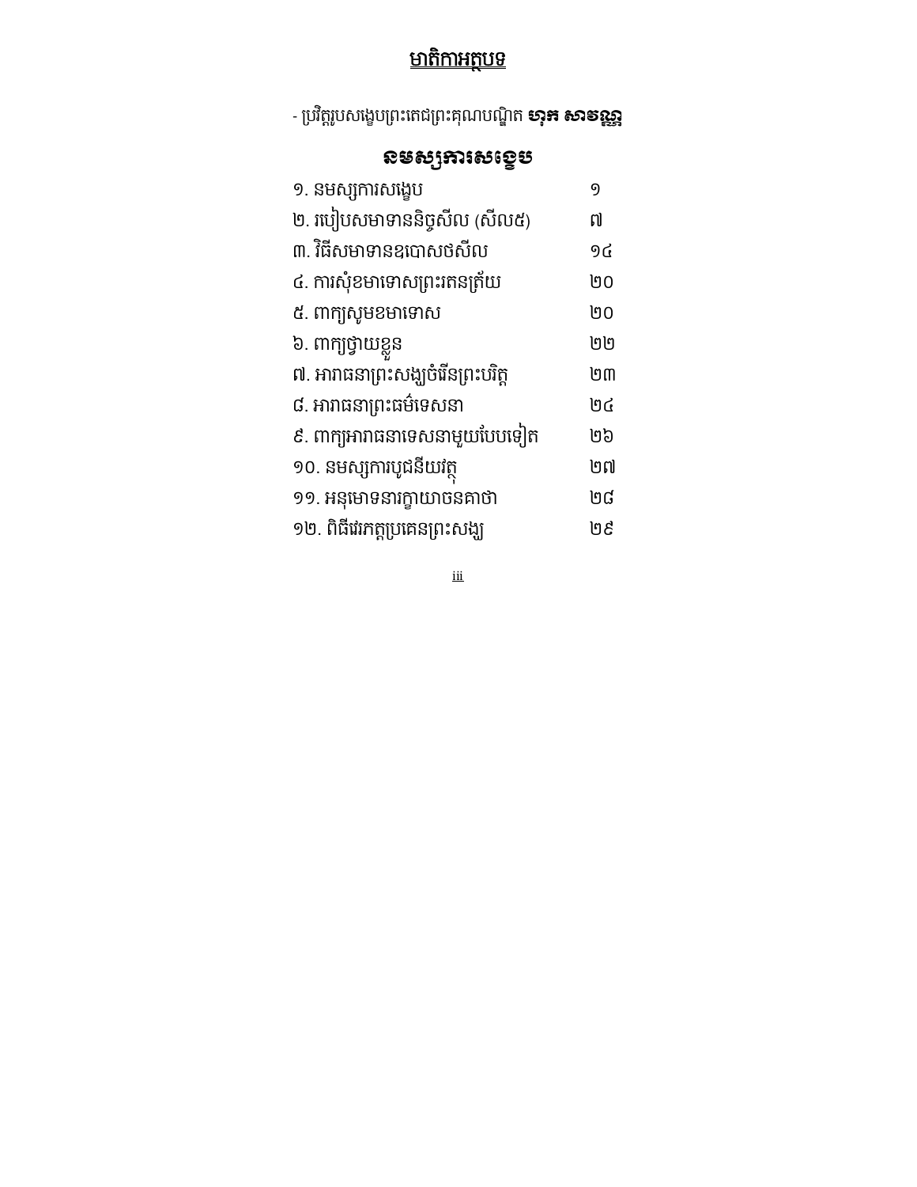# មាតិកាអត្ថបទ

- ប្រវត្តិរូបសង្ខេបព្រះតេជព្រះគុណបណ្ឌិត **ហុក សាវណ្ណា**

## នមស្សការសង្ខេប

| | |
|---|---|
| ១. នមស្សការសង្ខេប | ១ |
| ២. របៀបសមាទាននិច្ចសីល (សីល៥) | ៧ |
| ៣. វិធីសមាទានឧបោសថសីល | ១៤ |
| ៤. ការសុំខមាទោសព្រះរតនត្រ័យ | ២០ |
| ៥. ពាក្យសូមខមាទោស | ២០ |
| ៦. ពាក្យថ្វាយខ្លួន | ២២ |
| ៧. អារាធនាព្រះសង្ឃចំរើនព្រះបរិត្ត | ២៣ |
| ៨. អារាធនាព្រះធម៌ទេសនា | ២៤ |
| ៩. ពាក្យអារាធនាទេសនាមួយបែបទៀត | ២៦ |
| ១០. នមស្សការបូជនីយវត្ថុ | ២៧ |
| ១១. អនុមោទនារក្ខាយាចនគាថា | ២៨ |
| ១២. ពិធីវេរភត្តប្រគេនព្រះសង្ឃ | ២៩ |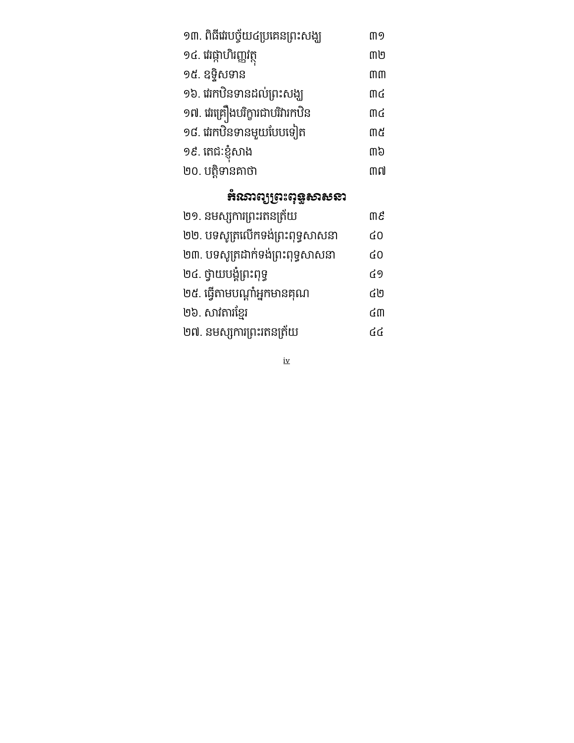| | |
|---|---|
| ១៣. ពិធីវេរបច្ច័យ៤ប្រគេនព្រះសង្ឃ | ៣១ |
| ១៤. វេរផ្កាហិរញ្ញវត្ថុ | ៣២ |
| ១៥. ឧទ្ទិសទាន | ៣៣ |
| ១៦. វេរកឋិនទានដល់ព្រះសង្ឃ | ៣៤ |
| ១៧. វេរគ្រឿងបរិក្ខារជាបរិវារកឋិន | ៣៤ |
| ១៨. វេរកឋិនទានមួយបែបទៀត | ៣៥ |
| ១៩. តេជៈខ្ញុំសាង | ៣៦ |
| ២០. បត្តិទានគាថា | ៣៧ |

## **ទំនុកតម្កើងព្រះពុទ្ធសាសនា**

| | |
|---|---|
| ២១. នមស្សការព្រះរតនត្រ័យ | ៣៩ |
| ២២. បទសូត្រលើកទង់ព្រះពុទ្ធសាសនា | ៤០ |
| ២៣. បទសូត្រដាក់ទង់ព្រះពុទ្ធសាសនា | ៤០ |
| ២៤. ថ្វាយបង្គំព្រះពុទ្ធ | ៤១ |
| ២៥. ធ្វើតាមបណ្ដាំអ្នកមានគុណ | ៤២ |
| ២៦. សារតារខ្មែរ | ៤៣ |
| ២៧. នមស្សការព្រះរតនត្រ័យ | ៤៤ |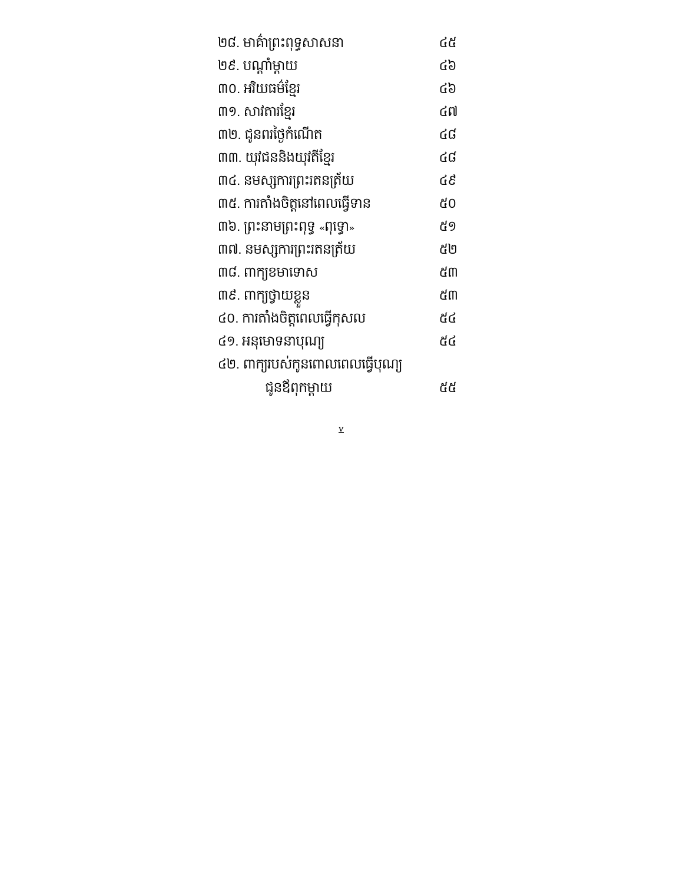| | |
|---|---|
| ២៨. មាគ៌ាព្រះពុទ្ធសាសនា | ៤៥ |
| ២៩. បណ្ដាំម្ដាយ | ៤៦ |
| ៣០. អរិយធម៌ខ្មែរ | ៤៦ |
| ៣១. សាវតារខ្មែរ | ៤៧ |
| ៣២. ជូនពរថ្ងៃកំណើត | ៤៨ |
| ៣៣. យុវជននិងយុវតីខ្មែរ | ៤៨ |
| ៣៤. នមស្សការព្រះរតនត្រ័យ | ៤៩ |
| ៣៥. ការតាំងចិត្តនៅពេលធ្វើទាន | ៥០ |
| ៣៦. ព្រះនាមព្រះពុទ្ធ «ពុទ្ធោ» | ៥១ |
| ៣៧. នមស្សការព្រះរតនត្រ័យ | ៥២ |
| ៣៨. ពាក្យខមាទោស | ៥៣ |
| ៣៩. ពាក្យថ្វាយខ្លួន | ៥៣ |
| ៤០. ការតាំងចិត្តពេលធ្វើកុសល | ៥៤ |
| ៤១. អនុមោទនាបុណ្យ | ៥៤ |
| ៤២. ពាក្យរបស់កូនពោលពេលធ្វើបុណ្យ ជូនឪពុកម្ដាយ | ៥៥ |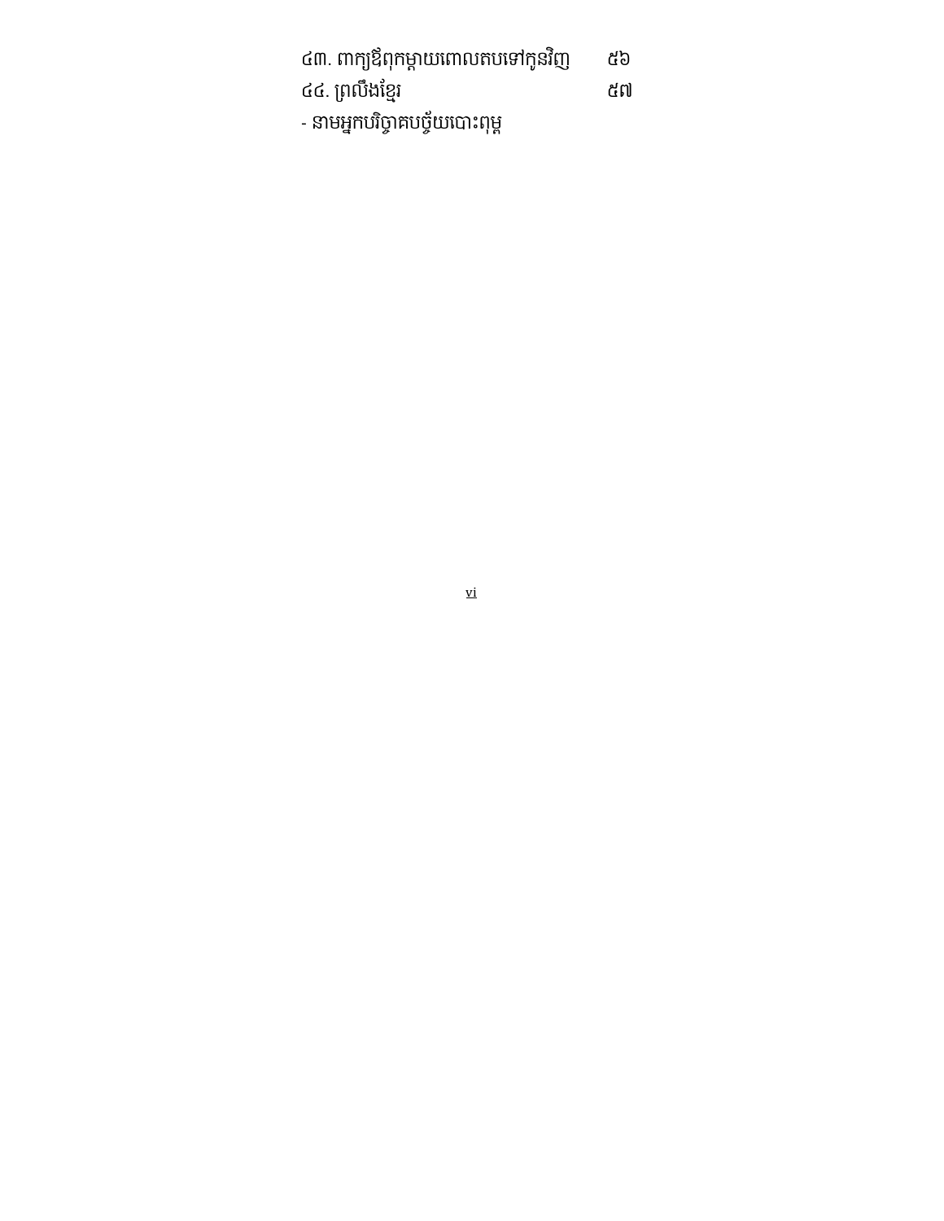| | |
|---|---|
| ៤៣. ពាក្យឪពុកម្តាយពោលតបទៅកូនវិញ | ៥៦ |
| ៤៤. ព្រលឹងខ្មែរ | ៥៧ |

- នាមអ្នកបរិច្ចាគបច្ច័យបោះពុម្ព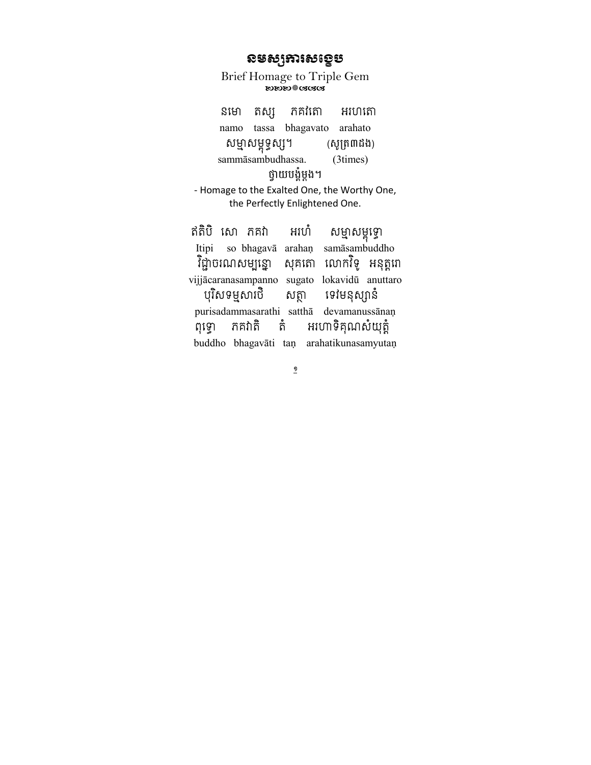# នមស្សការសង្ខេប

Brief Homage to Triple Gem

នមោ តស្ស ភគវតោ អរហតោ

namo tassa bhagavato arahato

សម្មាសម្ពុទ្ធស្ស។ (សូត្រ៣ដង)

sammāsambudhassa. (3times)

ថ្វាយបង្គំម្តង។

- Homage to the Exalted One, the Worthy One, the Perfectly Enlightened One.

ឥតិបិ សោ ភគវា អរហំ សម្មាសម្ពុទ្ធោ

Itipi so bhagavā arahaṇ samāsambuddho

វិជ្ជាចរណសម្បន្នោ សុគតោ លោកវិទូ អនុត្តរោ

vijjācaranasampanno sugato lokavidū anuttaro

បុរិសទម្មសារថិ សត្ថា ទេវមនុស្សានំ

purisadammasarathi satthā devamanussānaṇ

ពុទ្ធោ ភគវាតិ តំ អរហាទិគុណសំយុត្តំ

buddho bhagavāti taṇ arahatikunasamyutaṇ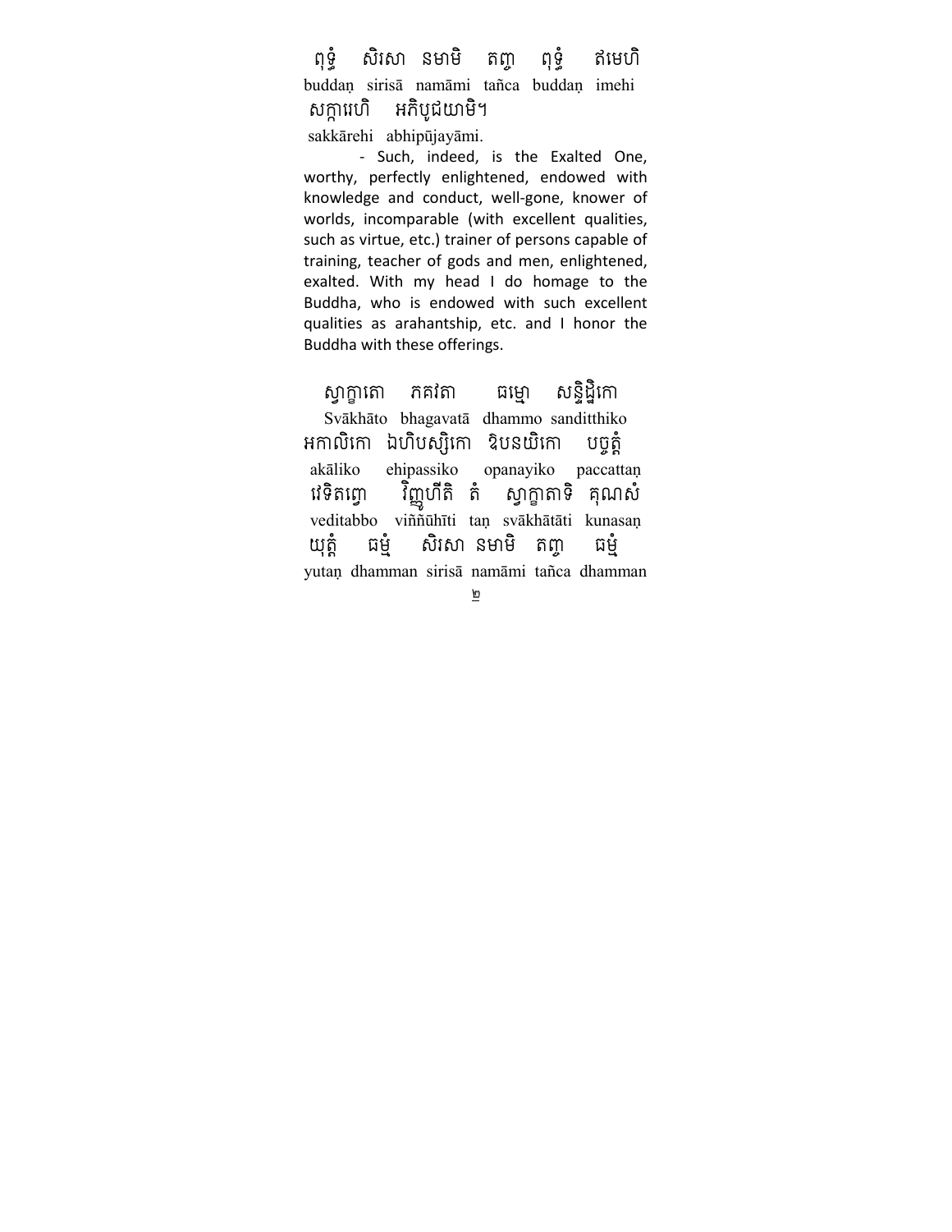ពុទ្ធំ សិរសា នមាមិ តញ្ច ពុទ្ធំ ឥមេហិ

buddaṇ sirisā namāmi tañca buddaṇ imehi

សក្ការេហិ អភិបូជយាមិ។

sakkārehi abhipūjayāmi.

- Such, indeed, is the Exalted One, worthy, perfectly enlightened, endowed with knowledge and conduct, well-gone, knower of worlds, incomparable (with excellent qualities, such as virtue, etc.) trainer of persons capable of training, teacher of gods and men, enlightened, exalted. With my head I do homage to the Buddha, who is endowed with such excellent qualities as arahantship, etc. and I honor the Buddha with these offerings.

ស្វាក្ខាតោ ភគវតា ធម្មោ សន្ទិដ្ឋិកោ

Svākhāto bhagavatā dhammo sanditthiko

អកាលិកោ ឯហិបស្សិកោ ឱបនយិកោ បច្ចត្តំ

akāliko ehipassiko opanayiko paccattaṇ

វេទិតព្វោ វិញ្ញូហីតិ តំ ស្វាក្ខាតាទិ គុណសំ

veditabbo viññūhīti taṇ svākhātāti kunasaṇ

យុត្តំ ធម្មំ សិរសា នមាមិ តញ្ច ធម្មំ

yutaṇ dhamman sirisā namāmi tañca dhamman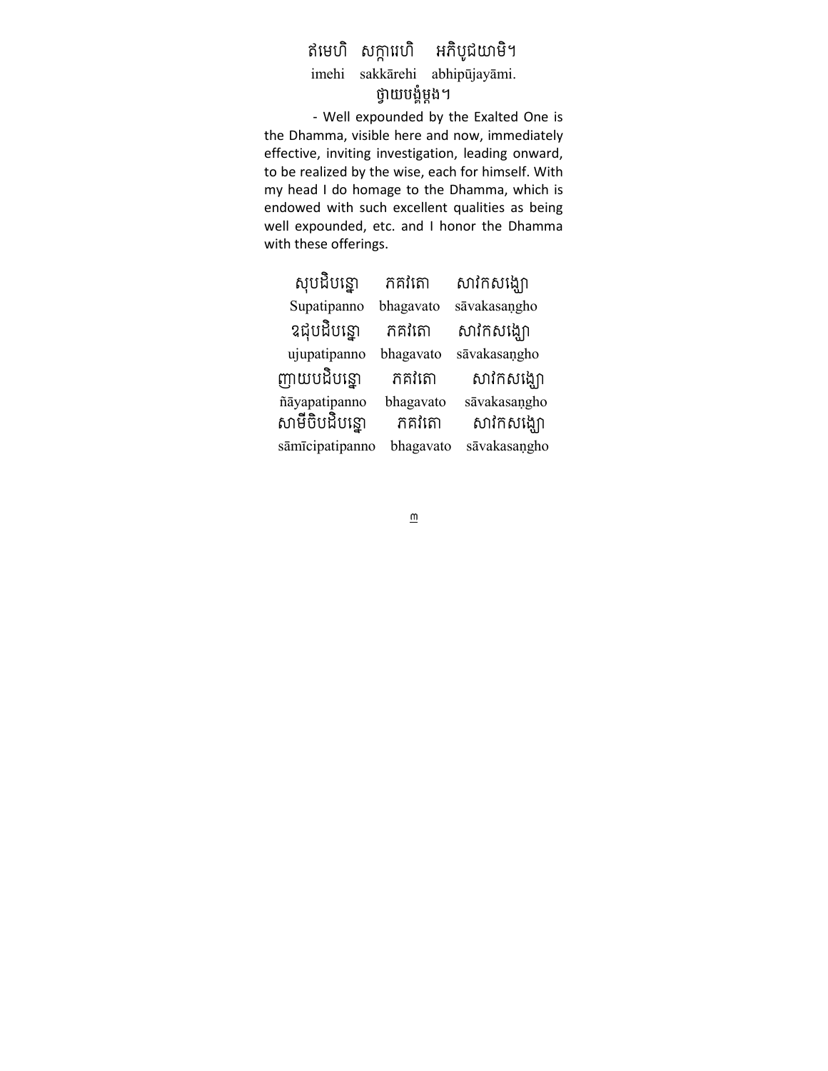ឥមេហិ សក្ការេហិ អភិបូជយាមិ។

imehi sakkārehi abhipūjayāmi.

ថ្វាយបង្គំម្តង។

- Well expounded by the Exalted One is the Dhamma, visible here and now, immediately effective, inviting investigation, leading onward, to be realized by the wise, each for himself. With my head I do homage to the Dhamma, which is endowed with such excellent qualities as being well expounded, etc. and I honor the Dhamma with these offerings.

សុបដិបន្នោ ភគវតោ សាវកសង្ឃោ

Supatipanno bhagavato sāvakasaṇgho

ឧជុបដិបន្នោ ភគវតោ សាវកសង្ឃោ

ujupatipanno bhagavato sāvakasaṇgho

ញាយបដិបន្នោ ភគវតោ សាវកសង្ឃោ

ñāyapatipanno bhagavato sāvakasaṇgho

សាមីចិបដិបន្នោ ភគវតោ សាវកសង្ឃោ

sāmīcipatipanno bhagavato sāvakasaṇgho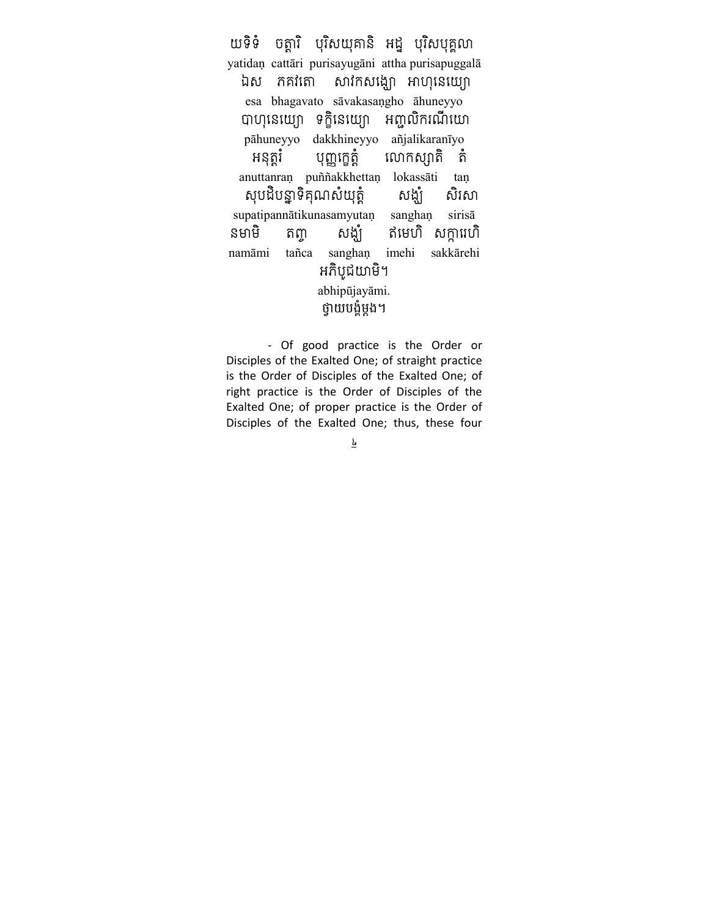យទិទំ ចត្តារិ បុរិសយុគានិ អដ្ឋ បុរិសបុគ្គលា

yatidaṇ cattāri purisayugāni attha purisapuggalā

ឯស ភគវតោ សាវកសង្ឃោ អាហុនេយ្យោ

esa bhagavato sāvakasaṇgho āhuneyyo

បាហុនេយ្យោ ទក្ខិនេយ្យោ អញ្ជលិករណីយោ

pāhuneyyo dakkhineyyo añjalikaranīyo

អនុត្តរំ បុញ្ញក្ខេត្តំ លោកស្សាតិ តំ

anuttanraṇ puññakkhettaṇ lokassāti taṇ

សុបដិបន្នាទិគុណសំយុត្តំ សង្ឃំ សិរសា

supatipannātikunasamyutaṇ sanghaṇ sirisā

នមាមិ តញ្ច សង្ឃំ ឥមេហិ សក្ការេហិ

namāmi tañca sanghaṇ imehi sakkārehi

អភិបូជយាមិ។

abhipūjayāmi.

ថ្វាយបង្គំម្តង។

- Of good practice is the Order or Disciples of the Exalted One; of straight practice is the Order of Disciples of the Exalted One; of right practice is the Order of Disciples of the Exalted One; of proper practice is the Order of Disciples of the Exalted One; thus, these four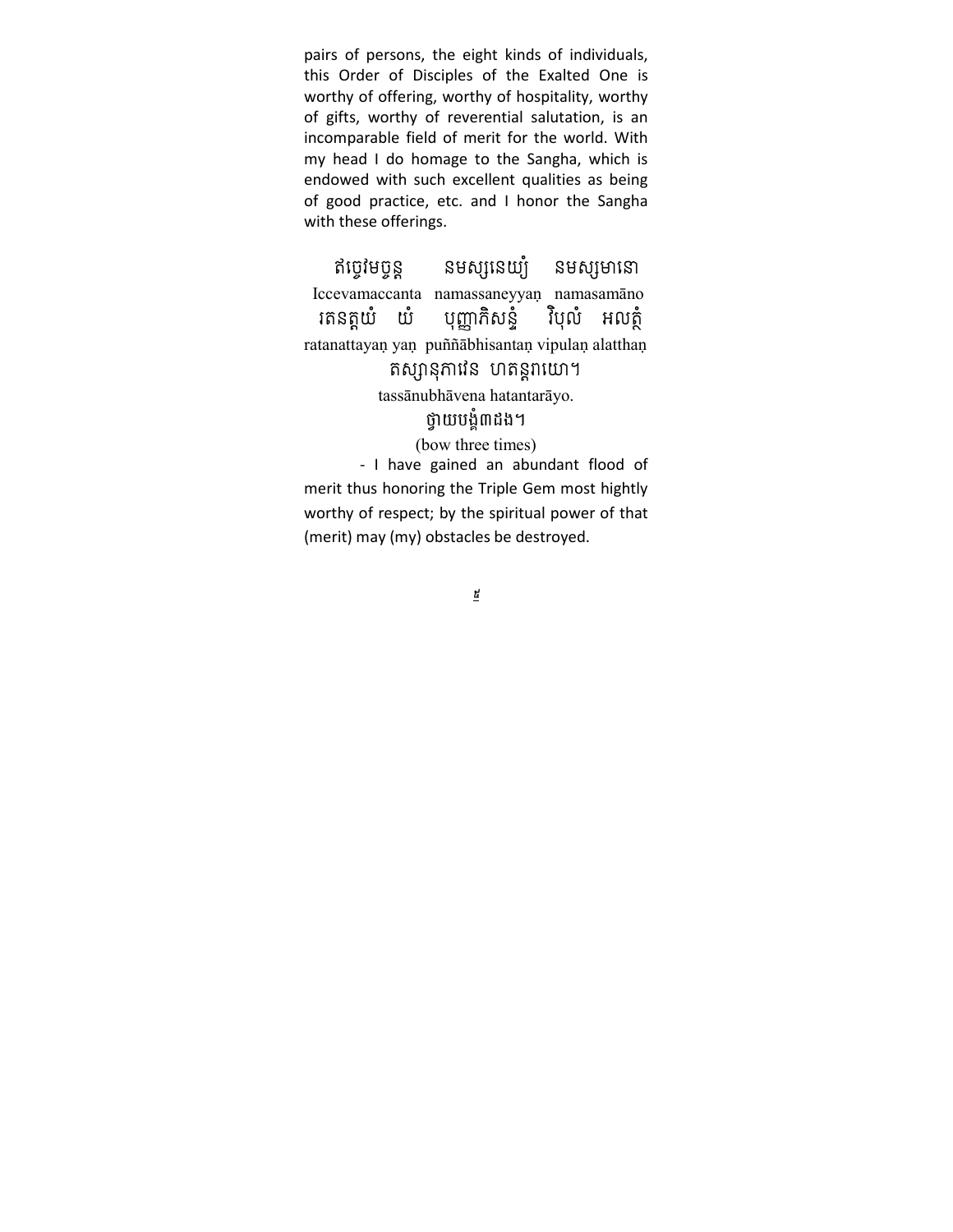pairs of persons, the eight kinds of individuals, this Order of Disciples of the Exalted One is worthy of offering, worthy of hospitality, worthy of gifts, worthy of reverential salutation, is an incomparable field of merit for the world. With my head I do homage to the Sangha, which is endowed with such excellent qualities as being of good practice, etc. and I honor the Sangha with these offerings.

ឥច្ចេវមច្ចន្ត នមស្សនេយ្យំ នមស្សមានោ

Iccevamaccanta namassaneyyaṇ namasamāno

រតនត្តយំ យំ បុញ្ញាភិសន្ទំ វិបុលំ អលត្ថំ

ratanattayaṇ yaṇ puññābhisantaṇ vipulaṇ alatthaṇ

តស្សានុភាវេន ហតន្តរាយោ។

tassānubhāvena hatantarāyo.

ថ្វាយបង្គំ៣ដង។

(bow three times)

- I have gained an abundant flood of merit thus honoring the Triple Gem most hightly worthy of respect; by the spiritual power of that (merit) may (my) obstacles be destroyed.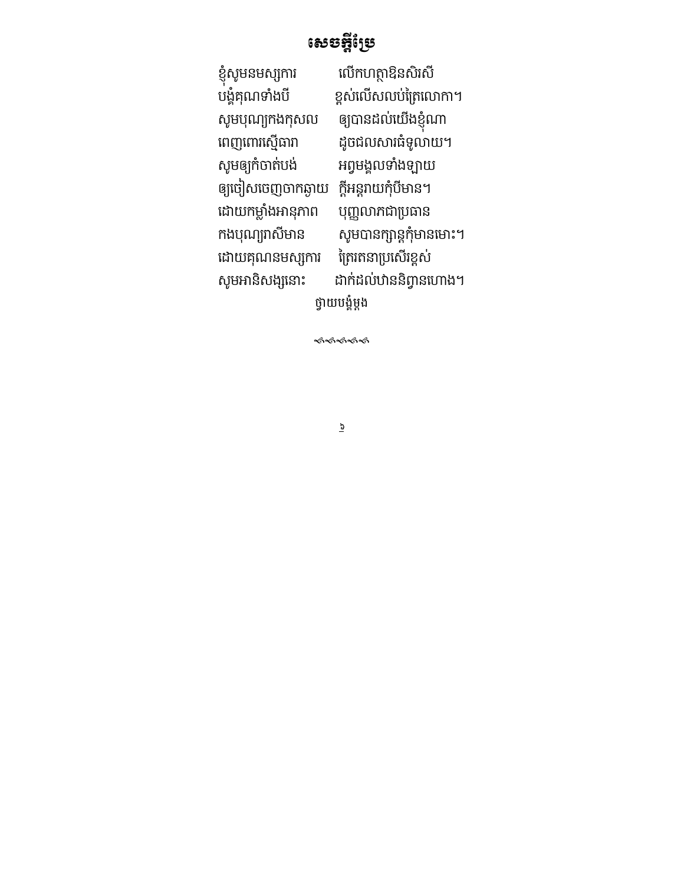# សេចក្តីប្រែ

ខ្ញុំសូមនមស្សការ លើកហត្ថាឱនសិរសី
បង្គំគុណទាំងបី ខ្ពស់លើសលប់ត្រៃលោកា។
សូមបុណ្យកងកុសល ឲ្យបានដល់យើងខ្ញុំណា
ពេញពោរស្មើធារា ដូចជលសារធំទូលាយ។
សូមឲ្យកំចាត់បង់ អព្វមង្គលទាំងឡាយ
ឲ្យចៀសចេញចាកឆ្ងាយ ក្តីអន្តរាយកុំបីមាន។
ដោយកម្លាំងអានុភាព បុញ្ញលាភជាប្រធាន
កងបុណ្យរាសីមាន សូមបានក្សាន្តកុំមានមោះ។
ដោយគុណនមស្សការ ត្រៃរតនាប្រសើរខ្ពស់
សូមអានិសង្សនោះ ដាក់ដល់ឋាននិព្វានហោង។

ថ្វាយបង្គំម្តង

៚៚៚៚៚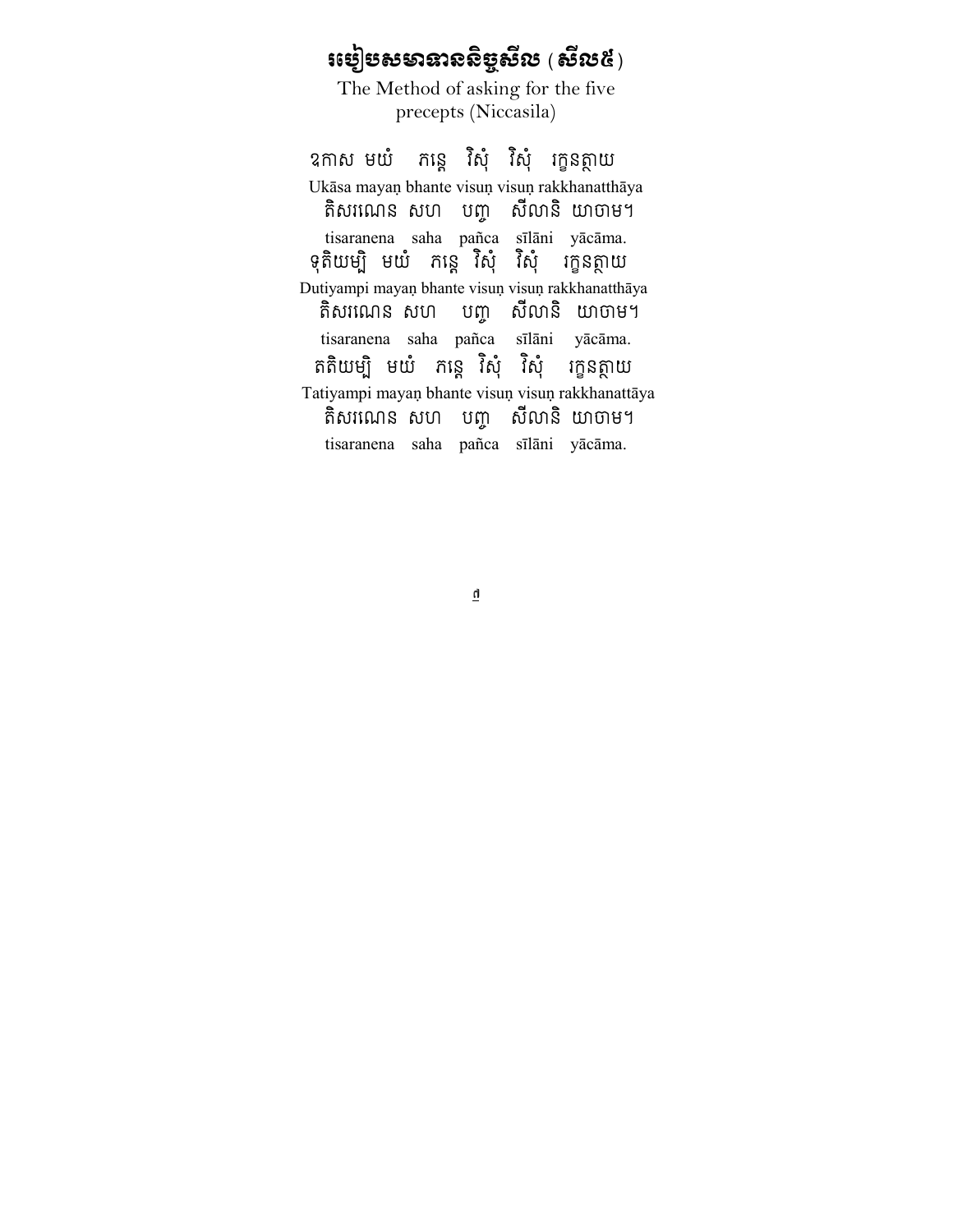# របៀបសមាទាននិច្ចសីល ( សីល៥ )

The Method of asking for the five precepts (Niccasila)

ឧកាស មយំ  ភន្តេ  វិសុំ  វិសុំ  រក្ខនត្ថាយ

Ukāsa mayaṇ bhante visuṇ visuṇ rakkhanatthāya

តិសរណេន សហ  បញ្ច  សីលានិ  យាចាម។

tisaranena saha pañca sīlāni yācāma.

ទុតិយម្បិ  មយំ  ភន្តេ  វិសុំ  វិសុំ  រក្ខនត្ថាយ

Dutiyampi mayaṇ bhante visuṇ visuṇ rakkhanatthāya

តិសរណេន សហ  បញ្ច  សីលានិ  យាចាម។

tisaranena saha pañca sīlāni yācāma.

តតិយម្បិ  មយំ  ភន្តេ  វិសុំ  វិសុំ  រក្ខនត្ថាយ

Tatiyampi mayaṇ bhante visuṇ visuṇ rakkhanattāya

តិសរណេន សហ  បញ្ច  សីលានិ  យាចាម។

tisaranena saha pañca sīlāni yācāma.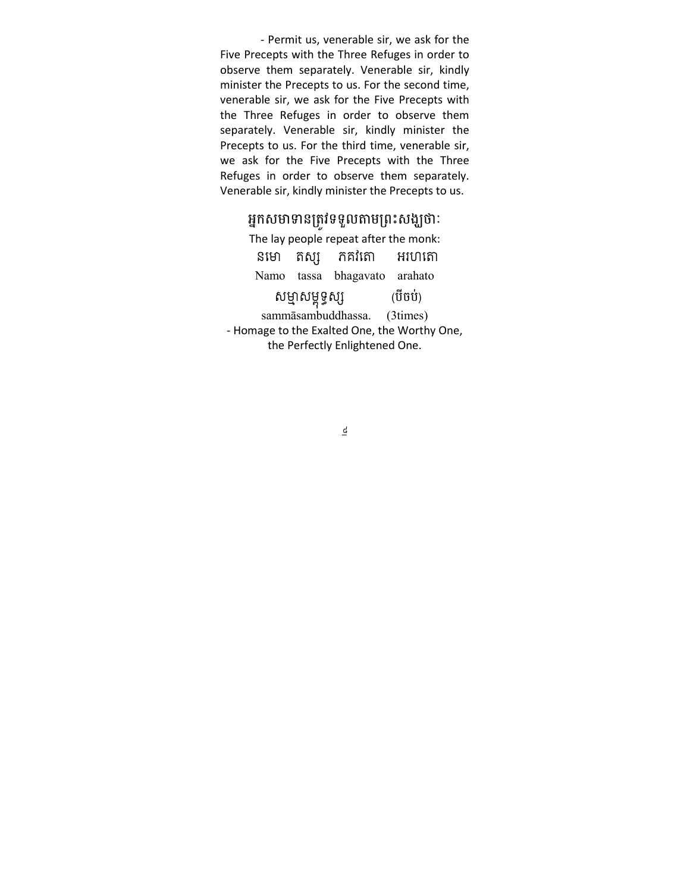- Permit us, venerable sir, we ask for the Five Precepts with the Three Refuges in order to observe them separately. Venerable sir, kindly minister the Precepts to us. For the second time, venerable sir, we ask for the Five Precepts with the Three Refuges in order to observe them separately. Venerable sir, kindly minister the Precepts to us. For the third time, venerable sir, we ask for the Five Precepts with the Three Refuges in order to observe them separately. Venerable sir, kindly minister the Precepts to us.

អ្នកសមាទានត្រូវទទួលតាមព្រះសង្ឃថាៈ

The lay people repeat after the monk:

នមោ តស្ស ភគវតោ អរហតោ

Namo tassa bhagavato arahato

សម្មាសម្ពុទ្ធស្ស (បីចប់)

sammāsambuddhassa. (3times)

- Homage to the Exalted One, the Worthy One, the Perfectly Enlightened One.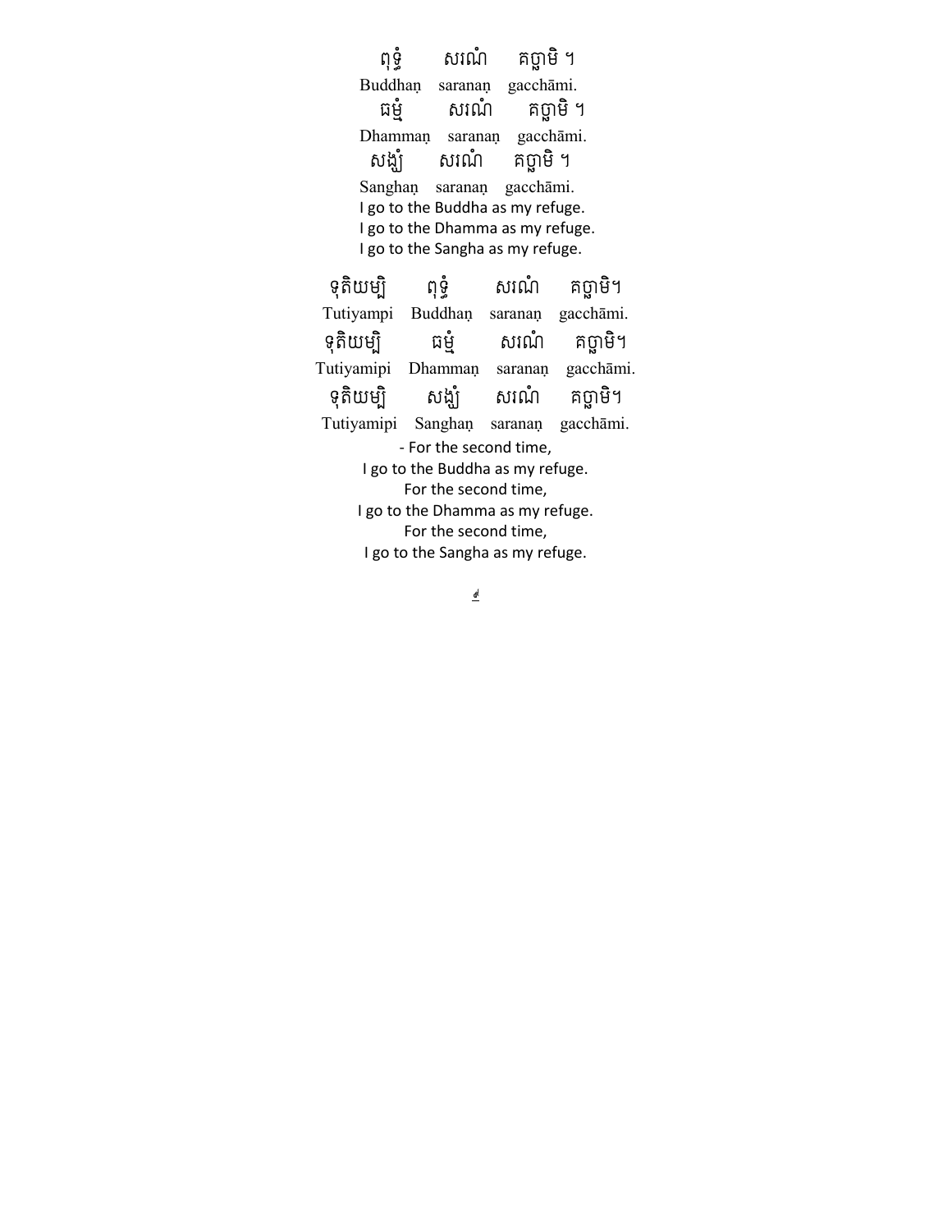ពុទ្ធំ សរណំ គច្ឆាមិ ។

Buddhaṇ saranaṇ gacchāmi.

ធម្មំ សរណំ គច្ឆាមិ ។

Dhammaṇ saranaṇ gacchāmi.

សង្ឃំ សរណំ គច្ឆាមិ ។

Sanghaṇ saranaṇ gacchāmi.

I go to the Buddha as my refuge.
I go to the Dhamma as my refuge.
I go to the Sangha as my refuge.

ទុតិយម្បិ ពុទ្ធំ សរណំ គច្ឆាមិ។

Tutiyampi Buddhaṇ saranaṇ gacchāmi.

ទុតិយម្បិ ធម្មំ សរណំ គច្ឆាមិ។

Tutiyamipi Dhammaṇ saranaṇ gacchāmi.

ទុតិយម្បិ សង្ឃំ សរណំ គច្ឆាមិ។

Tutiyamipi Sanghaṇ saranaṇ gacchāmi.

- For the second time,
I go to the Buddha as my refuge.
For the second time,
I go to the Dhamma as my refuge.
For the second time,
I go to the Sangha as my refuge.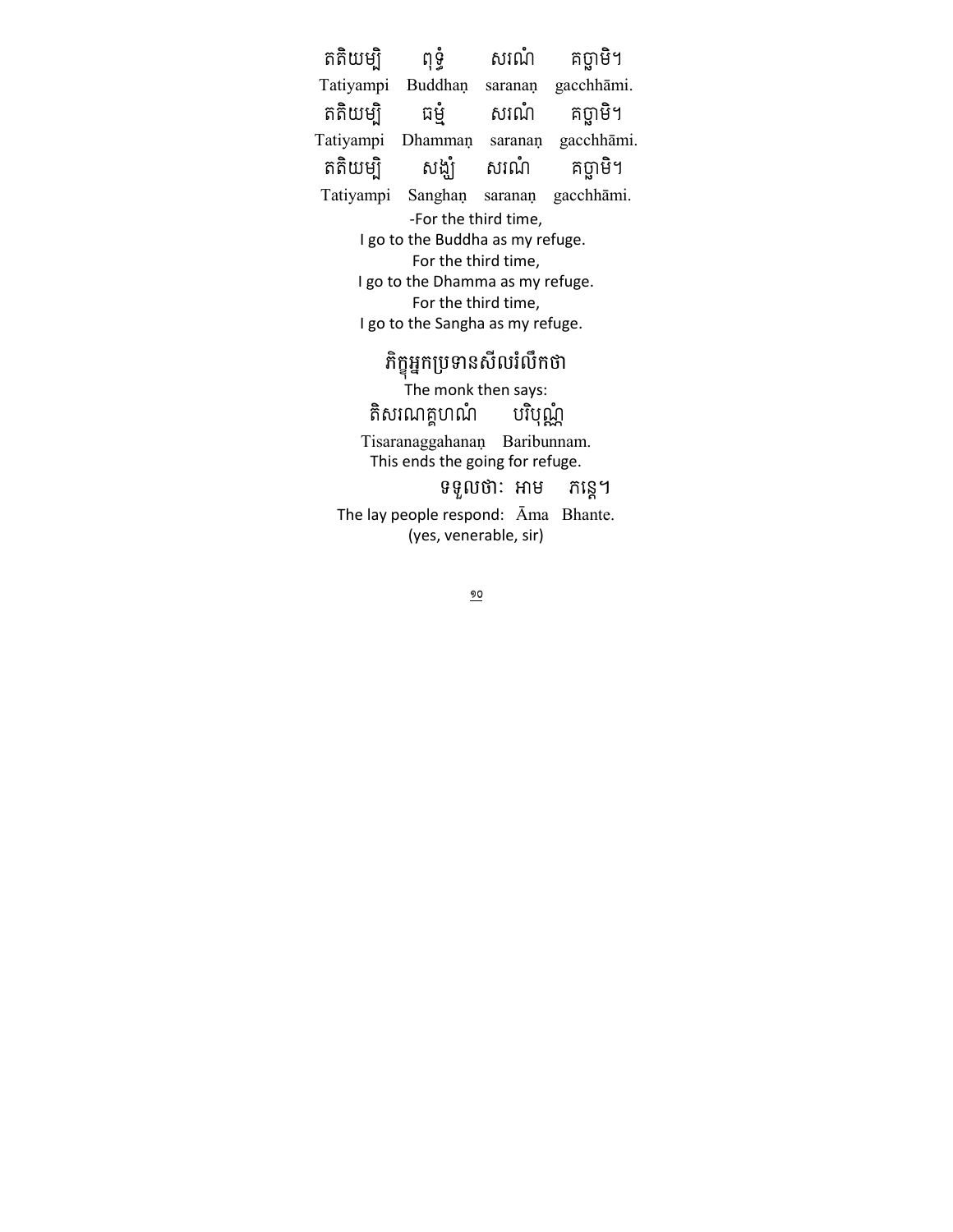តតិយម្បិ ពុទ្ធំ សរណំ គច្ឆាមិ។
Tatiyampi Buddhaṇ saranaṇ gacchhāmi.
តតិយម្បិ ធម្មំ សរណំ គច្ឆាមិ។
Tatiyampi Dhammaṇ saranaṇ gacchhāmi.
តតិយម្បិ សង្ឃំ សរណំ គច្ឆាមិ។
Tatiyampi Sanghaṇ saranaṇ gacchhāmi.

-For the third time,
I go to the Buddha as my refuge.
For the third time,
I go to the Dhamma as my refuge.
For the third time,
I go to the Sangha as my refuge.

ភិក្ខុអ្នកប្រទានសីលរំលឹកថា
The monk then says:
តិសរណគ្គហណំ បរិបុណ្ណំ
Tisaranaggahananaṇ Baribunnam.
This ends the going for refuge.

ទទួលថាៈ អាម ភន្តេ។
The lay people respond: Āma Bhante.
(yes, venerable, sir)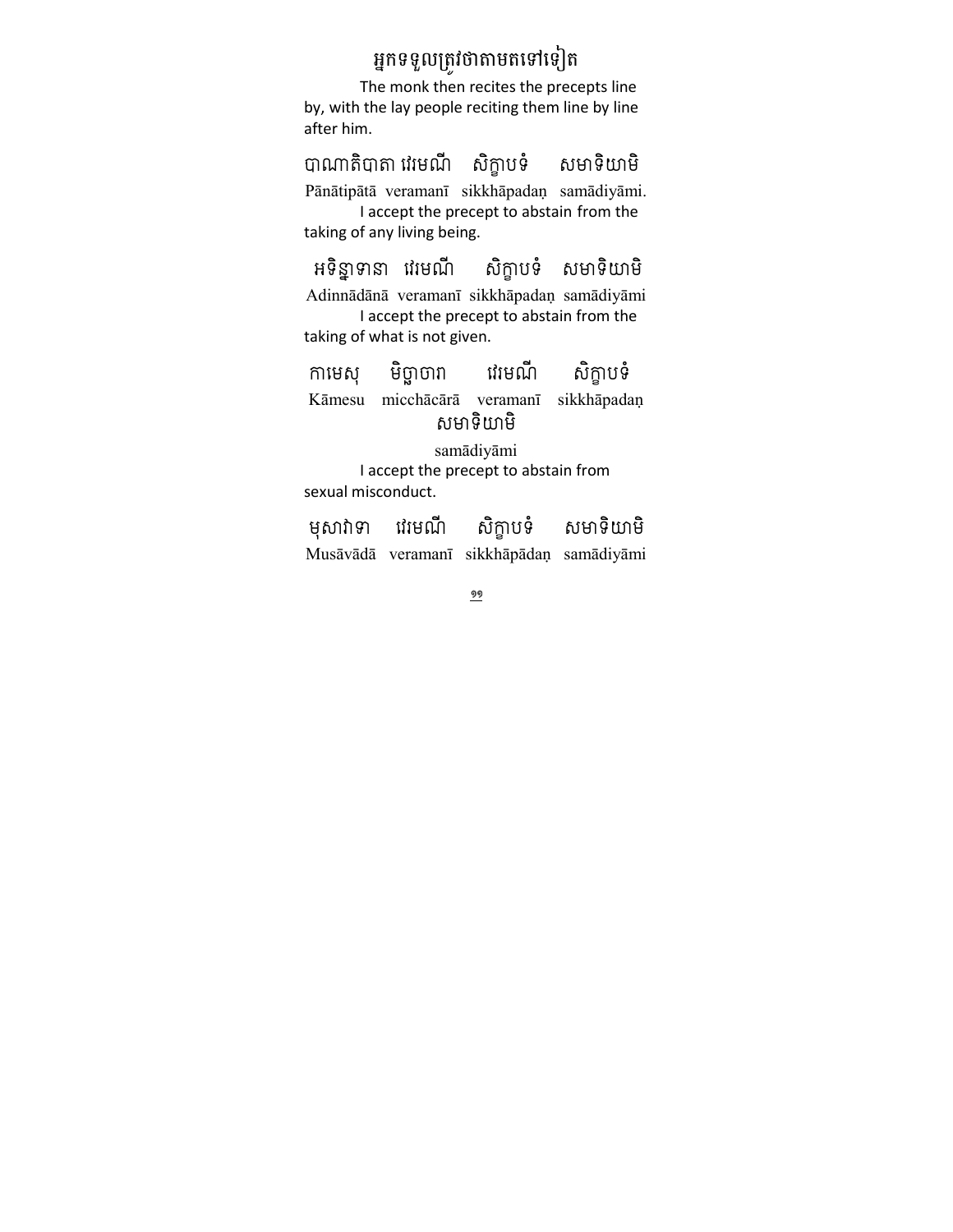អ្នកទទួលត្រូវថាតាមតទៅទៀត

The monk then recites the precepts line by, with the lay people reciting them line by line after him.

បាណាតិបាតា វេរមណី សិក្ខាបទំ សមាទិយាមិ

Pānātipātā veramanī sikkhāpadaṇ samādiyāmi.

I accept the precept to abstain from the taking of any living being.

អទិន្នាទានា វេរមណី សិក្ខាបទំ សមាទិយាមិ

Adinnādānā veramanī sikkhāpadaṇ samādiyāmi

I accept the precept to abstain from the taking of what is not given.

កាមេសុ មិច្ឆាចារា វេរមណី សិក្ខាបទំ

Kāmesu micchācārā veramanī sikkhāpadaṇ

សមាទិយាមិ

samādiyāmi

I accept the precept to abstain from sexual misconduct.

មុសាវាទា វេរមណី សិក្ខាបទំ សមាទិយាមិ

Musāvādā veramanī sikkhāpādaṇ samādiyāmi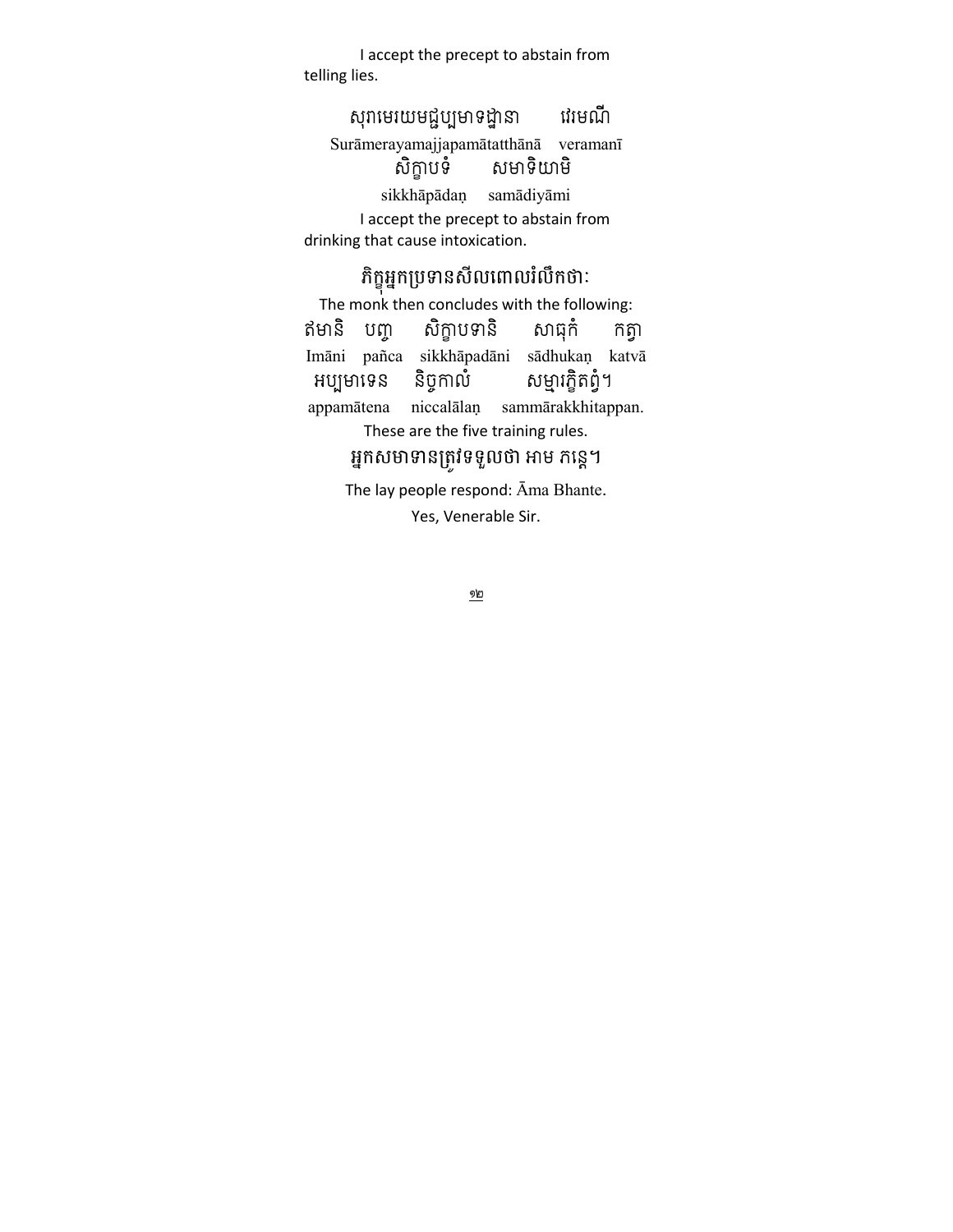I accept the precept to abstain from telling lies.

សុរាមេរយមជ្ជប្បមាទដ្ឋានា    វេរមណី

Surāmerayamajjapamātatthānā veramanī

សិក្ខាបទំ    សមាទិយាមិ

sikkhāpādaṇ samādiyāmi

I accept the precept to abstain from drinking that cause intoxication.

ភិក្ខុអ្នកប្រទានសីលពោលរំលឹកថាៈ

The monk then concludes with the following:

ឥមានិ  បញ្ច  សិក្ខាបទានិ  សាធុកំ  កត្វា

Imāni pañca sikkhāpadāni sādhukaṇ katvā

អប្បមាទេន  និច្ចកាលំ  សម្មារក្ខិតព្វំ។

appamātena niccalālaṇ sammārakkhitappan.

These are the five training rules.

អ្នកសមាទានត្រូវទទួលថា អាម ភន្តេ។

The lay people respond: Āma Bhante.

Yes, Venerable Sir.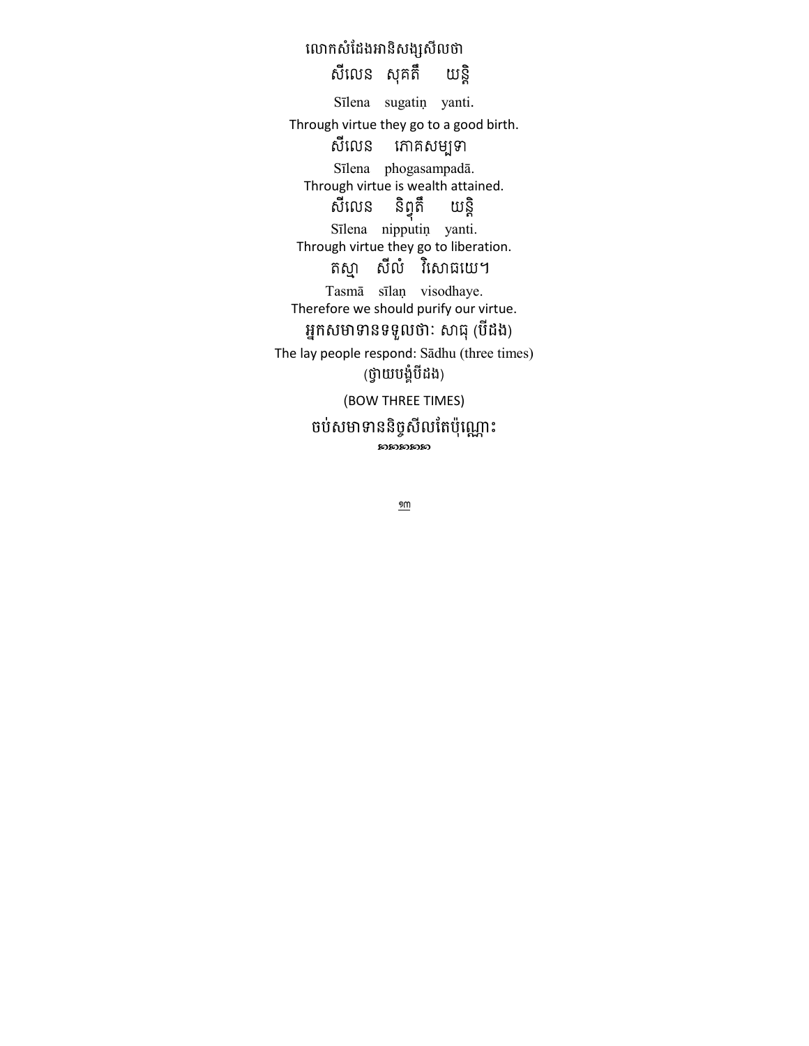លោកសំដែងអានិសង្សសីលថា

សីលេន  សុគតឹ  យន្តិ

Sīlena  sugatiṇ  yanti.

Through virtue they go to a good birth.

សីលេន  ភោគសម្បទា

Sīlena  phogasampadā.

Through virtue is wealth attained.

សីលេន  និព្វុតឹ  យន្តិ

Sīlena  nipputiṇ  yanti.

Through virtue they go to liberation.

តស្មា  សីលំ  វិសោធយេ។

Tasmā  sīlaṇ  visodhaye.

Therefore we should purify our virtue.

អ្នកសមាទានទទួលថាៈ សាធុ (បីដង)

The lay people respond: Sādhu (three times)

(ថ្វាយបង្គំបីដង)

(BOW THREE TIMES)

ចប់សមាទាននិច្ចសីលតែប៉ុណ្ណោះ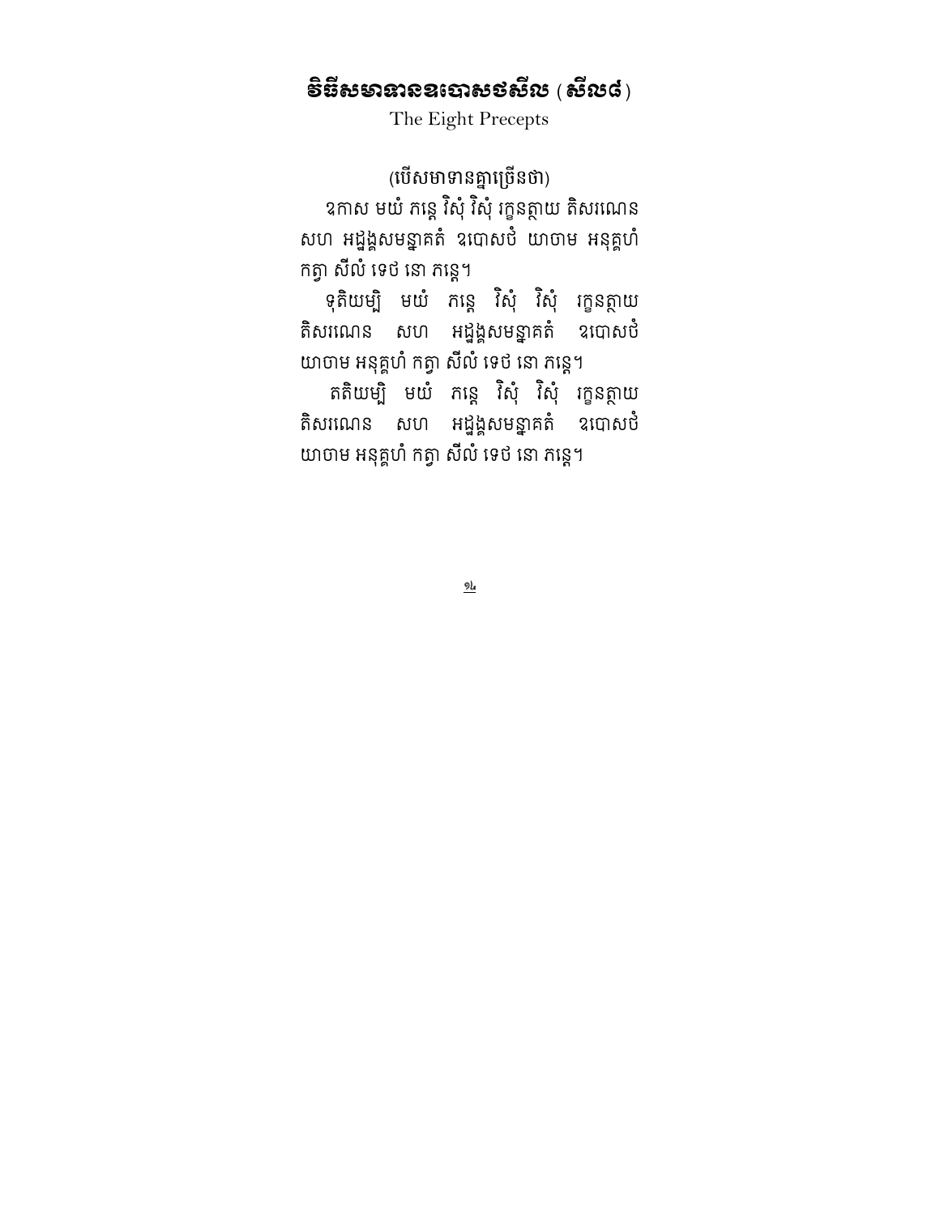# វិធីសមាទានឧបោសថសីល ( សីល៨ )

The Eight Precepts

(បើសមាទានគ្នាច្រើនថា)

ឱកាស មយំ ភន្តេ វិសុំ វិសុំ រក្ខនត្ថាយ តិសរណេន សហ អដ្ឋង្គសមន្នាគតំ ឧបោសថំ យាចាម អនុគ្គហំ កត្វា សីលំ ទេថ នោ ភន្តេ។

ទុតិយម្បិ មយំ ភន្តេ វិសុំ វិសុំ រក្ខនត្ថាយ តិសរណេន សហ អដ្ឋង្គសមន្នាគតំ ឧបោសថំ យាចាម អនុគ្គហំ កត្វា សីលំ ទេថ នោ ភន្តេ។

តតិយម្បិ មយំ ភន្តេ វិសុំ វិសុំ រក្ខនត្ថាយ តិសរណេន សហ អដ្ឋង្គសមន្នាគតំ ឧបោសថំ យាចាម អនុគ្គហំ កត្វា សីលំ ទេថ នោ ភន្តេ។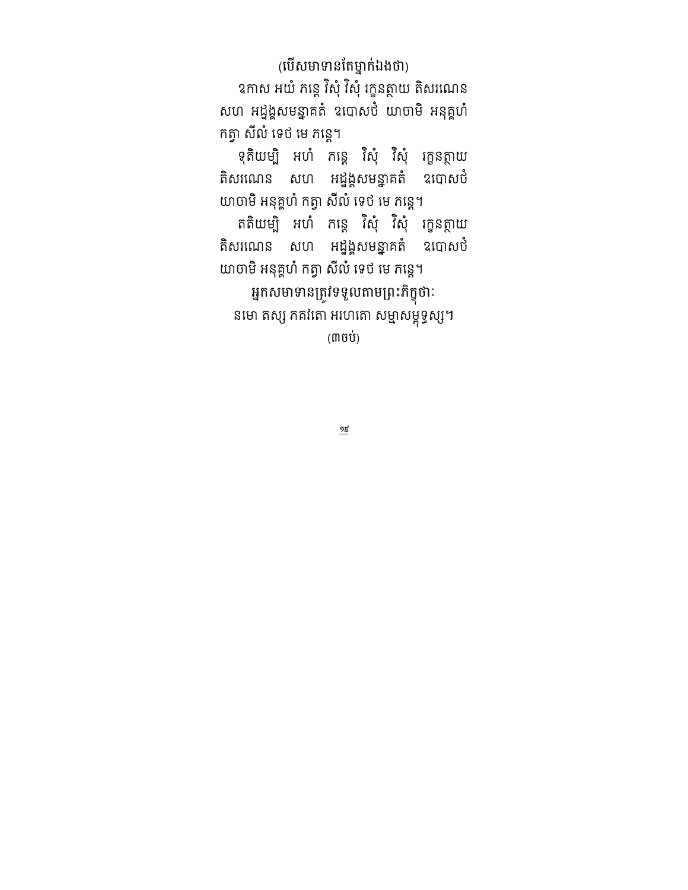(បើសមាទានតែម្នាក់ឯងថា)

ឧកាស អយំ ភន្តេ វិសុំ វិសុំ រក្ខនត្ថាយ តិសរណេន សហ អដ្ឋង្គសមន្នាគតំ ឧបោសថំ យាចាមិ អនុគ្គហំ កត្វា សីលំ ទេថ មេ ភន្តេ។

ទុតិយម្បិ អហំ ភន្តេ វិសុំ វិសុំ រក្ខនត្ថាយ តិសរណេន សហ អដ្ឋង្គសមន្នាគតំ ឧបោសថំ យាចាមិ អនុគ្គហំ កត្វា សីលំ ទេថ មេ ភន្តេ។

តតិយម្បិ អហំ ភន្តេ វិសុំ វិសុំ រក្ខនត្ថាយ តិសរណេន សហ អដ្ឋង្គសមន្នាគតំ ឧបោសថំ យាចាមិ អនុគ្គហំ កត្វា សីលំ ទេថ មេ ភន្តេ។

អ្នកសមាទានត្រូវទទួលតាមព្រះភិក្ខុថាៈ

នមោ តស្ស ភគវតោ អរហតោ សម្មាសម្ពុទ្ធស្ស។

(៣ចប់)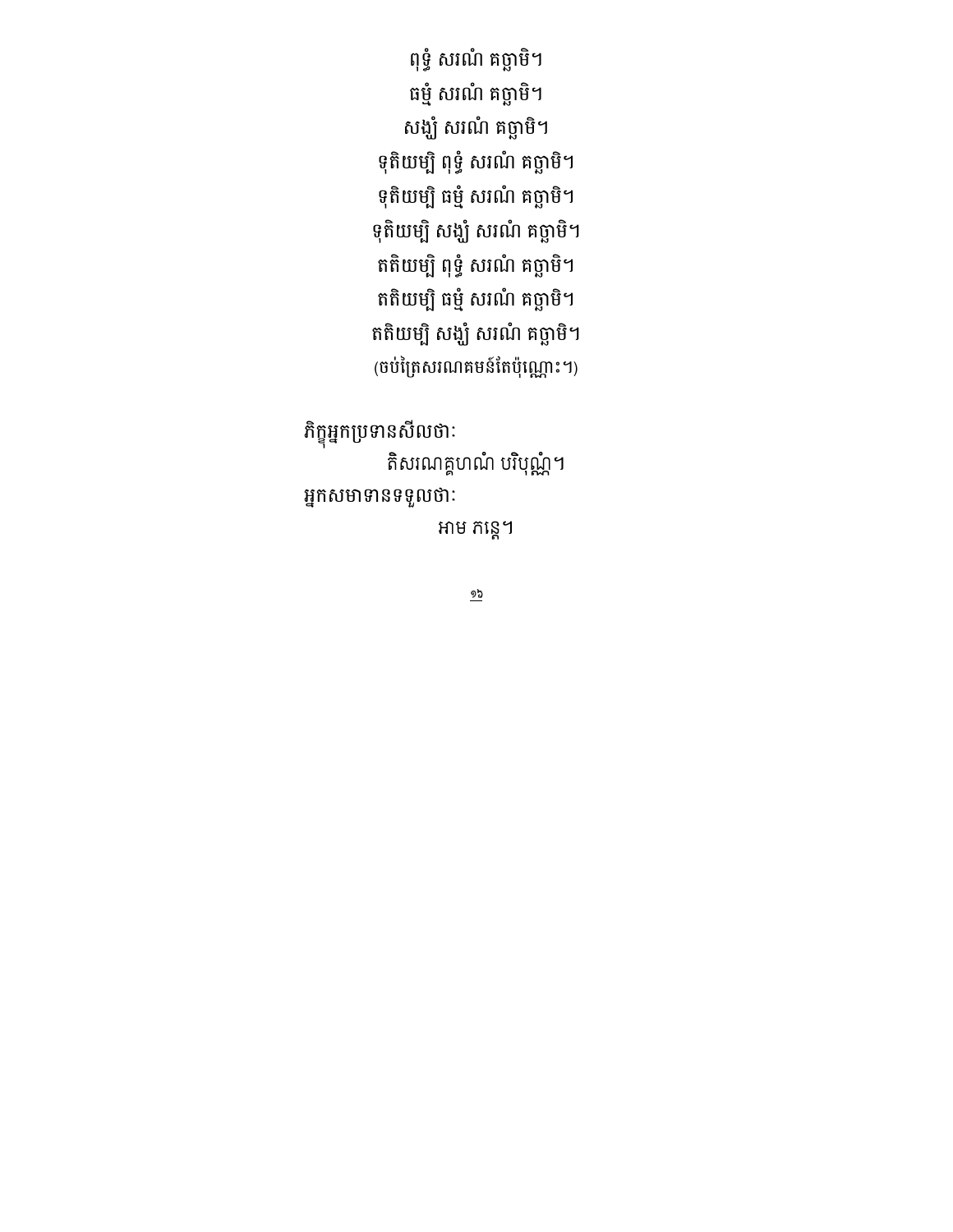ពុទ្ធំ សរណំ គច្ឆាមិ។

ធម្មំ សរណំ គច្ឆាមិ។

សង្ឃំ សរណំ គច្ឆាមិ។

ទុតិយម្បិ ពុទ្ធំ សរណំ គច្ឆាមិ។

ទុតិយម្បិ ធម្មំ សរណំ គច្ឆាមិ។

ទុតិយម្បិ សង្ឃំ សរណំ គច្ឆាមិ។

តតិយម្បិ ពុទ្ធំ សរណំ គច្ឆាមិ។

តតិយម្បិ ធម្មំ សរណំ គច្ឆាមិ។

តតិយម្បិ សង្ឃំ សរណំ គច្ឆាមិ។

(ចប់ត្រៃសរណគមន៍តែប៉ុណ្ណោះ។)

ភិក្ខុអ្នកប្រទានសីលថាៈ

តិសរណគ្គហណំ បរិបុណ្ណំ។

អ្នកសមាទានទទួលថាៈ

អាម ភន្តេ។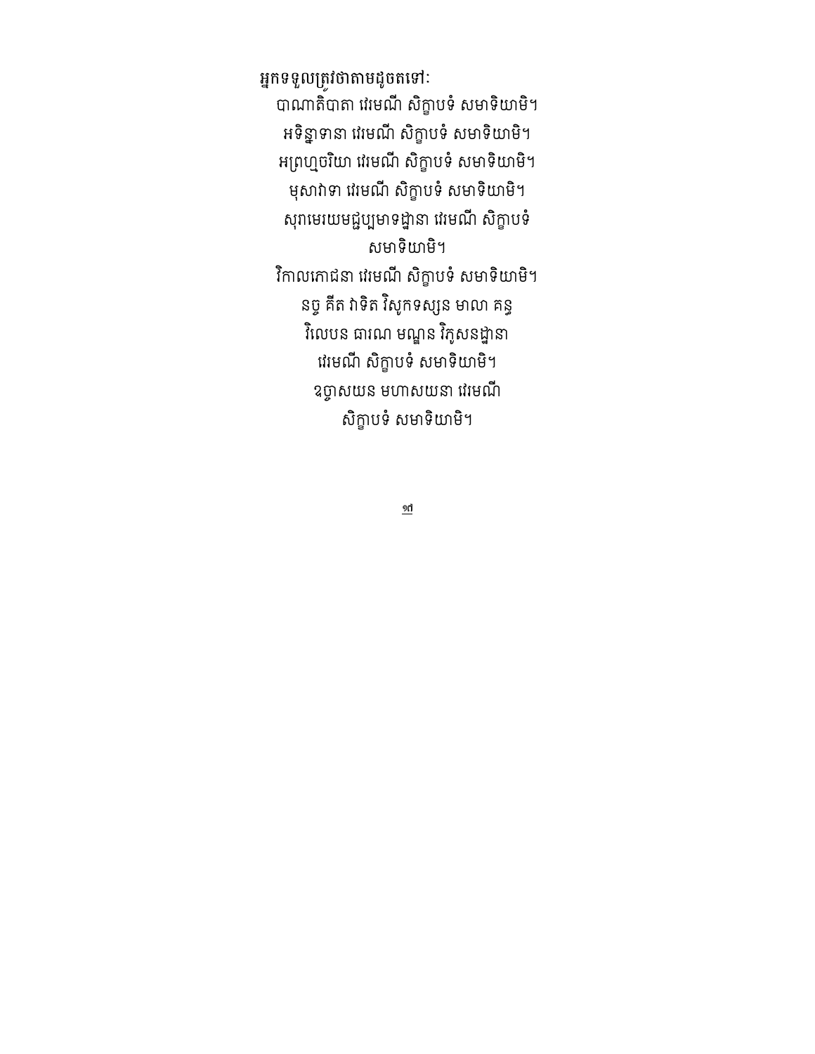អ្នកទទួលត្រូវថាតាមដូចតទៅៈ

បាណាតិបាតា វេរមណី សិក្ខាបទំ សមាទិយាមិ។

អទិន្នាទានា វេរមណី សិក្ខាបទំ សមាទិយាមិ។

អព្រហ្មចរិយា វេរមណី សិក្ខាបទំ សមាទិយាមិ។

មុសាវាទា វេរមណី សិក្ខាបទំ សមាទិយាមិ។

សុរាមេរយមជ្ជប្បមាទដ្ឋានា វេរមណី សិក្ខាបទំ សមាទិយាមិ។

វិកាលភោជនា វេរមណី សិក្ខាបទំ សមាទិយាមិ។

នច្ច គីត វាទិត វិសូកទស្សន មាលា គន្ធ វិលេបន ធារណ មណ្ឌន វិភូសនដ្ឋានា វេរមណី សិក្ខាបទំ សមាទិយាមិ។

ឧច្ចាសយន មហាសយនា វេរមណី សិក្ខាបទំ សមាទិយាមិ។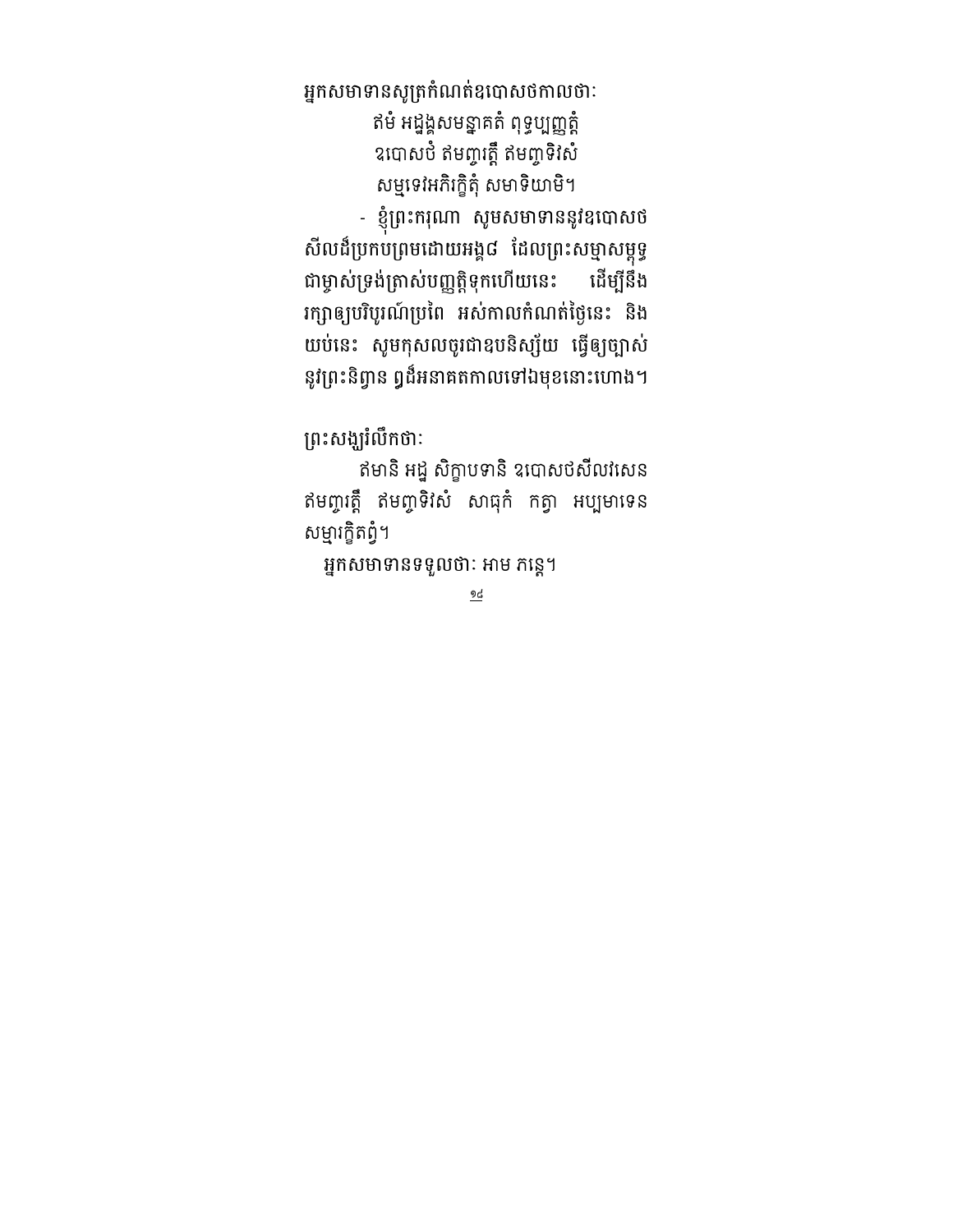អ្នកសមាទានសូត្រកំណត់ឧបោសថកាលថាៈ

ឥមំ អដ្ឋង្គសមន្នាគតំ ពុទ្ធប្បញ្ញត្តំ
ឧបោសថំ ឥមញ្ចរត្តឹ ឥមញ្ចទិវសំ
សម្មទេវអភិរក្ខិតុំ សមាទិយាមិ។

- ខ្ញុំព្រះករុណា សូមសមាទាននូវឧបោសថសីលដ៏ប្រកបព្រមដោយអង្គ៨ ដែលព្រះសម្មាសម្ពុទ្ធជាម្ចាស់ទ្រង់ត្រាស់បញ្ញត្តិទុកហើយនេះ ដើម្បីនឹងរក្សាឲ្យបរិបូរណ៍ប្រពៃ អស់កាលកំណត់ថ្ងៃនេះ និងយប់នេះ សូមកុសលចូរជាឧបនិស្ស័យ ធ្វើឲ្យច្បាស់នូវព្រះនិព្វាន ឰដ៏អនាគតកាលទៅឯមុខនោះហោង។

ព្រះសង្ឃរំលឹកថាៈ

ឥមានិ អដ្ឋ សិក្ខាបទានិ ឧបោសថសីលវសេន ឥមញ្ចរត្តឹ ឥមញ្ចទិវសំ សាធុកំ កត្វា អប្បមាទេន សម្មារក្ខិតព្វំ។

អ្នកសមាទានទទួលថាៈ អាម ភន្តេ។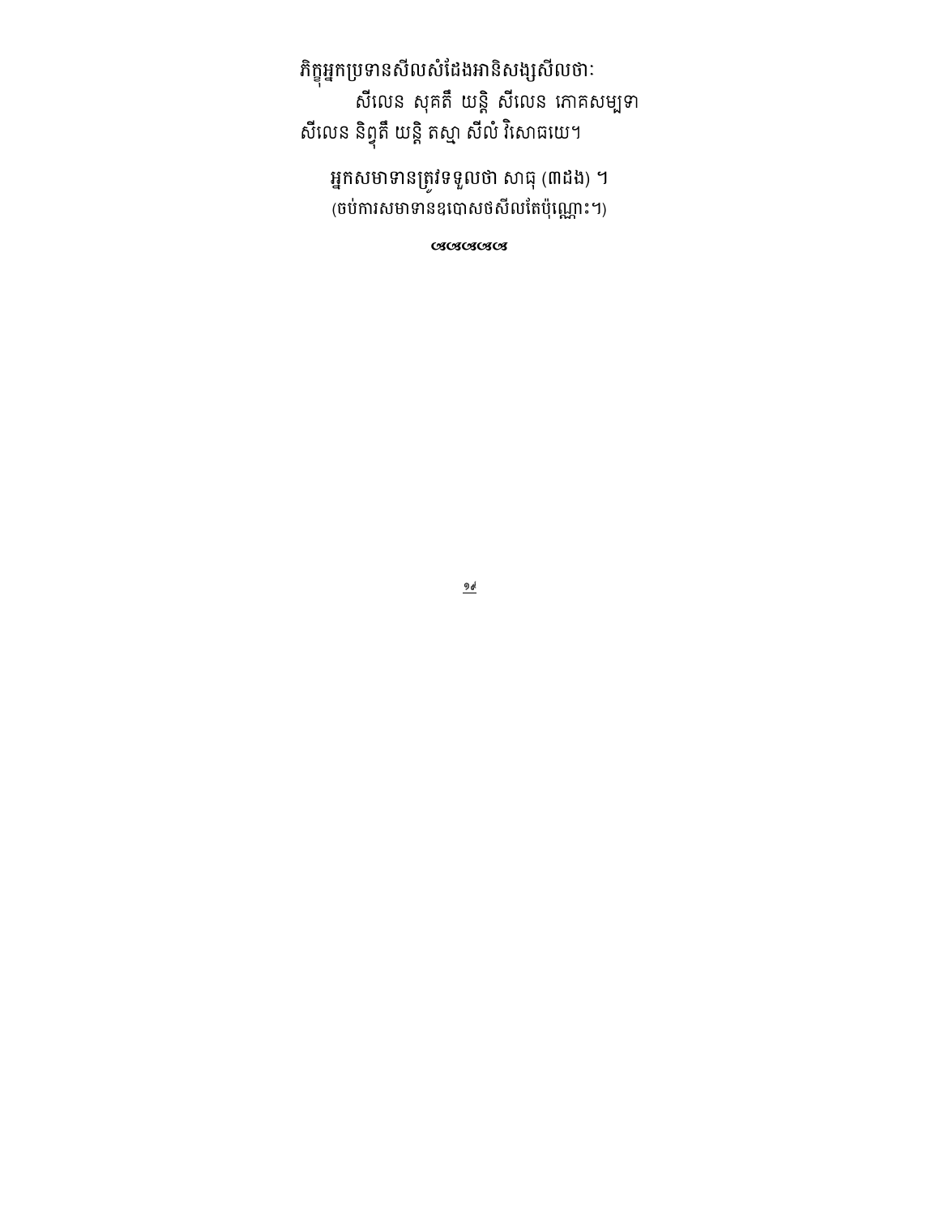ភិក្ខុអ្នកប្រទានសីលសំដែងអានិសង្សសីលថាៈ

សីលេន សុគតឹ យន្តិ សីលេន ភោគសម្បទា
សីលេន និព្វុតឹ យន្តិ តស្មា សីលំ វិសោធយេ។

អ្នកសមាទានត្រូវទទួលថា សាធុ (៣ដង) ។
(ចប់ការសមាទានឧបោសថសីលតែប៉ុណ្ណេះ។)

ඥඥඥඥ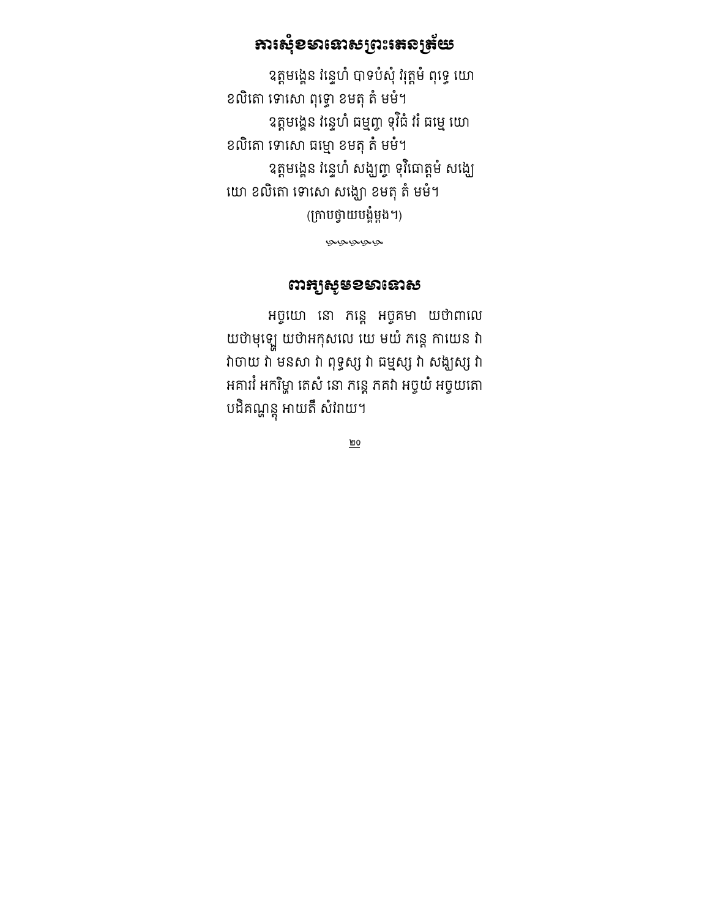## ការសុំខមាទោសព្រះរតនត្រ័យ

ឧត្តមង្គេន វន្ទេហំ បាទបំសុំ វរុត្តមំ ពុទ្ធេ យោ ខលិតោ ទោសោ ពុទ្ធោ ខមតុ តំ មមំ។

ឧត្តមង្គេន វន្ទេហំ ធម្មញ្ច ទុវិធំ វរំ ធម្មេ យោ ខលិតោ ទោសោ ធម្មោ ខមតុ តំ មមំ។

ឧត្តមង្គេន វន្ទេហំ សង្ឃញ្ច ទុវិធោត្តមំ សង្ឃេ យោ ខលិតោ ទោសោ សង្ឃោ ខមតុ តំ មមំ។

(ក្រាបថ្វាយបង្គំម្តង។)

## ពាក្យសូមខមាទោស

អច្ចយោ នោ ភន្តេ អច្ចគមា យថាពាលេ យថាមុឡ្ហេ យថាអកុសលេ យេ មយំ ភន្តេ កាយេន វា វាចាយ វា មនសា វា ពុទ្ធស្ស វា ធម្មស្ស វា សង្ឃស្ស វា អគារវំ អករិម្ហា តេសំ នោ ភន្តេ ភគវា អច្ចយំ អច្ចយតោ បដិគណ្ហន្តុ អាយតឹ សំវរាយ។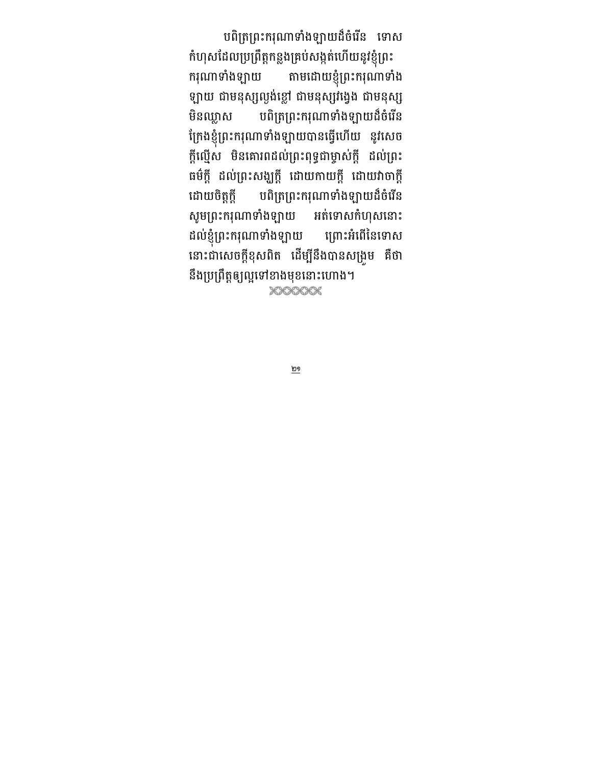បពិត្រព្រះករុណាទាំងឡាយដ៏ចំរើន ទោសកំហុសដែលប្រព្រឹត្តកន្លងគ្រប់សង្កត់ហើយនូវខ្ញុំព្រះករុណាទាំងឡាយ តាមដោយខ្ញុំព្រះករុណាទាំងឡាយ ជាមនុស្សល្ងង់ខ្លៅ ជាមនុស្សវង្វេង ជាមនុស្សមិនឈ្លាស បពិត្រព្រះករុណាទាំងឡាយដ៏ចំរើន ក្រែងខ្ញុំព្រះករុណាទាំងឡាយបានធ្វើហើយ នូវសេចក្តីល្មើស មិនគោរពដល់ព្រះពុទ្ធជាម្ចាស់ក្តី ដល់ព្រះធម៌ក្តី ដល់ព្រះសង្ឃក្តី ដោយកាយក្តី ដោយវាចាក្តី ដោយចិត្តក្តី បពិត្រព្រះករុណាទាំងឡាយដ៏ចំរើន សូមព្រះករុណាទាំងឡាយ អត់ទោសកំហុសនោះដល់ខ្ញុំព្រះករុណាទាំងឡាយ ព្រោះអំពើនៃទោសនោះជាសេចក្តីខុសពិត ដើម្បីនឹងបានសង្រួម គឺថានឹងប្រព្រឹត្តឲ្យល្អទៅខាងមុខនោះហោង។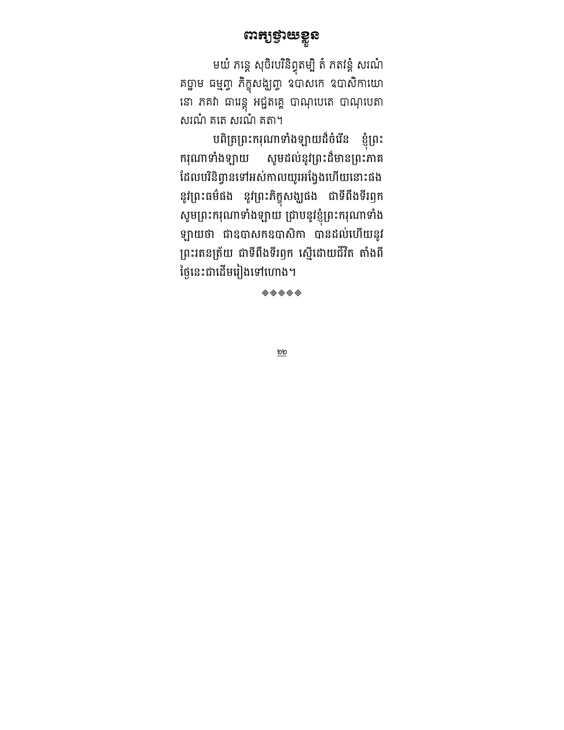# ពាក្យថ្វាយខ្លួន

មយំ ភន្តេ សុចិរបរិនិព្វុតម្បិ តំ ភគវន្តំ សរណំ គច្ឆាម ធម្មញ្ច ភិក្ខុសង្ឃញ្ច ឧបាសកេ ឧបាសិកាយោ នោ ភគវា ធារេន្តុ អជ្ជតគ្គេ បាណុបេតេ បាណុបេតា សរណំ គតេ សរណំ គតា។

បពិត្រព្រះករុណាទាំងឡាយដ៏ចំរើន ខ្ញុំព្រះករុណាទាំងឡាយ សូមដល់នូវព្រះដ៏មានព្រះភាគ ដែលបរិនិព្វានទៅអស់កាលយូរអង្វែងហើយនោះផង នូវព្រះធម៌ផង នូវព្រះភិក្ខុសង្ឃផង ជាទីពឹងទីរឭក សូមព្រះករុណាទាំងឡាយ ជ្រាបនូវខ្ញុំព្រះករុណាទាំងឡាយថា ជាឧបាសកឧបាសិកា បានដល់ហើយនូវព្រះរតនត្រ័យ ជាទីពឹងទីរឭក ស្មើដោយជីវិត តាំងពីថ្ងៃនេះជាដើមរៀងទៅហោង។

◈◈◈◈◈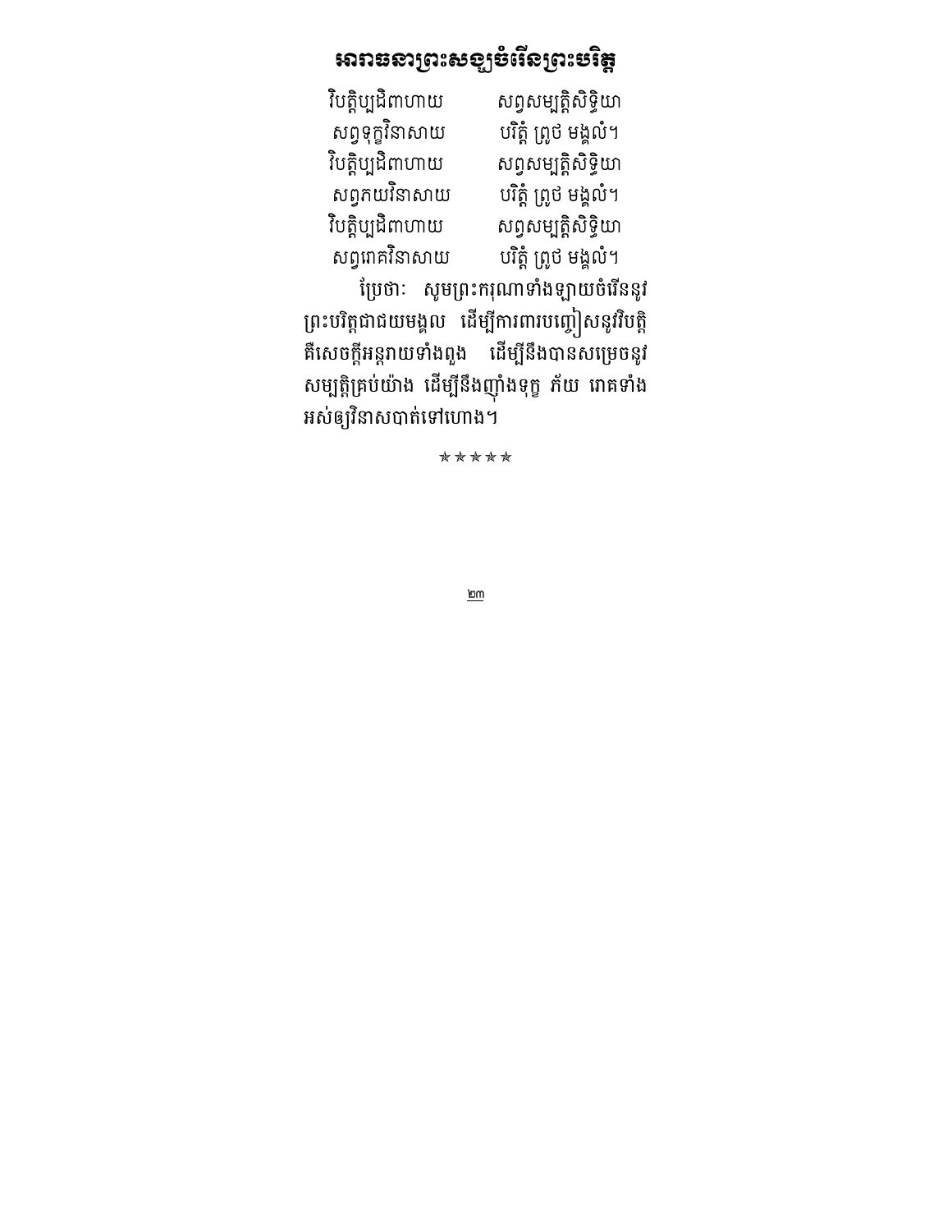# អារាធនាព្រះសង្ឃចំរើនព្រះបរិត្ត

វិបត្តិប្បដិពាហាយ សព្វសម្បត្តិសិទ្ធិយា
សព្វទុក្ខវិនាសាយ បរិត្តំ ព្រូថ មង្គលំ។
វិបត្តិប្បដិពាហាយ សព្វសម្បត្តិសិទ្ធិយា
សព្វភយវិនាសាយ បរិត្តំ ព្រូថ មង្គលំ។
វិបត្តិប្បដិពាហាយ សព្វសម្បត្តិសិទ្ធិយា
សព្វរោគវិនាសាយ បរិត្តំ ព្រូថ មង្គលំ។

ប្រែថាៈ សូមព្រះករុណាទាំងឡាយចំរើននូវព្រះបរិត្តជាជយមង្គល ដើម្បីការពារបញ្ចៀសនូវវិបត្តិ គឺសេចក្តីអន្តរាយទាំងពួង ដើម្បីនឹងបានសម្រេចនូវសម្បត្តិគ្រប់យ៉ាង ដើម្បីនឹងញ៉ាំងទុក្ខ ភ័យ រោគទាំងអស់ឲ្យវិនាសបាត់ទៅហោង។

✯✯✯✯✯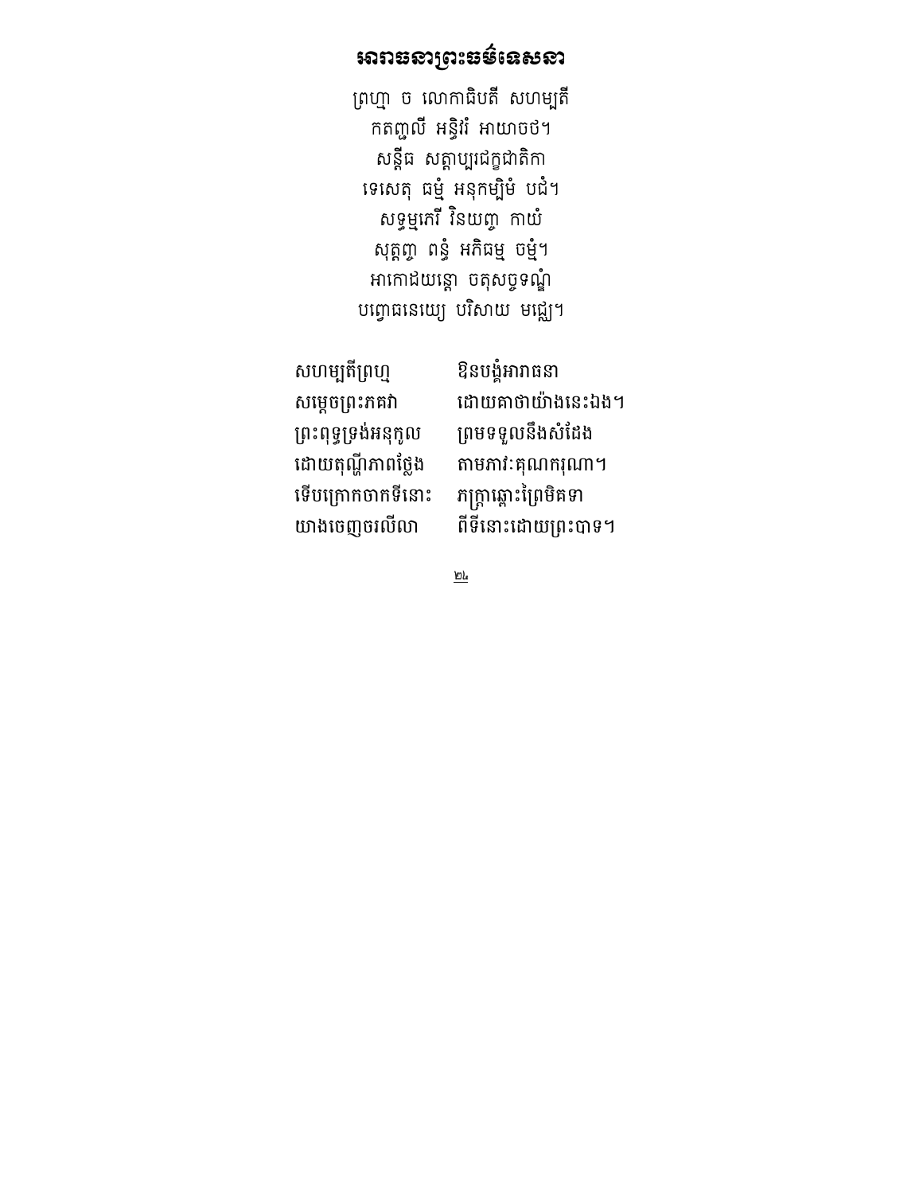# អារាធនាព្រះធម៌ទេសនា

ព្រហ្មា ច លោកាធិបតី សហម្បតី
កតញ្ជលី អន្ធិវរំ អាយាចថ។
សន្តីធ សត្តាប្បរជេក្ខជាតិកា
ទេសេតុ ធម្មំ អនុកម្បិមំ បជំ។
សទ្ធម្មភេរី វិនយញ្ច កាយំ
សុត្តញ្ច ពន្ធំ អភិធម្ម ចម្មំ។
អាកោដយន្តោ ចតុសច្ចទណ្ឌំ
បញ្ចាធនេយ្យេ បរិសាយ មជ្ឈេ។

| | |
|---|---|
| សហម្បតីព្រហ្ម | ឱនបង្គំអារាធនា |
| សម្តេចព្រះភគវា | ដោយគាថាយ៉ាងនេះឯង។ |
| ព្រះពុទ្ធទ្រង់អនុកូល | ព្រមទទួលនឹងសំដែង |
| ដោយតុណ្ហីភាពថ្លែង | តាមភាវៈគុណករុណា។ |
| ទើបក្រោកចាកទីនោះ | ភក្រ្តាឆ្ពោះព្រៃមិគទា |
| យាងចេញចរលើលា | ពីទីនោះដោយព្រះបាទ។ |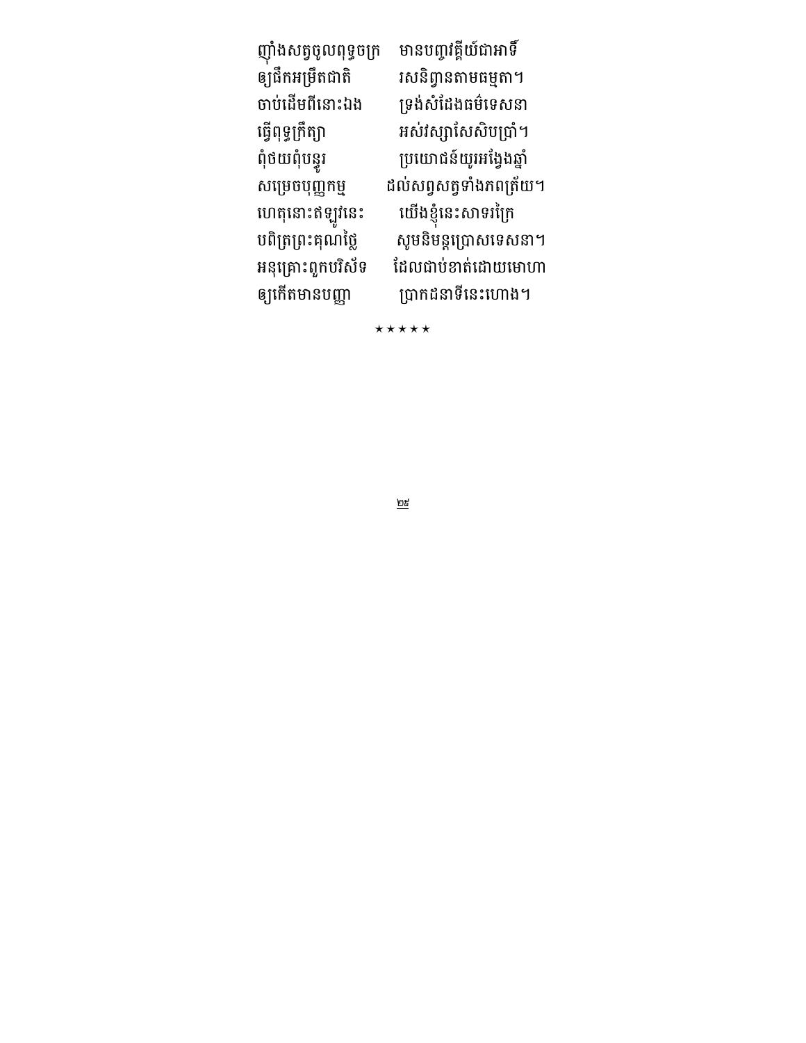ញុំាងសត្វចូលពុទ្ធចក្រ　មានបញ្ញវគ្គីយ៍ជាអាទិ៍
ឲ្យផឹកអម្រឹតជាតិ　រសនិព្វានតាមធម្មតា។
ចាប់ដើមពីនោះឯង　ទ្រង់សំដែងធម៌ទេសនា
ធ្វើពុទ្ធក្រឹត្យា　អស់វស្សាសែសិបប្រាំ។
ពុំថយពុំបន្ធូរ　ប្រយោជន៍យូរអង្វែងឆ្នាំ
សម្រេចបុញ្ញកម្ម　ដល់សព្វសត្វទាំងភពត្រ័យ។
ហេតុនោះឥឡូវនេះ　យើងខ្ញុំនេះសាទរក្រៃ
បពិត្រព្រះគុណថ្លៃ　សូមនិមន្តប្រោសទេសនា។
អនុគ្រោះពួកបរិស័ទ　ដែលជាប់ខាត់ដោយមោហា
ឲ្យកើតមានបញ្ញា　ប្រាកដនាទីនេះហោង។

★★★★★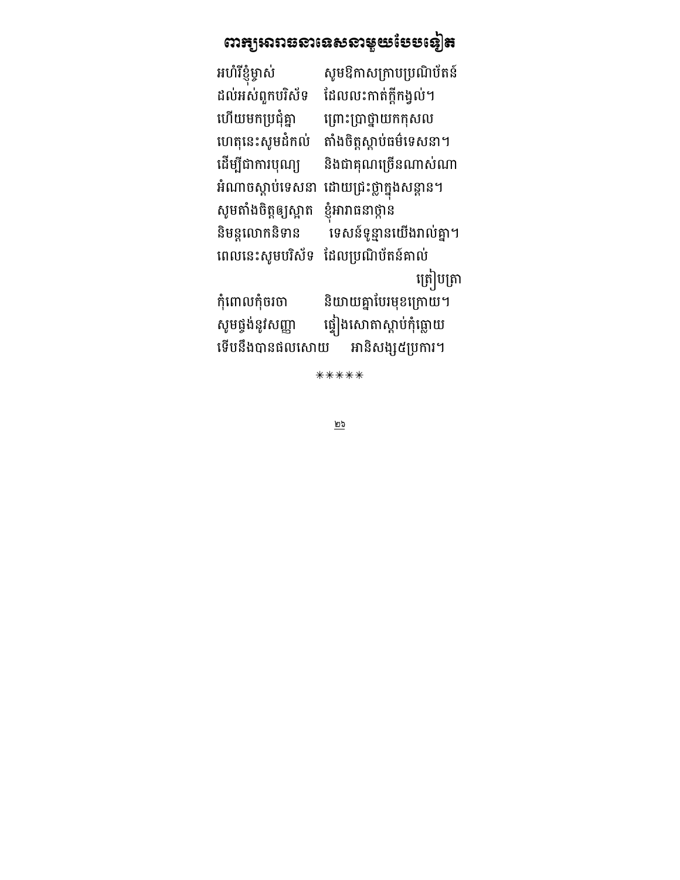# ពាក្យអារាធនាទេសនាមួយបែបទៀត

អហំរីខ្ញុំម្ចាស់ សូមឱកាសក្រាបប្រណិប័តន៍
ដល់អស់ពួកបរិស័ទ ដែលលះកាត់ក្ដីកង្វល់។
ហើយមកប្រជុំគ្នា ព្រោះប្រាថ្នាយកកុសល
ហេតុនេះសូមដំកល់ តាំងចិត្តស្ដាប់ធម៌ទេសនា។
ដើម្បីជាការបុណ្យ និងជាគុណច្រើនណាស់ណា
អំណាចស្ដាប់ទេសនា ដោយជ្រះថ្លាក្នុងសន្ដាន។
សូមតាំងចិត្តឲ្យស្អាត ខ្ញុំអារាធនាថ្កាន
និមន្តលោកនិទាន ទេសន៍ទូន្មានយើងរាល់គ្នា។
ពេលនេះសូមបរិស័ទ ដែលប្រណិប័តន៍គាល់គ្រៀបត្រា
កុំពោលកុំចរចា និយាយគ្នាបែរមុខក្រោយ។
សូមផ្ចង់នូវសញ្ញា ផ្ទៀងសោតាស្ដាប់កុំធ្លោយ
ទើបនឹងបានផលសោយ អានិសង្ស៥ប្រការ។

*****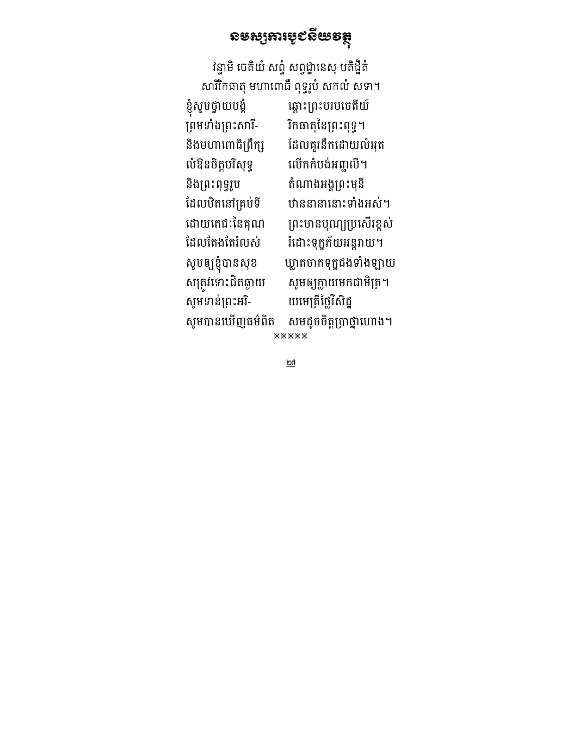# នមស្សការបូជនីយវត្ថុ

វន្ទាមិ ចេតិយំ សព្វំ សព្វដ្ឋានេសុ បតិដ្ឋិតំ
សារីរិកធាតុ មហាពោធឹ ពុទ្ធរូបំ សកលំ សទា។

ខ្ញុំសូមថ្វាយបង្គំ ឆ្ពោះព្រះបរមចេតីយ៍
ព្រមទាំងព្រះសារី- រិកធាតុនៃព្រះពុទ្ធ។
និងមហាពោធិព្រឹក្ស ដែលគួរនឹកដោយលំអុត
លំឱនចិត្តបរិសុទ្ធ លើកកំបង់អញ្ជលី។
និងព្រះពុទ្ធរូប តំណាងអង្គព្រះមុនី
ដែលឋិតនៅគ្រប់ទី ឋាននានានោះទាំងអស់។
ដោយតេជៈនៃគុណ ព្រះមានបុណ្យប្រសើរខ្ពស់
ដែលតែងតែរំលស់ រំដោះទុក្ខភ័យអន្តរាយ។
សូមឲ្យខ្ញុំបានសុខ ឃ្លាតចាកទុក្ខផងទាំងឡាយ
សត្រូវទោះជិតឆ្ងាយ សូមឲ្យក្លាយមកជាមិត្រ។
សូមទាន់ព្រះអរិ- យមេត្រីថ្លៃវិសិដ្ឋ
សូមបានឃើញធម៌ពិត សមដូចចិត្តប្រាថ្នាហោង។

※※※※※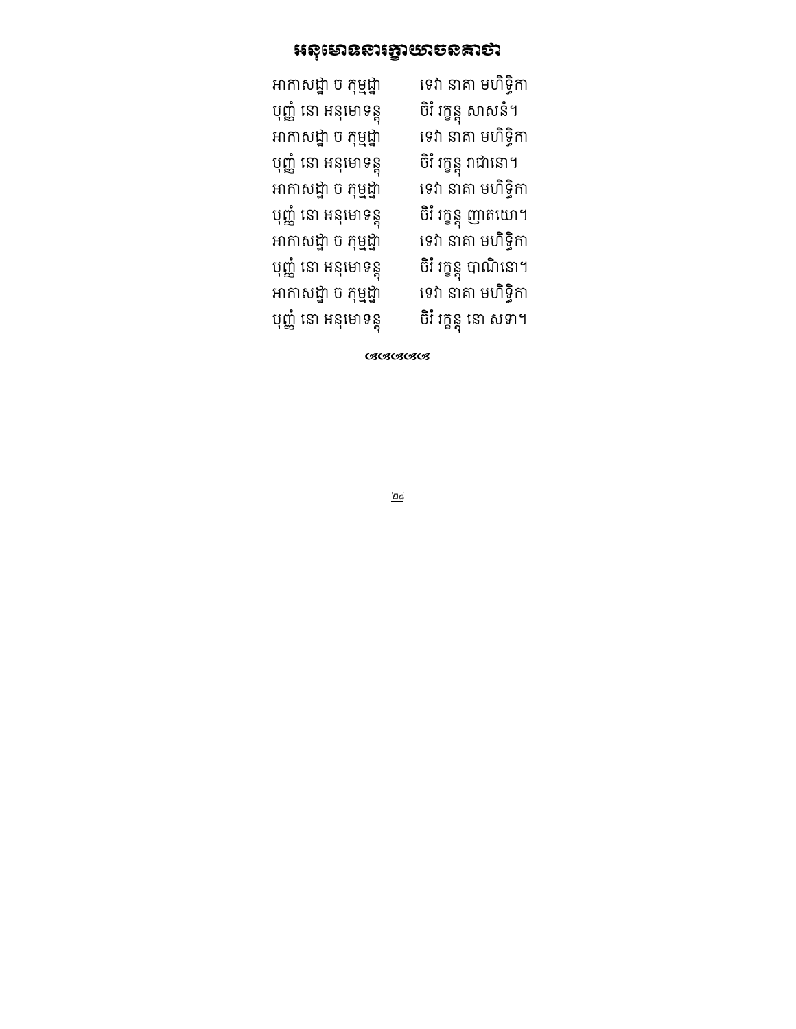# អនុមោទនារក្ខាយាចនគាថា

អាកាសដ្ឋា ច ភុម្មដ្ឋា ទេវា នាគា មហិទ្ធិកា
បុញ្ញំ នោ អនុមោទន្តុ ចិរំ រក្ខន្តុ សាសនំ។
អាកាសដ្ឋា ច ភុម្មដ្ឋា ទេវា នាគា មហិទ្ធិកា
បុញ្ញំ នោ អនុមោទន្តុ ចិរំ រក្ខន្តុ រាជានោ។
អាកាសដ្ឋា ច ភុម្មដ្ឋា ទេវា នាគា មហិទ្ធិកា
បុញ្ញំ នោ អនុមោទន្តុ ចិរំ រក្ខន្តុ ញាតយោ។
អាកាសដ្ឋា ច ភុម្មដ្ឋា ទេវា នាគា មហិទ្ធិកា
បុញ្ញំ នោ អនុមោទន្តុ ចិរំ រក្ខន្តុ បាណិនោ។
អាកាសដ្ឋា ច ភុម្មដ្ឋា ទេវា នាគា មហិទ្ធិកា
បុញ្ញំ នោ អនុមោទន្តុ ចិរំ រក្ខន្តុ នោ សទា។

ωωωω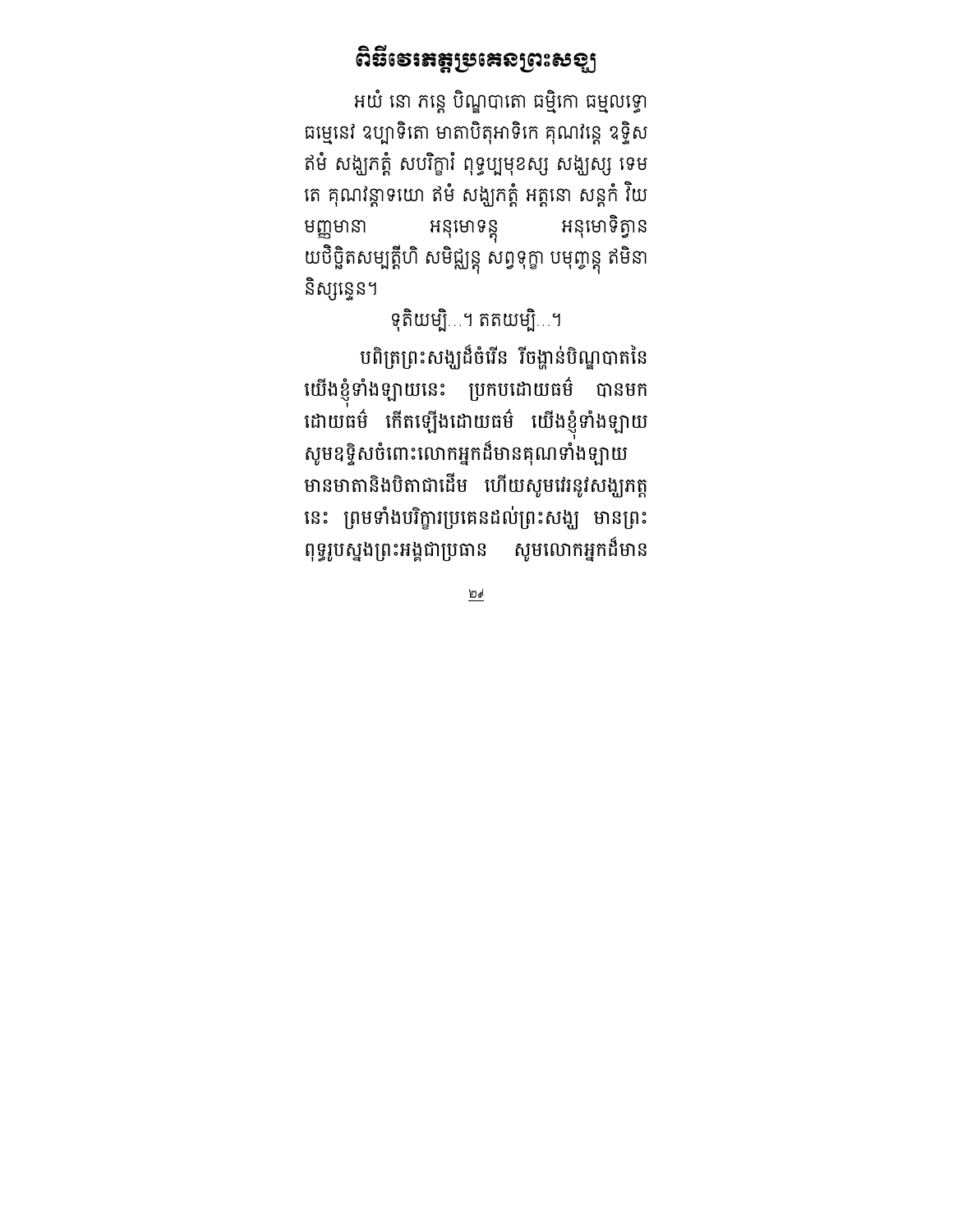## ពិធីវេរភត្តប្រគេនព្រះសង្ឃ

អយំ នោ ភន្តេ បិណ្ឌបាតោ ធម្មិកោ ធម្មលទ្ធោ ធម្មេនេវ ឧប្បាទិតោ មាតាបិតុអាទិកេ គុណវន្តេ ឧទ្ទិស ឥមំ សង្ឃភត្តំ សបរិក្ខារំ ពុទ្ធប្បមុខស្ស សង្ឃស្ស ទេម តេ គុណវន្តាទយោ ឥមំ សង្ឃភត្តំ អត្តនោ សន្តកំ វិយ មញ្ញមានា អនុមោទន្តុ អនុមោទិត្វាន យថិច្ឆិតសម្បត្តីហិ សមិជ្ឈន្តុ សព្វទុក្ខា បមុញ្ចន្តុ ឥមិនា និស្សន្ទេន។

ទុតិយម្បិ...។ តតិយម្បិ...។

បពិត្រព្រះសង្ឃដ៏ចំរើន វិចង្ហាន់បិណ្ឌបាតនៃយើងខ្ញុំទាំងឡាយនេះ ប្រកបដោយធម៌ បានមកដោយធម៌ កើតឡើងដោយធម៌ យើងខ្ញុំទាំងឡាយសូមឧទ្ទិសចំពោះលោកអ្នកដ៏មានគុណទាំងឡាយ មានមាតានិងបិតាជាដើម ហើយសូមវេរនូវសង្ឃភត្តនេះ ព្រមទាំងបរិក្ខារប្រគេនដល់ព្រះសង្ឃ មានព្រះពុទ្ធរូបស្នងព្រះអង្គជាប្រធាន សូមលោកអ្នកដ៏មាន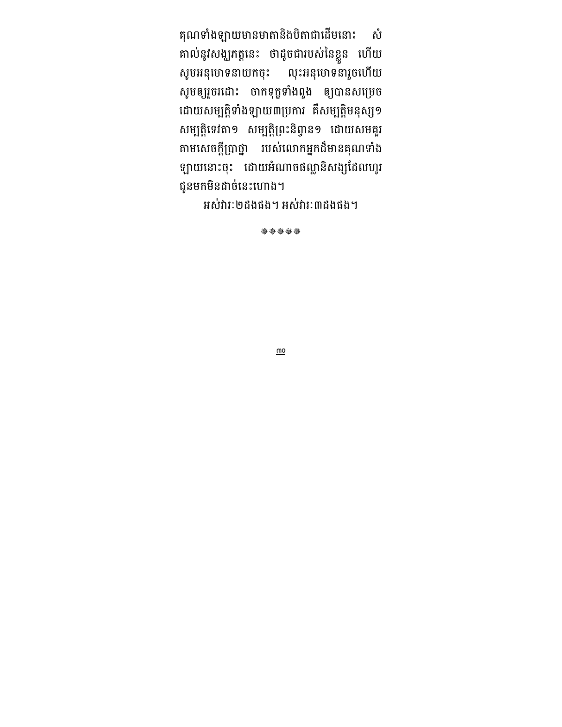គុណទាំងឡាយមានមាតានិងបិតាជាដើមនោះ សំគាល់នូវសង្ឃភត្តនេះ ថាដូចជារបស់នៃខ្លួន ហើយសូមអនុមោទនាយកចុះ លុះអនុមោទនារួចហើយ សូមឲ្យរួចរដោះ ចាកទុក្ខទាំងពួង ឲ្យបានសម្រេចដោយសម្បត្តិទាំងឡាយ៣ប្រការ គឺសម្បត្តិមនុស្ស១ សម្បត្តិទេវតា១ សម្បត្តិព្រះនិព្វាន១ ដោយសមគួរតាមសេចក្តីប្រាថ្នា របស់លោកអ្នកដ៏មានគុណទាំងឡាយនោះចុះ ដោយអំណាចផលានិសង្សដែលហូរជូនមកមិនដាច់នេះហោង។

អស់វារៈ២ដងផង។ អស់វារៈ៣ដងផង។

❁❁❁❁❁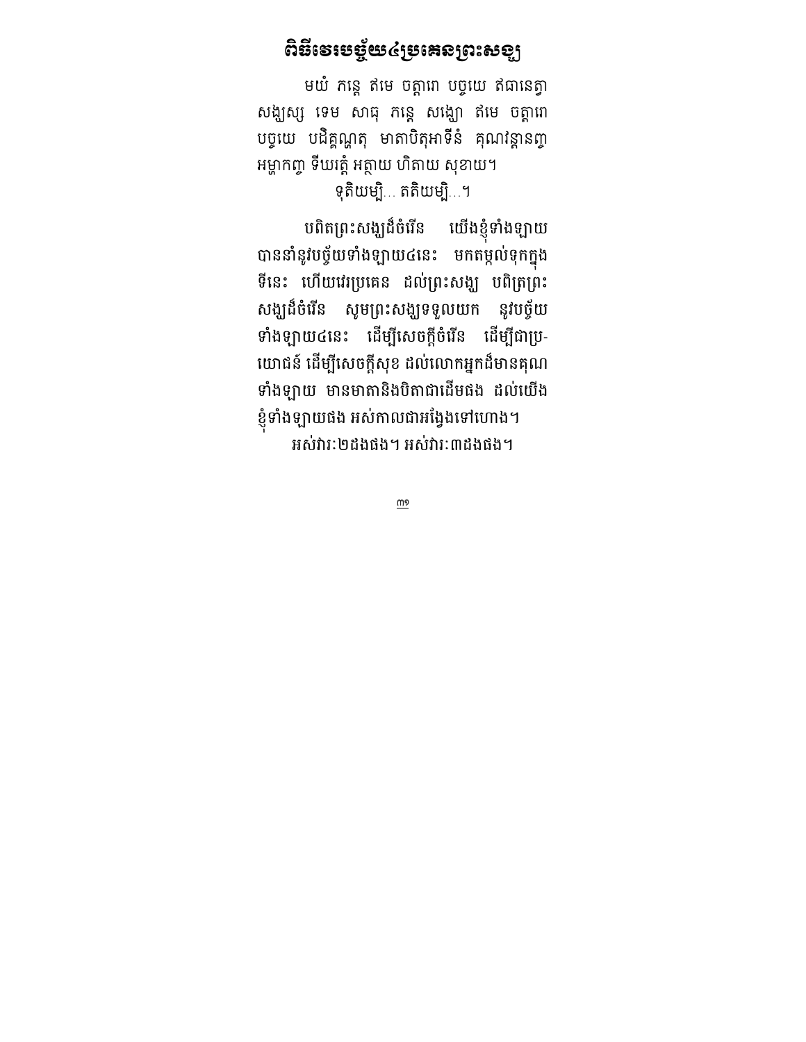## ពិធីវេរបច្ច័យ៤ប្រគេនព្រះសង្ឃ

មយំ ភន្តេ ឥមេ ចត្តារោ បច្ចយេ ឥជានេត្វា សង្ឃស្ស ទេម សាធុ ភន្តេ សង្ឃោ ឥមេ ចត្តារោ បច្ចយេ បដិគ្គណ្ហាតុ មាតាបិតុអាទីនំ គុណវន្តានញ្ច អម្ហាកញ្ច ទីឃរត្តំ អត្ថាយ ហិតាយ សុខាយ។

ទុតិយម្បិ... តតិយម្បិ...។

បពិតព្រះសង្ឃដ៏ចំរើន យើងខ្ញុំទាំងឡាយ បាននាំនូវបច្ច័យទាំងឡាយ៤នេះ មកតម្កល់ទុកក្នុងទីនេះ ហើយវេរប្រគេន ដល់ព្រះសង្ឃ បពិត្រព្រះសង្ឃដ៏ចំរើន សូមព្រះសង្ឃទទួលយក នូវបច្ច័យទាំងឡាយ៤នេះ ដើម្បីសេចក្តីចំរើន ដើម្បីជាប្រយោជន៍ ដើម្បីសេចក្តីសុខ ដល់លោកអ្នកដ៏មានគុណទាំងឡាយ មានមាតានិងបិតាជាដើមផង ដល់យើងខ្ញុំទាំងឡាយផង អស់កាលជាអង្វែងទៅហោង។

អស់វារៈ២ដងផង។ អស់វារៈ៣ដងផង។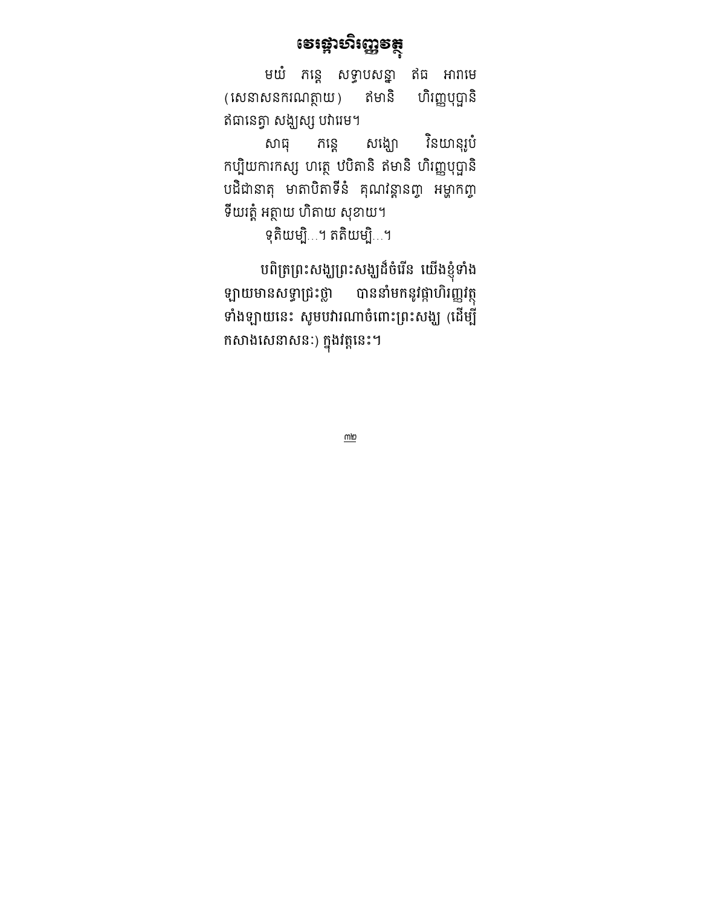# វេរផ្កាហិរញ្ញវត្ថុ

មយំ ភន្តេ សទ្ធាបសន្នា ឥធ អារាមេ (សេនាសនករណត្ថាយ) ឥមានិ ហិរញ្ញបុប្ផានិ ឥធានេត្វា សង្ឃស្ស បវារេម។

សាធុ ភន្តេ សង្ឃោ វិនយានុរូបំ កប្បិយការកស្ស ហត្ថេ ឋបិតានិ ឥមានិ ហិរញ្ញបុប្ផានិ បដិជានាតុ មាតាបិតាទីនំ គុណវន្តានញ្ច អម្ហាកញ្ច ទីឃរត្តំ អត្ថាយ ហិតាយ សុខាយ។

ទុតិយម្បិ...។ តតិយម្បិ...។

បពិត្រព្រះសង្ឃព្រះសង្ឃដ៏ចំរើន យើងខ្ញុំទាំងឡាយមានសទ្ធាជ្រះថ្លា បាននាំមកនូវផ្កាហិរញ្ញវត្ថុទាំងឡាយនេះ សូមបវារណាចំពោះព្រះសង្ឃ (ដើម្បីកសាងសេនាសនៈ) ក្នុងវត្តនេះ។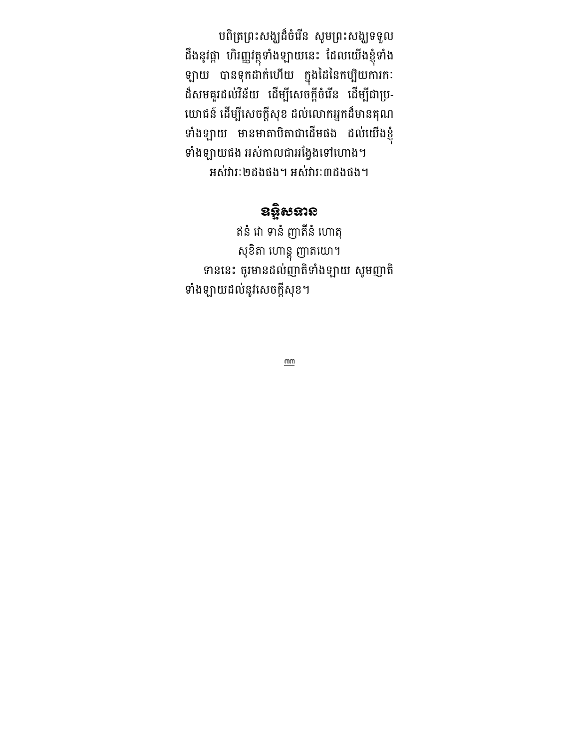បពិត្រព្រះសង្ឃដ៏ចំរើន សូមព្រះសង្ឃទទួលដឹងនូវផ្កា ហិរញ្ញវត្ថុទាំងឡាយនេះ ដែលយើងខ្ញុំទាំងឡាយ បានទុកដាក់ហើយ ក្នុងដៃនៃកប្បិយការកៈដ៏សមគួរដល់វិន័យ ដើម្បីសេចក្តីចំរើន ដើម្បីជាប្រយោជន៍ ដើម្បីសេចក្តីសុខ ដល់លោកអ្នកដ៏មានគុណទាំងឡាយ មានមាតាបិតាជាដើមផង ដល់យើងខ្ញុំទាំងឡាយផង អស់កាលជាអង្វែងទៅហោង។

អស់វារៈ២ដងផង។ អស់វារៈ៣ដងផង។

## ឧទ្ទិសទាន

ឥទំ វោ ទានំ ញាតីនំ ហោតុ
សុខិតា ហោន្តុ ញាតយោ។

ទាននេះ ចូរមានដល់ញាតិទាំងឡាយ សូមញាតិទាំងឡាយដល់នូវសេចក្តីសុខ។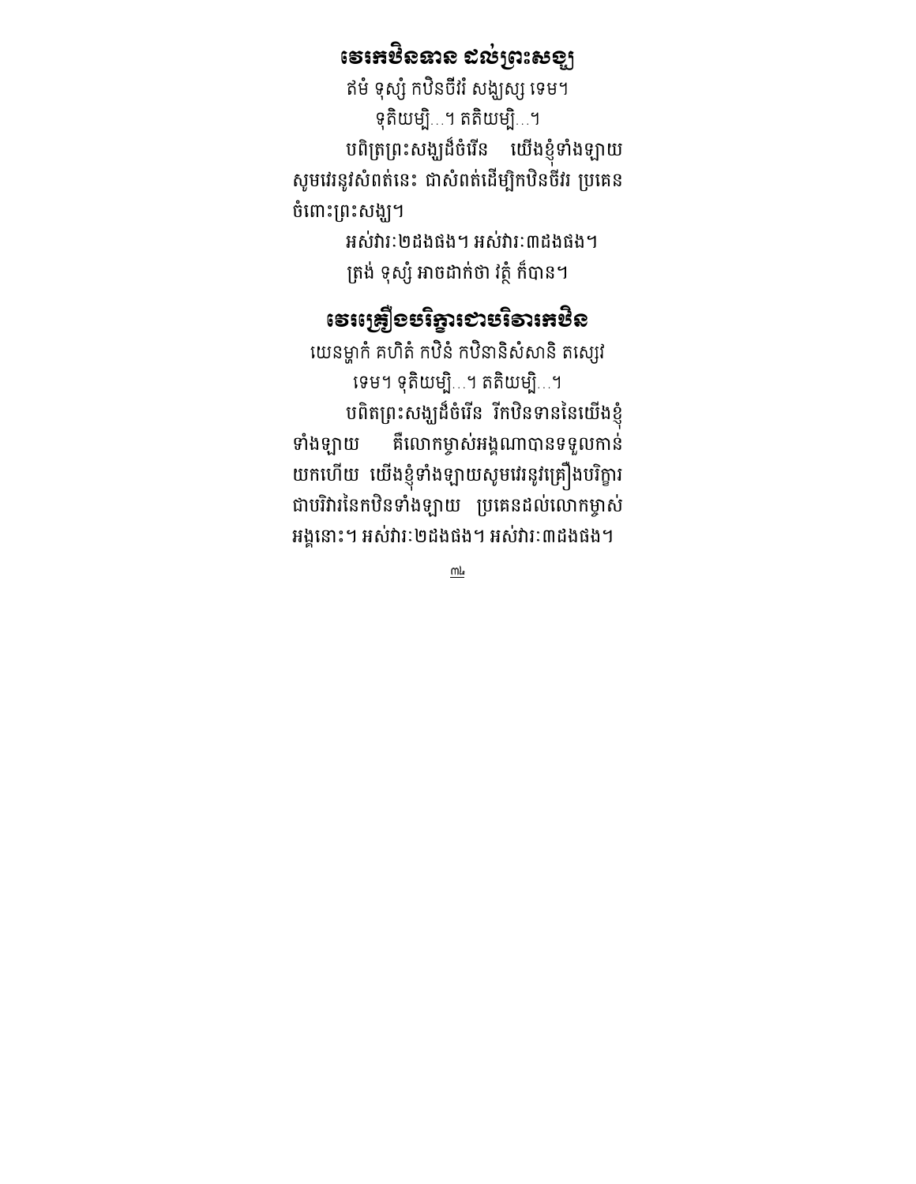## វេរកឋិនទាន ដល់ព្រះសង្ឃ

ឥមំ ទុស្សំ កឋិនចីវរំ សង្ឃស្ស ទេម។

ទុតិយម្បិ...។ តតិយម្បិ...។

បពិត្រព្រះសង្ឃដ៏ចំរើន យើងខ្ញុំទាំងឡាយ សូមវេរនូវសំពត់នេះ ជាសំពត់ដើម្បីកឋិនចីវរ ប្រគេនចំពោះព្រះសង្ឃ។

អស់វារៈ២ដងផង។ អស់វារៈ៣ដងផង។

ត្រង់ ទុស្សំ អាចដាក់ថា វត្ថំ ក៏បាន។

## វេរគ្រឿងបរិក្ខារជាបរិវារកឋិន

យេនម្ហាកំ គហិតំ កឋិនំ កឋិនានិសំសានិ តស្សេវ ទេម។ ទុតិយម្បិ...។ តតិយម្បិ...។

បពិតព្រះសង្ឃដ៏ចំរើន រីកឋិនទាននៃយើងខ្ញុំទាំងឡាយ គឺលោកម្ចាស់អង្គណាបានទទួលកាន់យកហើយ យើងខ្ញុំទាំងឡាយសូមវេរនូវគ្រឿងបរិក្ខារជាបរិវារនៃកឋិនទាំងឡាយ ប្រគេនដល់លោកម្ចាស់អង្គនោះ។ អស់វារៈ២ដងផង។ អស់វារៈ៣ដងផង។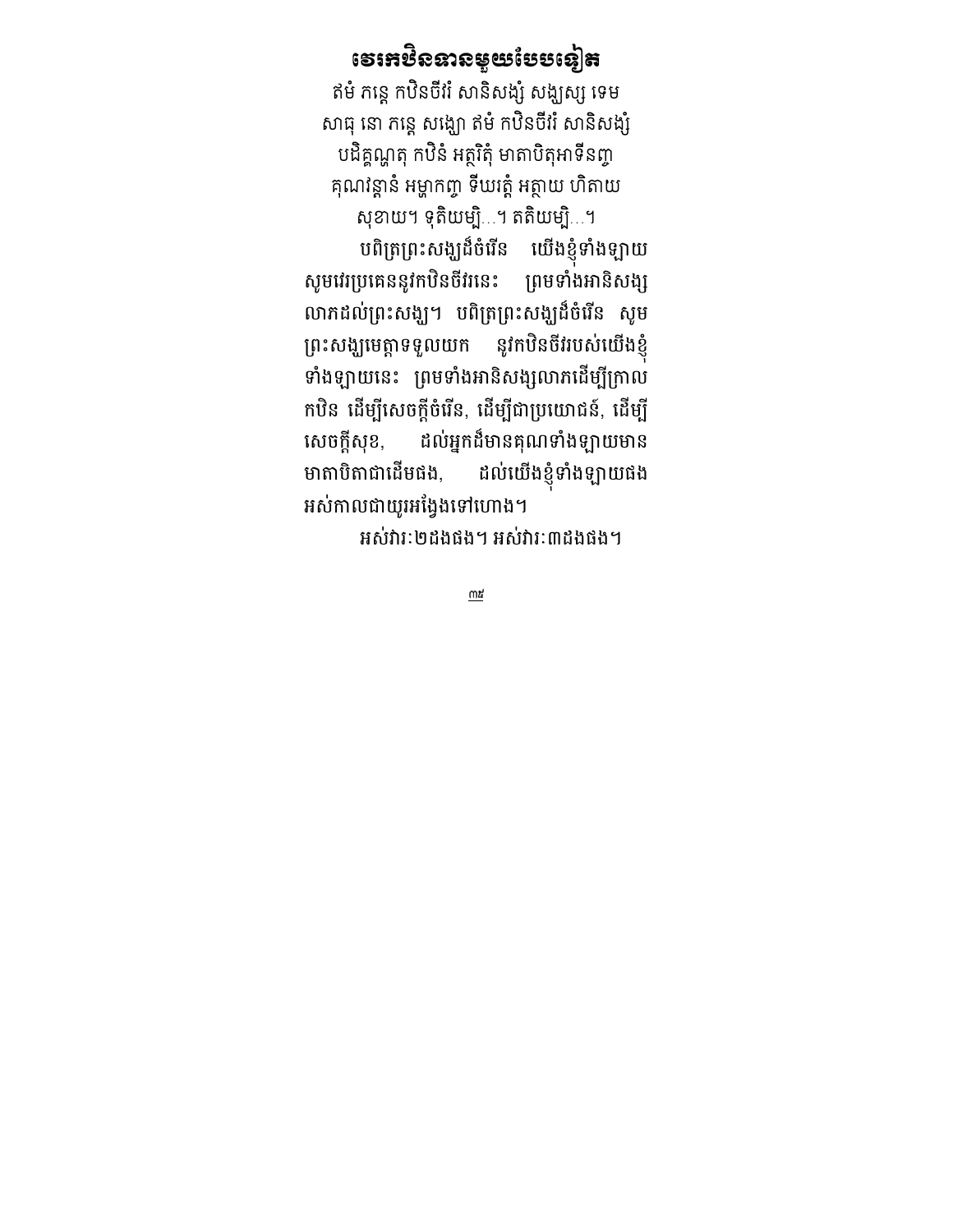# ថេរកឋិនទានមួយបែបទៀត

ឥមំ ភន្តេ កឋិនចីវរំ សានិសង្សំ សង្ឃស្ស ទេម
សាធុ នោ ភន្តេ សង្ឃោ ឥមំ កឋិនចីវរំ សានិសង្សំ
បដិគ្គណ្ហាតុ កឋិនំ អត្ថរិតុំ មាតាបិតុអាទីនញ្ច
គុណវន្តានំ អម្ហាកញ្ច ទីឃរត្តំ អត្ថាយ ហិតាយ
សុខាយ។ ទុតិយម្បិ...។ តតិយម្បិ...។

បពិត្រព្រះសង្ឃដ៏ចំរើន យើងខ្ញុំទាំងឡាយ សូមវេរប្រគេននូវកឋិនចីវរនេះ ព្រមទាំងអានិសង្សលាភដល់ព្រះសង្ឃ។ បពិត្រព្រះសង្ឃដ៏ចំរើន សូមព្រះសង្ឃមេត្តាទទួលយក នូវកឋិនចីវររបស់យើងខ្ញុំទាំងឡាយនេះ ព្រមទាំងអានិសង្សលាភដើម្បីក្រាលកឋិន ដើម្បីសេចក្តីចំរើន, ដើម្បីជាប្រយោជន៍, ដើម្បីសេចក្តីសុខ, ដល់អ្នកដ៏មានគុណទាំងឡាយមានមាតាបិតាជាដើមផង, ដល់យើងខ្ញុំទាំងឡាយផង អស់កាលជាយូរអង្វែងទៅហោង។

អស់វារៈ២ដងផង។ អស់វារៈ៣ដងផង។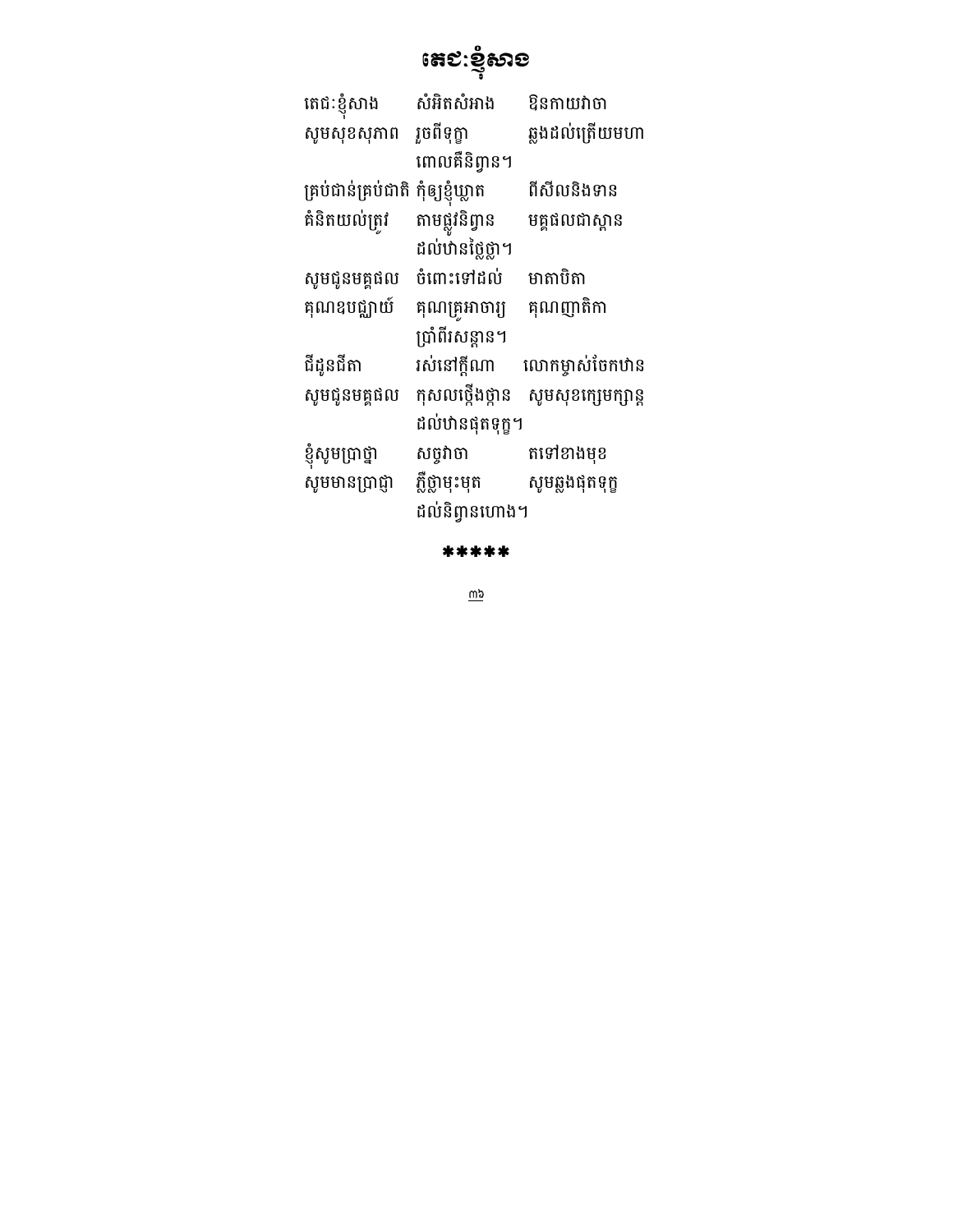# តេជៈខ្ញុំសាង

តេជៈខ្ញុំសាង    សំអិតសំអាង    ឱនកាយវាចា
សូមសុខសុភាព    រួចពីទុក្ខា    ឆ្លងដល់ត្រើយមហា
    ពោលគឺនិព្វាន។

គ្រប់ជាន់គ្រប់ជាតិ កុំឲ្យខ្ញុំឃ្លាត    ពីសីលនិងទាន
គំនិតយល់ត្រូវ    តាមផ្លូវនិព្វាន    មគ្គផលជាស្ពាន
    ដល់ឋានថ្លៃថ្លា។

សូមជូនមគ្គផល    ចំពោះទៅដល់    មាតាបិតា
គុណឧបជ្ឈាយ៍    គុណគ្រូអាចារ្យ    គុណញាតិកា
    ប្រាំពីរសន្តាន។

ជីដូនជីតា    រស់នៅក្តីណា    លោកម្ចាស់ចែកឋាន
សូមជូនមគ្គផល    កុសលថ្កើងថ្កាន    សូមសុខក្សេមក្សាន្ត
    ដល់ឋានផុតទុក្ខ។

ខ្ញុំសូមប្រាថ្នា    សច្ចវាចា    តទៅខាងមុខ
សូមមានប្រាជ្ញា    ភ្លឺថ្លាមុះមុត    សូមឆ្លងផុតទុក្ខ
    ដល់និព្វានហោង។

*****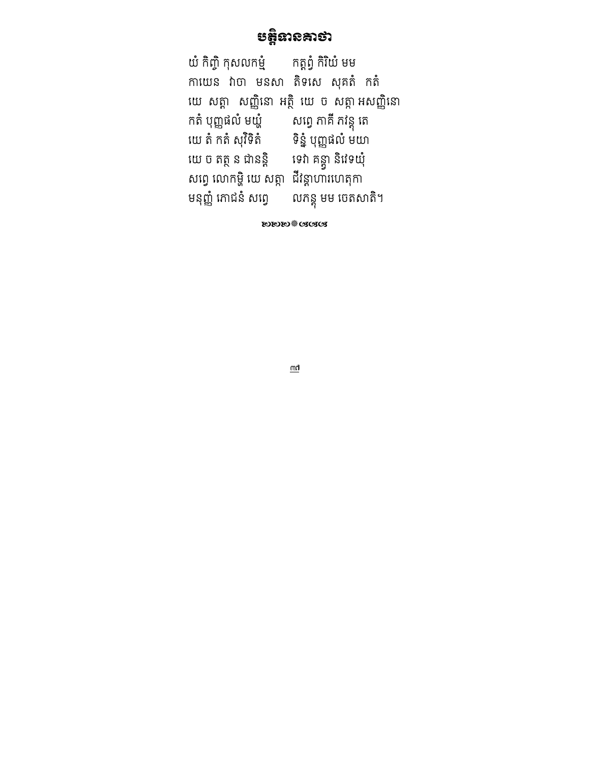# បត្តិទានគាថា

យំ កិញ្ចិ កុសលកម្មំ    កត្តព្វំ កិរិយំ មម
កាយេន  វាចា  មនសា  តិទសេ  សុគតំ  កតំ
យេ  សត្តា  សញ្ញិនោ  អត្ថិ  យេ  ច  សត្តា អសញ្ញិនោ
កតំ បុញ្ញផលំ មយ្ហំ    សព្វេ ភាគី ភវន្តុ តេ
យេ តំ កតំ សុវិទិតំ    ទិន្នំ បុញ្ញផលំ មយា
យេ ច តត្ថ ន ជានន្តិ    ទេវា គន្ត្វា និវេទយុំ
សព្វេ លោកម្ហិ យេ សត្តា  ជីវន្តាហារហេតុកា
មនុញ្ញំ ភោជនំ សព្វេ    លភន្តុ មម ចេតសាតិ។

ឃឃឃ❁ឃឃឃ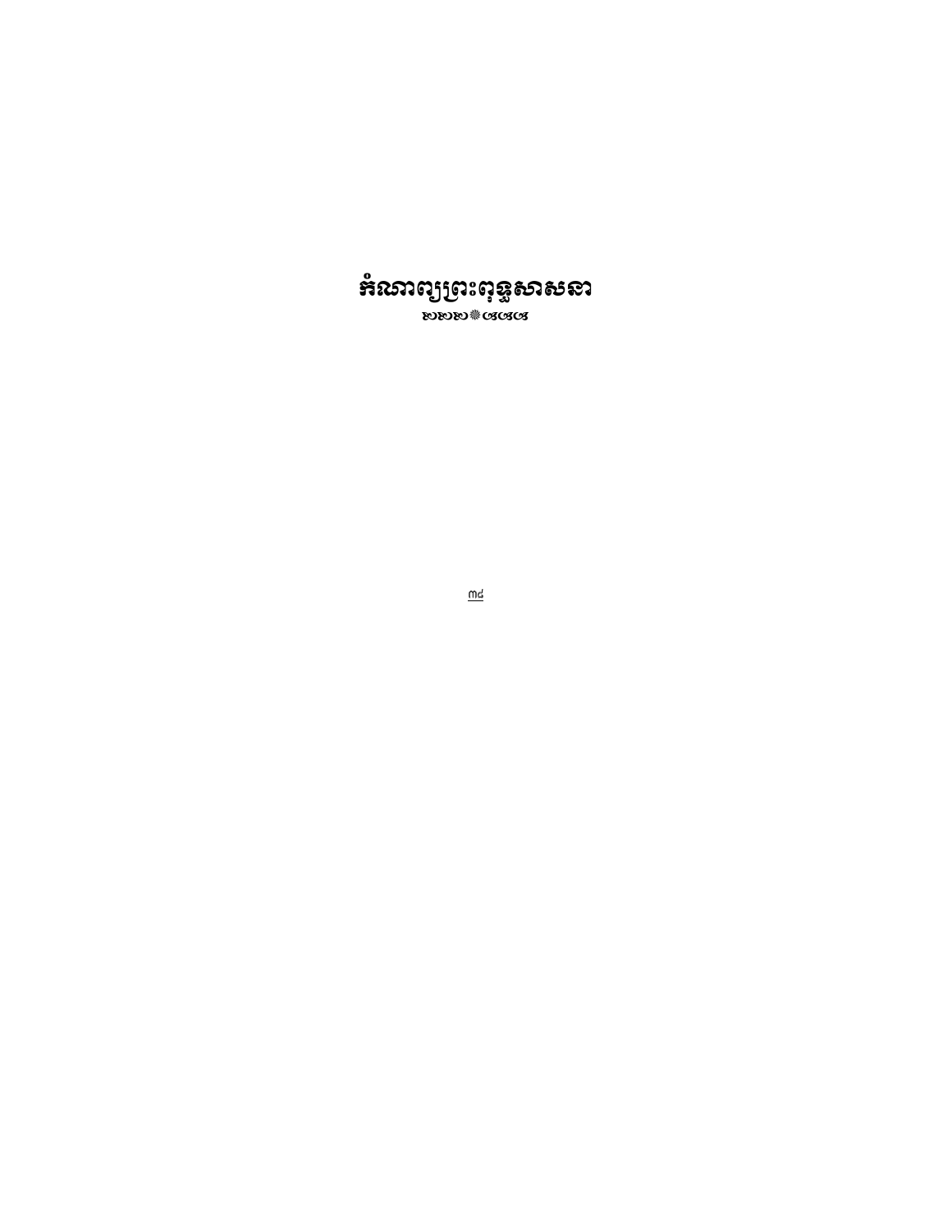# កំណាព្យព្រះពុទ្ធសាសនា

ឈឈឈ ❋ ឲឲឲ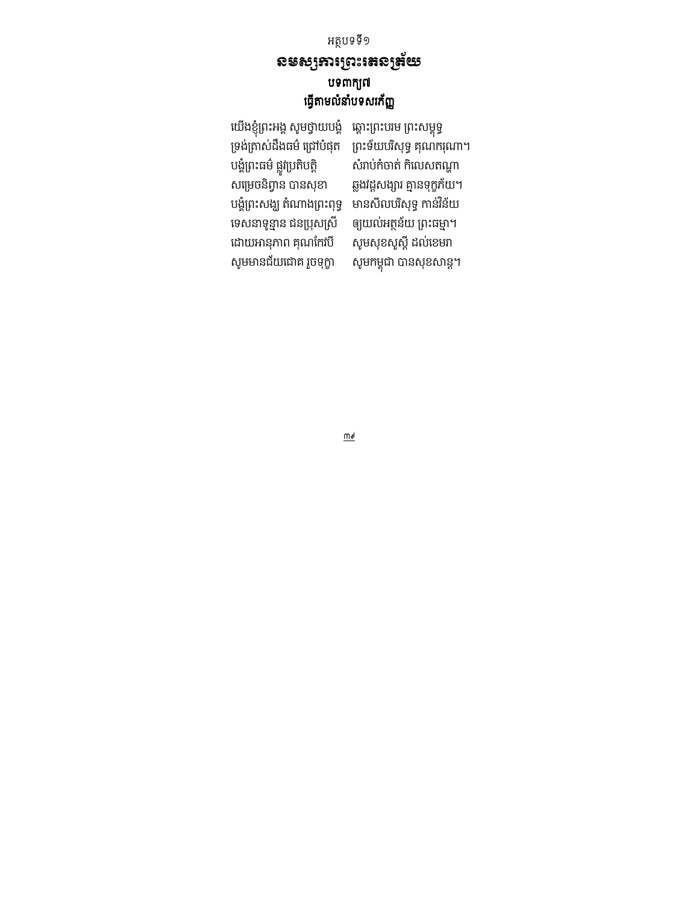អត្ថបទទី១

## នមស្សការព្រះរតនត្រ័យ

**បទ៧ព្យាង្គ**

**ធ្វើតាមលំនាំបទសរភេញ្ញ**

យើងខ្ញុំព្រះអង្គ សូមថ្វាយបង្គំ    ឆ្ពោះព្រះបរម ព្រះសម្ពុទ្ធ
ទ្រង់ត្រាស់ដឹងធម៌ ជ្រៅបំផុត    ព្រះទ័យបរិសុទ្ធ គុណករុណា។
បង្គំព្រះធម៌ ផ្លូវប្រតិបត្តិ    សំរាប់កំចាត់ កិលេសតណ្ហា
សម្រេចនិព្វាន បានសុខា    ឆ្លងវដ្តសង្សារ គ្មានទុក្ខភ័យ។
បង្គំព្រះសង្ឃ តំណាងព្រះពុទ្ធ    មានសីលបរិសុទ្ធ កាន់វិន័យ
ទេសនាទូន្មាន ជនប្រុសស្រី    ឲ្យយល់អត្ថន័យ ព្រះធម្មា។
ដោយអានុភាព គុណកែវបី    សូមសុខសួស្តី ដល់ខេមរា
សូមមានជ័យជោគ រួចទុក្ខា    សូមកម្ពុជា បានសុខសាន្ត។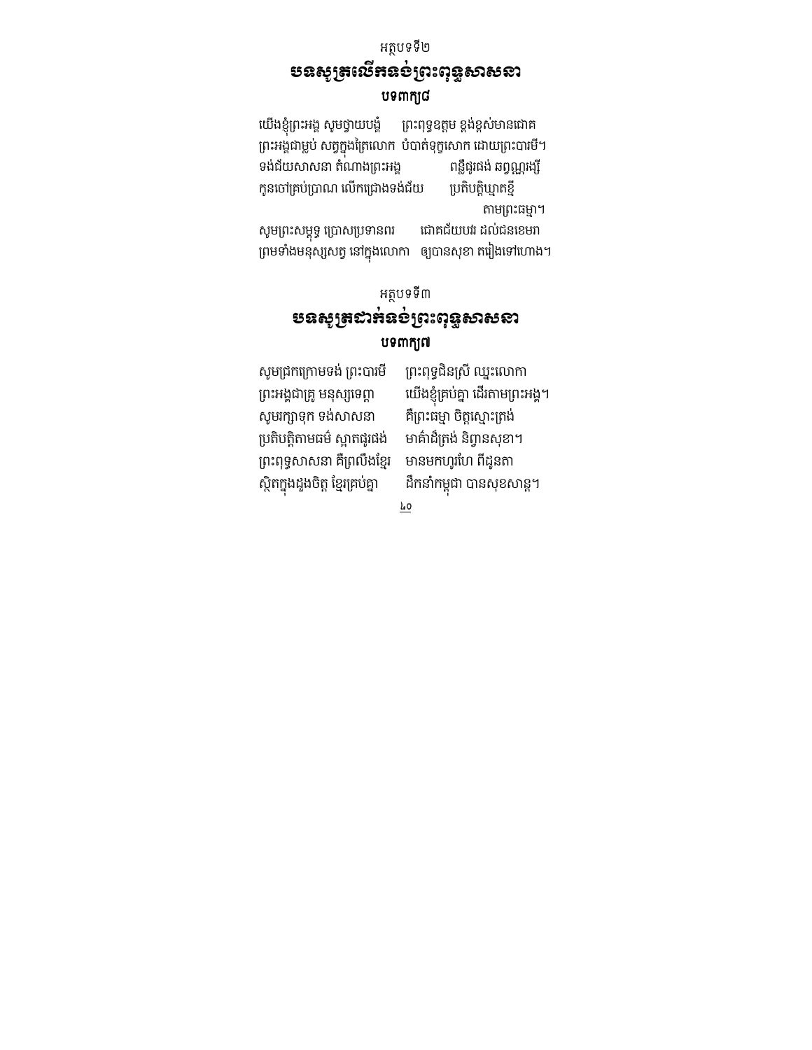អត្ថបទទី២

## បទសូត្រលើកទង់ព្រះពុទ្ធសាសនា

### បទពាក្យ៨

យើងខ្ញុំព្រះអង្គ សូមថ្វាយបង្គំ ព្រះពុទ្ធឧត្តម ខ្ពង់ខ្ពស់មានជោគ
ព្រះអង្គជាម្លប់ សត្វក្នុងត្រៃលោក បំបាត់ទុក្ខសោក ដោយព្រះបារមី។
ទង់ជ័យសាសនា តំណាងព្រះអង្គ ពន្លឺផ្លូវផង ឆព្វណ្ណរង្សី
កូនចៅគ្រប់ប្រាណ លើកជ្រោងទង់ជ័យ ប្រតិបត្តិឃ្មាតខ្មី
តាមព្រះធម្មា។
សូមព្រះសម្ពុទ្ធ ប្រោសប្រទានពរ ជោគជ័យបវរ ដល់ជនខេមរា
ព្រមទាំងមនុស្សសត្វ នៅក្នុងលោកា ឲ្យបានសុខា តរៀងទៅហោង។

អត្ថបទទី៣

## បទសូត្រដាក់ទង់ព្រះពុទ្ធសាសនា

### បទពាក្យ៧

សូមជ្រកក្រោមទង់ ព្រះបារមី ព្រះពុទ្ធជិនស្រី ឈ្នះលោកា
ព្រះអង្គជាគ្រូ មនុស្សទេព្តា យើងខ្ញុំគ្រប់គ្នា ដើរតាមព្រះអង្គ។
សូមរក្សាទុក ទង់សាសនា គឺព្រះធម្មា ចិត្តស្មោះត្រង់
ប្រតិបត្តិតាមធម៌ ស្អាតផូរផង់ មាគ៌ាដ៏ត្រង់ និព្វានសុខា។
ព្រះពុទ្ធសាសនា គឺព្រលឹងខ្មែរ មានមកហូរហែ ពីដូនតា
ស្ថិតក្នុងដួងចិត្ត ខ្មែរគ្រប់គ្នា ដឹកនាំកម្ពុជា បានសុខសាន្ត។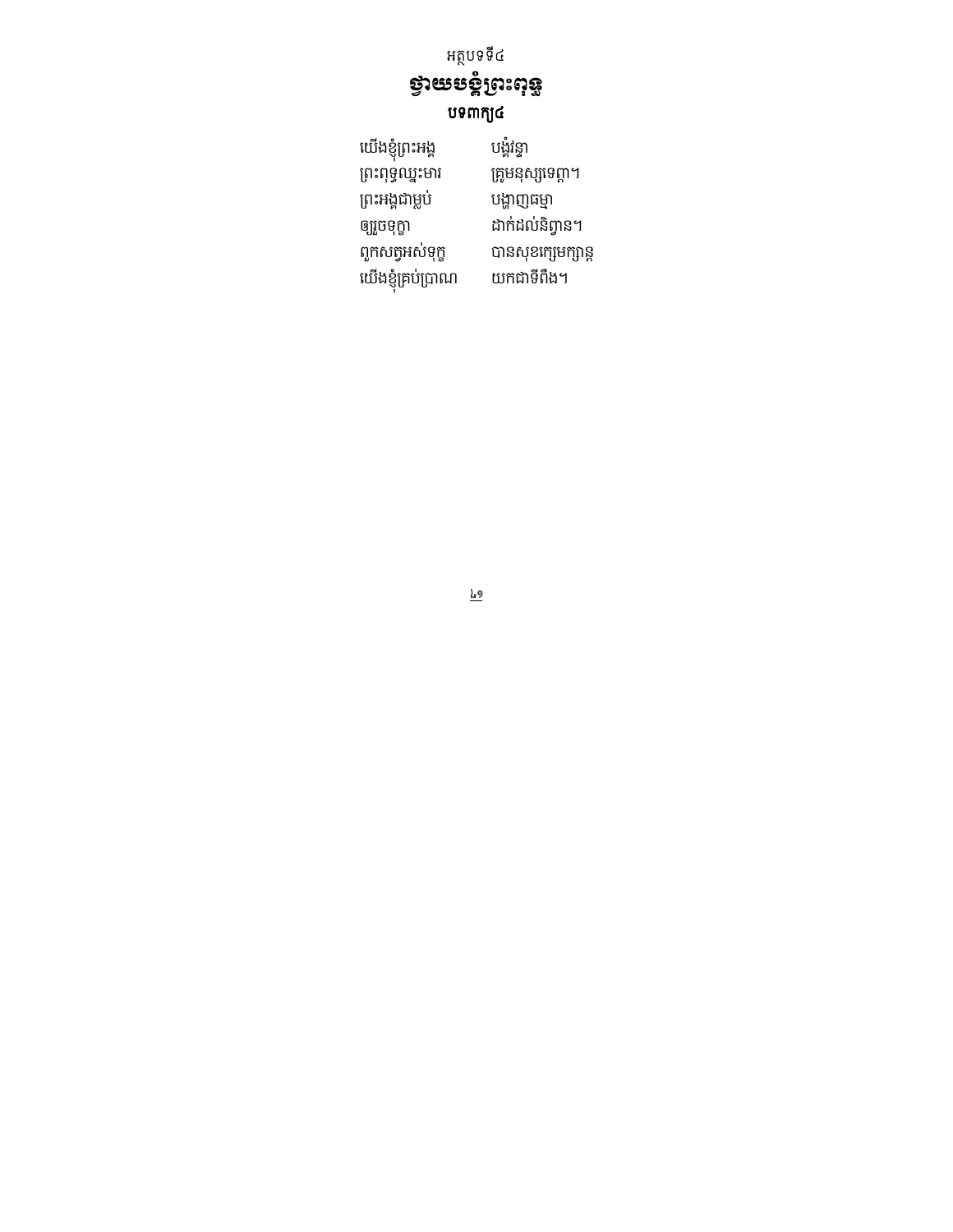អត្ថបទទី៤

# ថ្វាយបង្គំព្រះពុទ្ធ

**បទ៣ក្យ៤**

យើងខ្ញុំព្រះអង្គ　　បង្គំវន្ទា
ព្រះពុទ្ធឈ្នះមារ　　គ្រូមនុស្សទេព្តា។
ព្រះអង្គជាម្លប់　　បង្ហាញធម្មា
ឲ្យរួចទុក្ខា　　ដាក់ដល់និព្វាន។
ពួកសត្វអស់ទុក្ខ　　បានសុខក្សេមក្សាន្ត
យើងខ្ញុំគ្រប់ប្រាណ　　យកជាទីពឹង។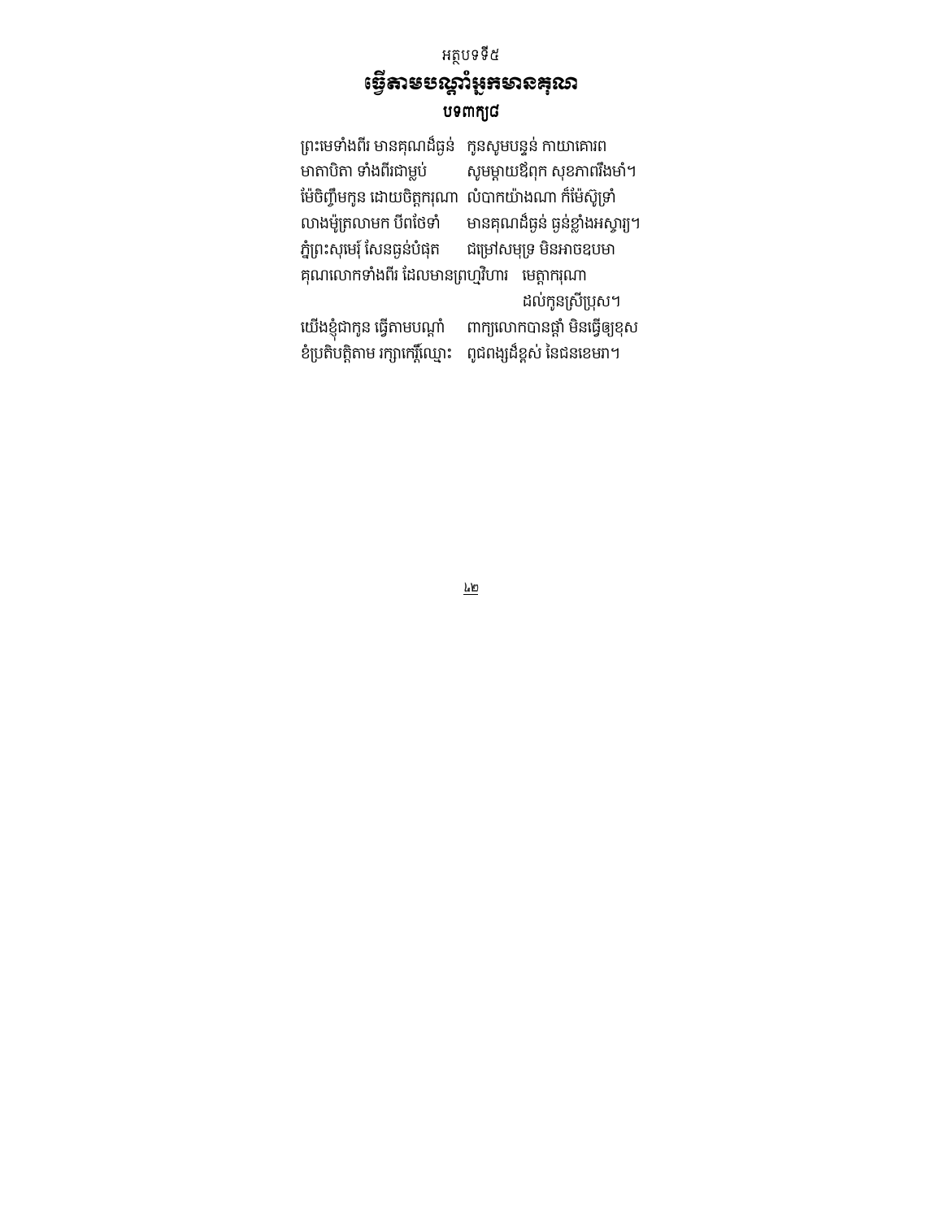អត្ថបទទី៥

## ធ្វើតាមបណ្តាំអ្នកមានគុណ

**បទ៣ក្យ៨**

ព្រះមេទាំងពីរ មានគុណដ៏ធ្ងន់ កូនសូមបន្ទន់ កាយាគោរព
មាតាបិតា ទាំងពីរជាម្លប់ សូមម្តាយឪពុក សុខភាពរឹងមាំ។
ម៉ែចិញ្ចឹមកូន ដោយចិត្តករុណា លំបាកយ៉ាងណា ក៏ម៉ែស៊ូទ្រាំ
លាងម៉ូត្រលាមក បីពថែទាំ មានគុណដ៏ធ្ងន់ ធ្ងន់ខ្លាំងអស្ចារ្យ។
ភ្នំព្រះសុមេរុ សែនធ្ងន់បំផុត ជម្រៅសមុទ្រ មិនអាចឧបមា
គុណលោកទាំងពីរ ដែលមានព្រហ្មវិហារ មេត្តាករុណា
ដល់កូនស្រីប្រុស។
យើងខ្ញុំជាកូន ធ្វើតាមបណ្តាំ ពាក្យលោកបានផ្តាំ មិនធ្វើឲ្យខុស
ខំប្រតិបត្តិតាម រក្សាកេរ្តិ៍ឈ្មោះ ពូជពង្សដ៏ខ្ពស់ នៃជនខេមរា។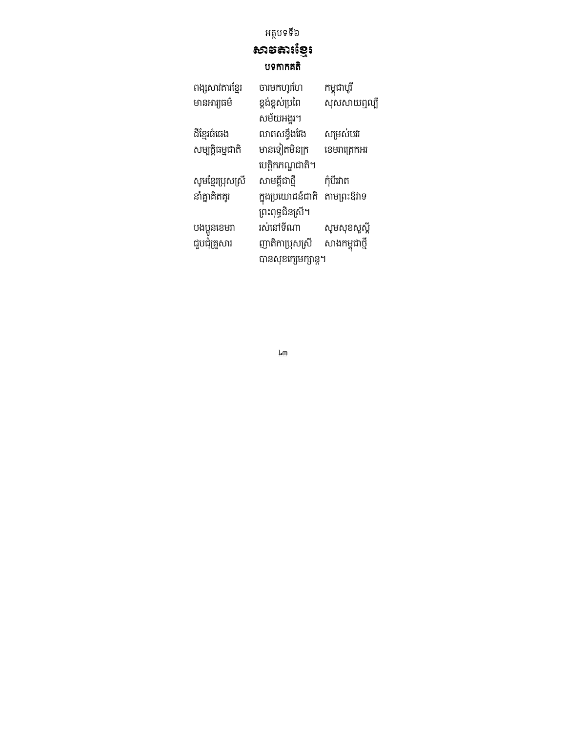អត្ថបទទី៦

# សាមគ្គីខ្មែរ

### បទកាកគតិ

ពង្សសាវតារខ្មែរ　ចារមកហូរហែ　កម្ពុជាបុរី
មានអារ្យធម៌　ខ្ពង់ខ្ពស់ប្រពៃ　សុសសាយឮល្បី
　　សម័យអង្គរ។
ដីខ្មែរធំធេង　លាតសន្ធឹងវែង　សម្រស់បវរ
សម្បត្តិធម្មជាតិ　មានទៀតមិនក្រ　ខេមរាត្រេកអរ
　　បេត្តិកភណ្ឌជាតិ។
សូមខ្មែរប្រុសស្រី　សាមគ្គីជាថ្មី　កុំបីវាត
នាំគ្នាគិតគូរ　ក្នុងប្រយោជន៍ជាតិ　តាមព្រះឱវាទ
　　ព្រះពុទ្ធជិនស្រី។
បងប្អូនខេមរា　រស់នៅទីណា　សូមសុខសួស្តី
ជួបជុំគ្រួសារ　ញាតិកាប្រុសស្រី　សាងកម្ពុជាថ្មី
　　បានសុខក្សេមក្សាន្ត។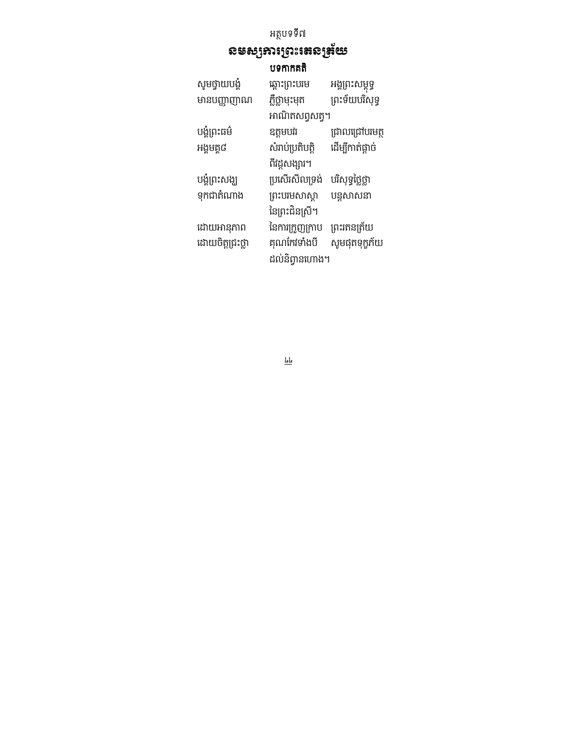អត្ថបទទី៧

# នមស្សការព្រះរតនត្រ័យ

**បទកាកគតិ**

សូមថ្វាយបង្គំ ឆ្ពោះព្រះបរម អង្គព្រះសម្ពុទ្ធ
មានបញ្ញាញាណ ភ្លឺថ្លាមុះមុត ព្រះទ័យបរិសុទ្ធ
អាណិតសព្វសត្វ។

បង្គំព្រះធម៌ ឧត្តមបវរ ជ្រាលជ្រៅបរមត្ថ
អង្គមគ្គ៨ សំរាប់ប្រតិបត្តិ ដើម្បីកាត់ផ្ដាច់
ពីវដ្ដសង្សារ។

បង្គំព្រះសង្ឃ ប្រសើរសីលទ្រង់ បរិសុទ្ធថ្លៃថ្លា
ទុកជាតំណាង ព្រះបរមសាស្ដា បន្តសាសនា
នៃព្រះជិនស្រី។

ដោយអានុភាព នៃការក្រួញក្រាប ព្រះរតនត្រ័យ
ដោយចិត្តជ្រះថ្លា គុណកែវទាំងបី សូមផុតទុក្ខភ័យ
ដល់និព្វានហោង។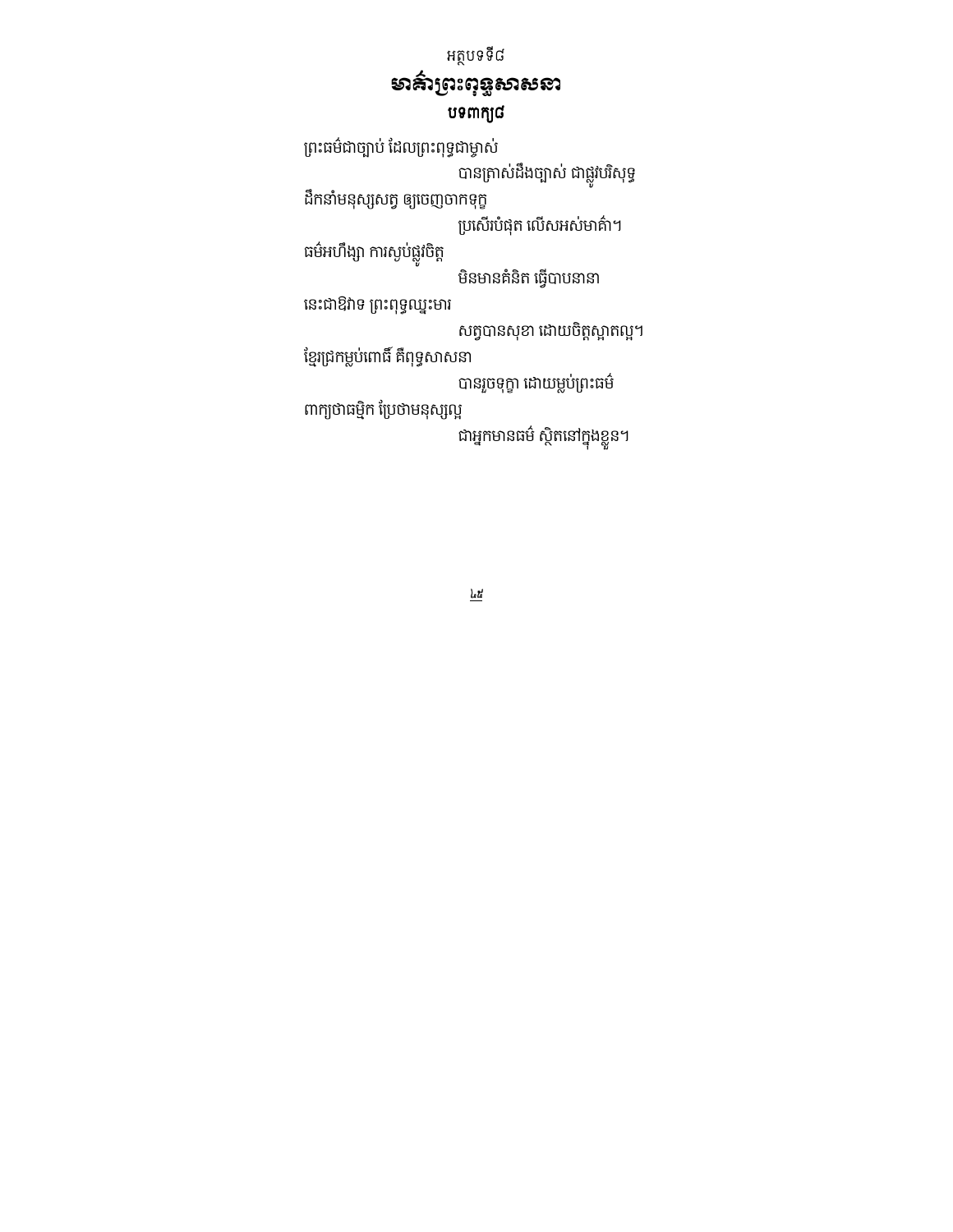អត្ថបទទី៨

# មាគ៌ាព្រះពុទ្ធសាសនា

**បទ៧ព្យាង្គ**

ព្រះធម៌ជាច្បាប់ ដែលព្រះពុទ្ធជាម្ចាស់
បានត្រាស់ដឹងច្បាស់ ជាផ្លូវបរិសុទ្ធ
ដឹកនាំមនុស្សសត្វ ឲ្យចេញចាកទុក្ខ
ប្រសើរបំផុត លើសអស់មាគ៌ា។

ធម៌អហឹង្សា ការស្ងប់ផ្លូវចិត្ត
មិនមានគំនិត ធ្វើបាបនានា
នេះជាឱវាទ ព្រះពុទ្ធឈ្នះមារ
សត្វបានសុខា ដោយចិត្តស្អាតល្អ។

ខ្មែរជ្រកម្លប់ពោធិ៍ គឺពុទ្ធសាសនា
បានរួចទុក្ខា ដោយម្លប់ព្រះធម៌
ពាក្យថាធម្មិក ប្រែថាមនុស្សល្អ
ជាអ្នកមានធម៌ ស្ថិតនៅក្នុងខ្លួន។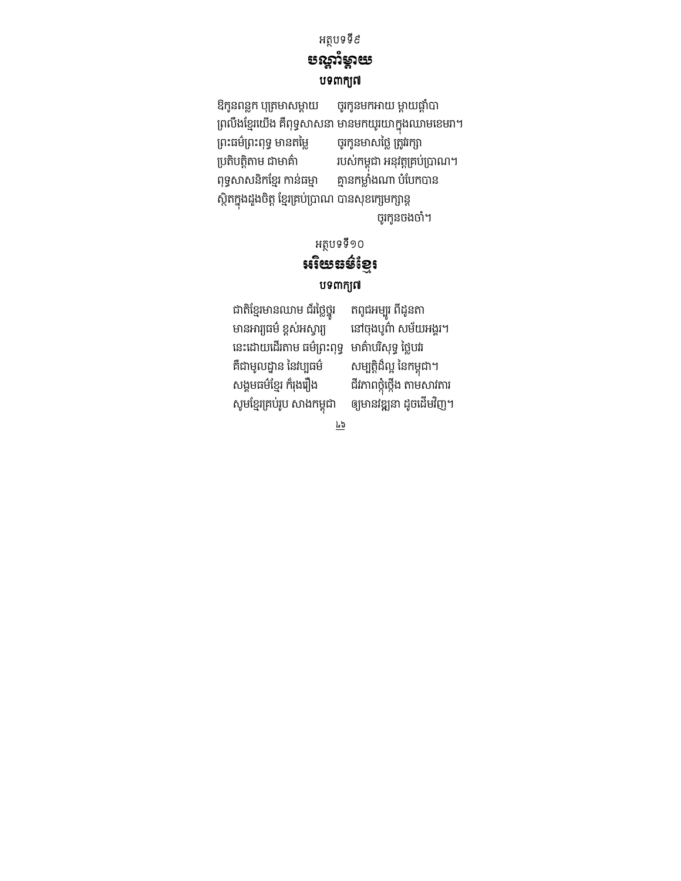អត្ថបទទី៩

## **បណ្ដាំម្ដាយ**

**បទ៣ក្យ៧**

ឱកូនពន្លក បុត្រមាសម្ដាយ ចូរកូនមកអាយ ម្ដាយផ្ដាំបា
ព្រលឹងខ្មែរយើង គឺពុទ្ធសាសនា មានមកយូរយាក្នុងឈាមខេមរា។
ព្រះធម៌ព្រះពុទ្ធ មានតម្លៃ ចូរកូនមាសថ្លៃ ត្រូវរក្សា
ប្រតិបត្តិតាម ជាមាគ៌ា របស់កម្ពុជា អនុវត្តគ្រប់ប្រាណ។
ពុទ្ធសាសនិកខ្មែរ កាន់ធម្មា គ្មានកម្លាំងណា បំបែកបាន
ស្ថិតក្នុងដួងចិត្ត ខ្មែរគ្រប់ប្រាណ បានសុខក្សេមក្សាន្ត
ចូរកូនចងចាំ។

អត្ថបទទី១០

## **អរិយធម៌ខ្មែរ**

**បទ៣ក្យ៧**

ជាតិខ្មែរមានឈាម ជ័រថ្លៃថ្នូរ តពូជអម្បូរ ពីដូនតា
មានអារ្យធម៌ ខ្ពស់អស្ចារ្យ នៅចុងបូព៌ា សម័យអង្គរ។
នេះដោយដើរតាម ធម៌ព្រះពុទ្ធ មាគ៌ាបរិសុទ្ធ ថ្លៃបវរ
គឺជាមូលដ្ឋាន នៃវប្បធម៌ សម្បត្តិដ៏ល្អ នៃកម្ពុជា។
សង្គមធម៌ខ្មែរ ក៏រុងរឿង ជីវភាពថ្កុំថ្កើង តាមសារតារ
សូមខ្មែរគ្រប់រូប សាងកម្ពុជា ឲ្យមានវឌ្ឍនា ដូចដើមវិញ។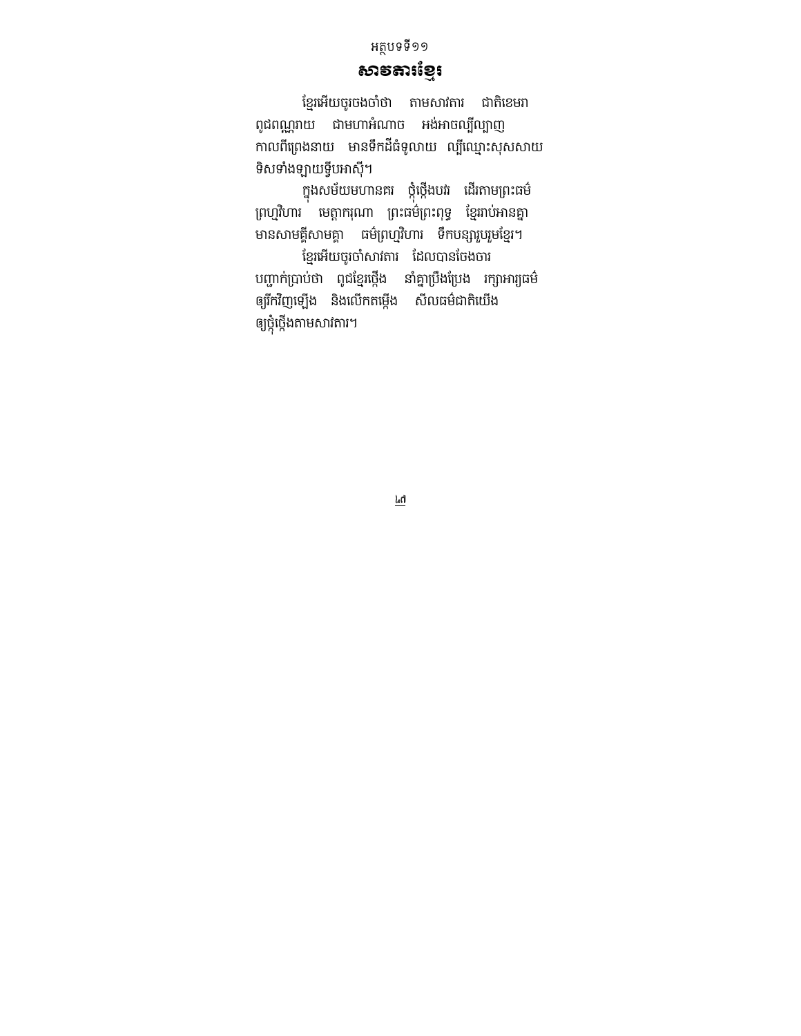អត្ថបទទី១១

## សារខ្មែរ

ខ្មែរអើយចូរចងចាំថា តាមសារតារ ជាតិខេមរា
ពូជពណ្ណរាយ ជាមហាអំណាច អង់អាចល្បីល្បាញ
កាលពីព្រេងនាយ មានទឹកដីធំទូលាយ ល្បីឈ្មោះសុសសាយ
ទិសទាំងឡាយទ្វីបអាស៊ី។

ក្នុងសម័យមហានគរ ថ្កុំថ្កើងបវរ ដើរតាមព្រះធម៌
ព្រហ្មវិហារ មេត្តាករុណា ព្រះធម៌ព្រះពុទ្ធ ខ្មែររាប់អានគ្នា
មានសាមគ្គីសាមគ្គា ធម៌ព្រហ្មវិហារ ទឹកបន្សាបរួមខ្មែរ។

ខ្មែរអើយចូរចាំសារតារ ដែលបានចែងចារ
បញ្ជាក់ប្រាប់ថា ពូជខ្មែរថ្កើង នាំគ្នាប្រឹងប្រែង រក្សាអារ្យធម៌
ឲ្យរីកវិញឡើង និងលើកតម្កើង សីលធម៌ជាតិយើង
ឲ្យថ្កុំថ្កើងតាមសារតារ។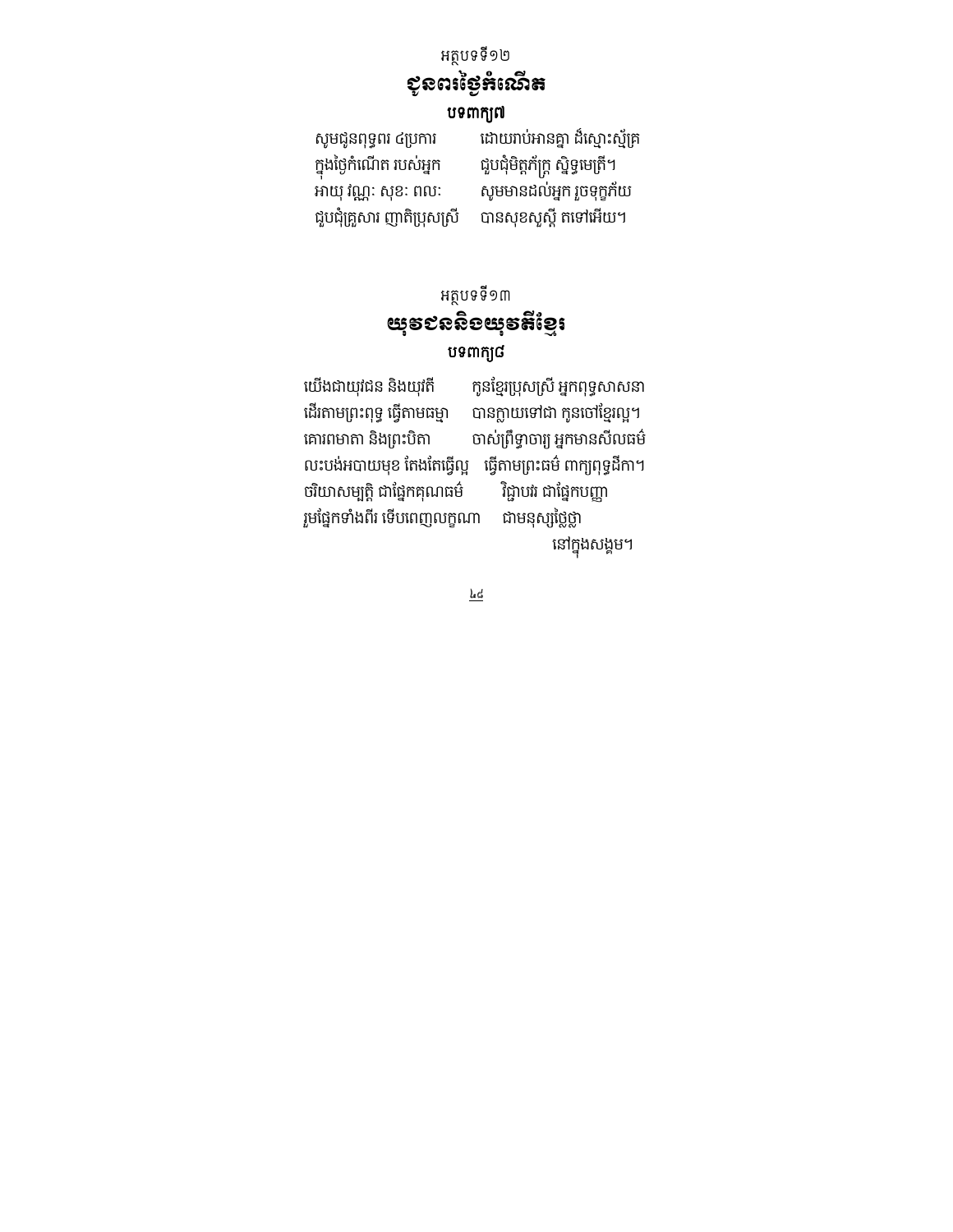អត្ថបទទី១២

## ជូនពរថ្ងៃកំណើត

**បទពាក្យ៧**

សូមជូនពុទ្ធពរ ៤ប្រការ ដោយរាប់អានគ្នា ដ៏ស្មោះស្ម័គ្រ
ក្នុងថ្ងៃកំណើត របស់អ្នក ជួបជុំមិត្តភ័ក្រ្ក ស្និទ្ធមេត្រី។
អាយុ វណ្ណៈ សុខៈ ពលៈ សូមមានដល់អ្នក រួចទុក្ខភ័យ
ជួបជុំគ្រួសារ ញាតិប្រុសស្រី បានសុខសួស្តី តទៅអើយ។

អត្ថបទទី១៣

## យុវជននិងយុវតីខ្មែរ

**បទពាក្យ៨**

យើងជាយុវជន និងយុវតី កូនខ្មែរប្រុសស្រី អ្នកពុទ្ធសាសនា
ដើរតាមព្រះពុទ្ធ ធ្វើតាមធម្មា បានក្លាយទៅជា កូនចៅខ្មែរល្អ។
គោរពមាតា និងព្រះបិតា ចាស់ព្រឹទ្ធាចារ្យ អ្នកមានសីលធម៌
លះបង់អបាយមុខ តែងតែធ្វើល្អ ធ្វើតាមព្រះធម៌ ពាក្យពុទ្ធដីកា។
ចរិយាសម្បត្តិ ជាផ្នែកគុណធម៌ វិជ្ជាបវរ ជាផ្នែកបញ្ញា
រួមផ្នែកទាំងពីរ ទើបពេញលក្ខណា ជាមនុស្សថ្លៃថ្លា
នៅក្នុងសង្គម។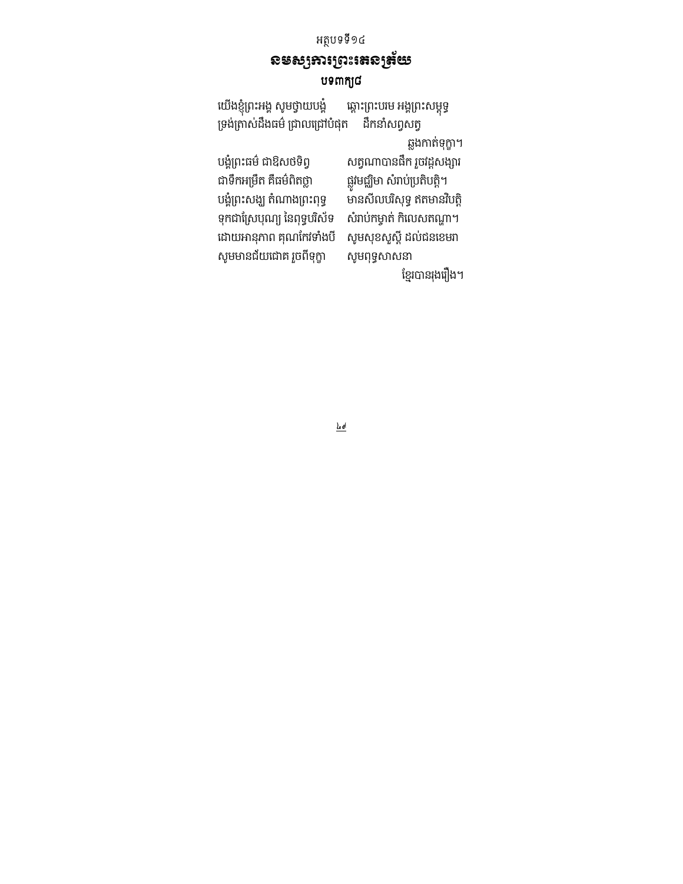អត្ថបទទី១៤

## នមស្សការព្រះរតនត្រ័យ

### បទ៣ក្យ៨

យើងខ្ញុំព្រះអង្គ សូមថ្វាយបង្គំ ឆ្ពោះព្រះបរម អង្គព្រះសម្ពុទ្ធ
ទ្រង់ត្រាស់ដឹងធម៌ ជ្រាលជ្រៅបំផុត ដឹកនាំសព្វសត្វ
ឆ្លងកាត់ទុក្ខា។

បង្គំព្រះធម៌ ជាឱសថទិព្វ សត្វណាបានផឹក រួចវដ្តសង្សារ
ជាទឹកអម្រឹត គឺធម៌ពិតថ្លា ផ្លូវមជ្ឈិមា សំរាប់ប្រតិបត្តិ។

បង្គំព្រះសង្ឃ តំណាងព្រះពុទ្ធ មានសីលបរិសុទ្ធ ឥតមានវិបត្តិ
ទុកជាស្រែបុណ្យ នៃពុទ្ធបរិស័ទ សំរាប់កម្ចាត់ កិលេសតណ្ហា។

ដោយអានុភាព គុណកែវទាំងបី សូមសុខសួស្តី ដល់ជនខេមរា
សូមមានជ័យជោគ រួចពីទុក្ខា សូមពុទ្ធសាសនា
ខ្មែរបានរុងរឿង។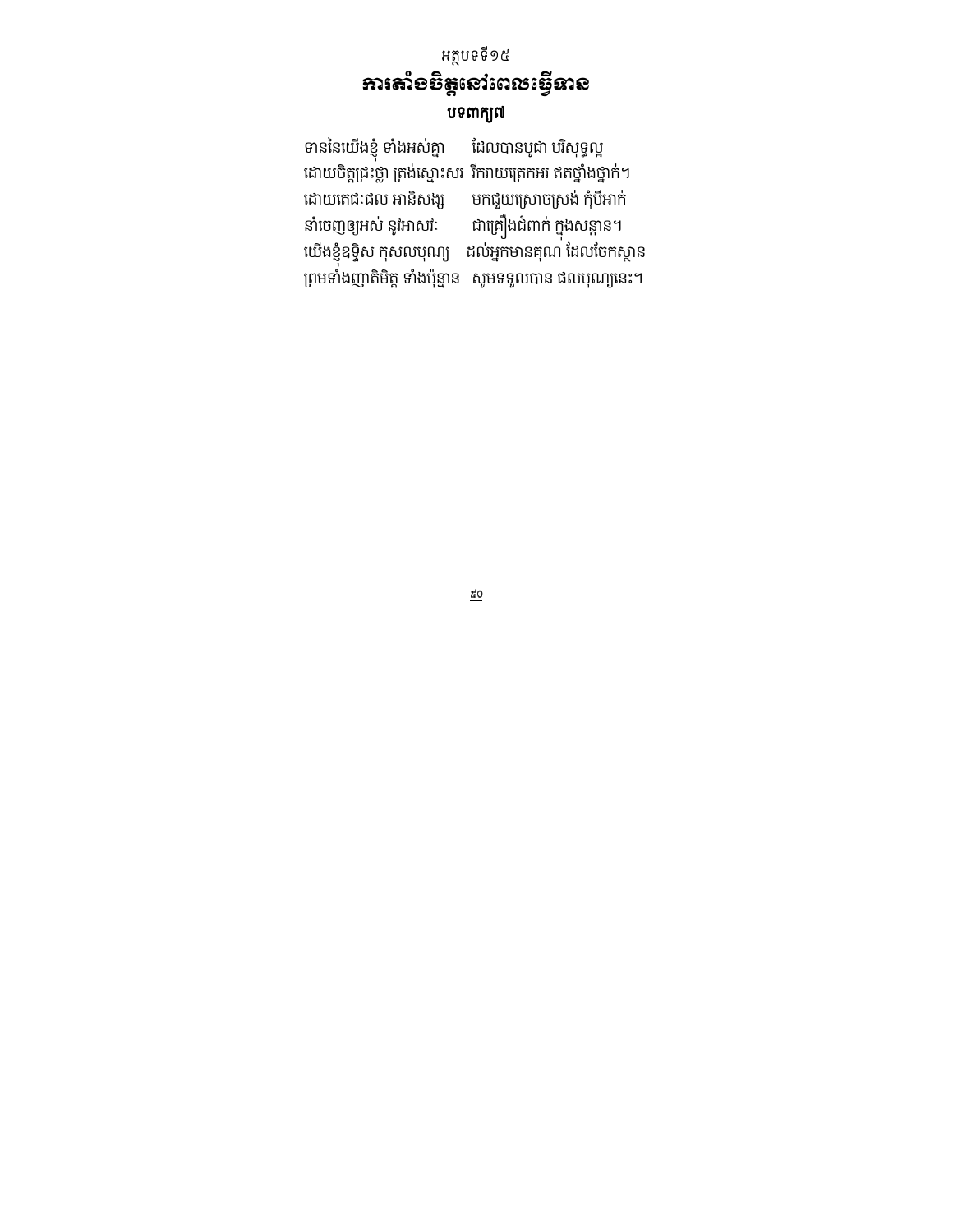អត្ថបទទី១៥

# ការតាំងចិត្តនៅពេលធ្វើទាន

**បទពាក្យ៧**

ទាននៃយើងខ្ញុំ ទាំងអស់គ្នា ដែលបានបូជា បរិសុទ្ធល្អ
ដោយចិត្តជ្រះថ្លា ត្រង់ស្មោះសរ រីករាយត្រេកអរ ឥតថ្នាំងថ្នាក់។
ដោយតេជៈផល អានិសង្ស មកជួយស្រោចស្រង់ កុំបីអាក់
នាំចេញឲ្យអស់ នូវអាសវៈ ជាគ្រឿងជំពាក់ ក្នុងសន្តាន។
យើងខ្ញុំឧទ្ទិស កុសលបុណ្យ ដល់អ្នកមានគុណ ដែលចែកស្ថាន
ព្រមទាំងញាតិមិត្ត ទាំងប៉ុន្មាន សូមទទួលបាន ផលបុណ្យនេះ។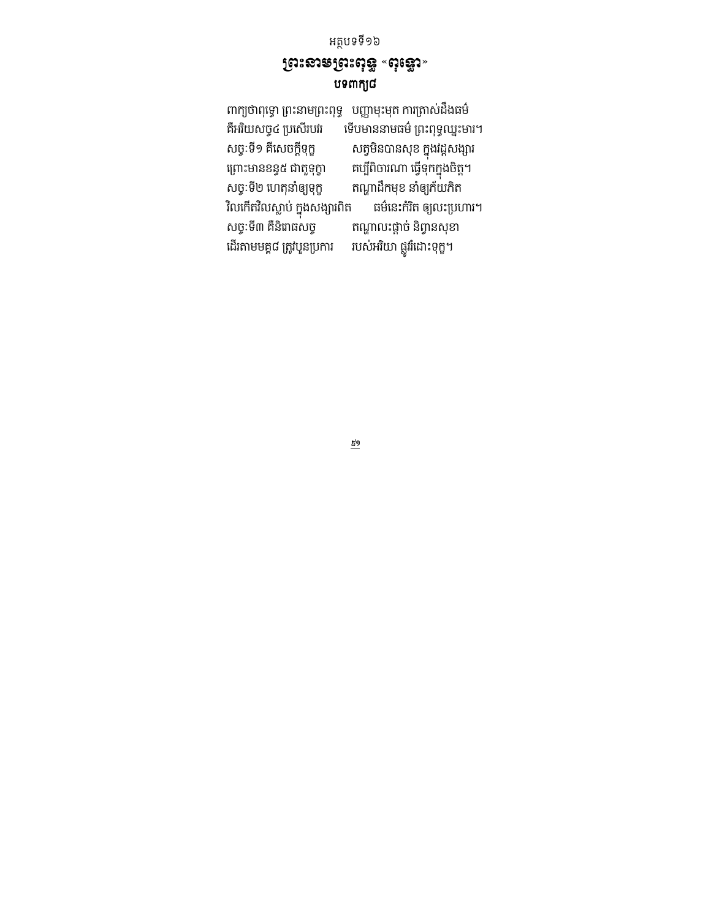អត្ថបទទី១៦

## ព្រះនាមព្រះពុទ្ធ «ពុទ្ធោ»

### បទពាក្យ៨

ពាក្យថាពុទ្ធោ ព្រះនាមព្រះពុទ្ធ   បញ្ញាមុះមុត ការត្រាស់ដឹងធម៌
គឺអរិយសច្ច៤ ប្រសើរបវរ   ទើបមាននាមធម៌ ព្រះពុទ្ធឈ្នះមារ។
សច្ចៈទី១ គឺសេចក្តីទុក្ខ   សត្វមិនបានសុខ ក្នុងវដ្តសង្សារ
ព្រោះមានខន្ធ៥ ជាតួទុក្ខា   គប្បីពិចារណា ធ្វើទុកក្នុងចិត្ត។
សច្ចៈទី២ ហេតុនាំឲ្យទុក្ខ   តណ្ហាដឹកមុខ នាំឲ្យភ័យភិត
វិលកើតវិលស្លាប់ ក្នុងសង្សារពិត   ធម៌នេះកំរិត ឲ្យលះប្រហារ។
សច្ចៈទី៣ គឺនិរោធសច្ច   តណ្ហាលះផ្តាច់ និព្វានសុខា
ដើរតាមមគ្គ៨ ត្រូវប្អូនប្រការ   របស់អរិយា ផ្លូវរំដោះទុក្ខ។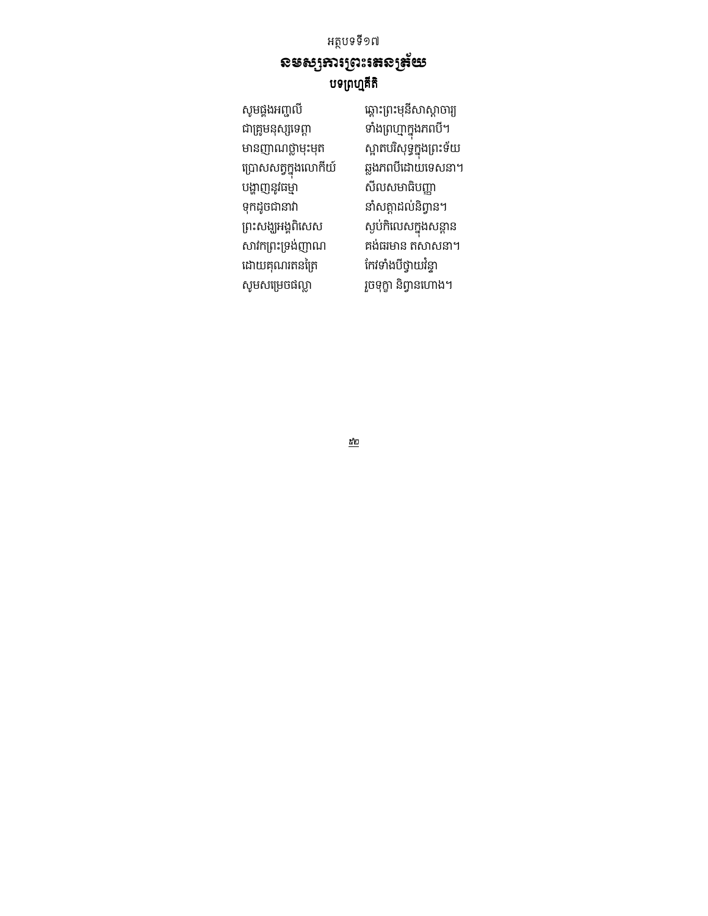អត្ថបទទី១៧

# នមស្សការព្រះរតនត្រ័យ

### បទព្រហ្មគីតិ

សូមផ្គងអញ្ជលី ឆ្ពោះព្រះមុនីសាស្តាចារ្យ  
ជាគ្រូមនុស្សទេព្តា ទាំងព្រហ្មាក្នុងភពបី។  
មានញាណថ្លាមុះមុត ស្អាតបរិសុទ្ធក្នុងព្រះទ័យ  
ប្រោសសត្វក្នុងលោកីយ៍ ឆ្លងភពបីដោយទេសនា។  
បង្ហាញនូវធម្មា សីលសមាធិបញ្ញា  
ទុកដូចជានាវា នាំសត្វាដល់និព្វាន។  
ព្រះសង្ឃអង្គពិសេស ស្ងប់កិលេសក្នុងសន្តាន  
សាវកព្រះទ្រង់ញាណ គង់ធរមាន ឥសាសនា។  
ដោយគុណរតនត្រៃ កែវទាំងបីថ្វាយវន្ទា  
សូមសម្រេចផល្លា រួចទុក្ខា និព្វានហោង។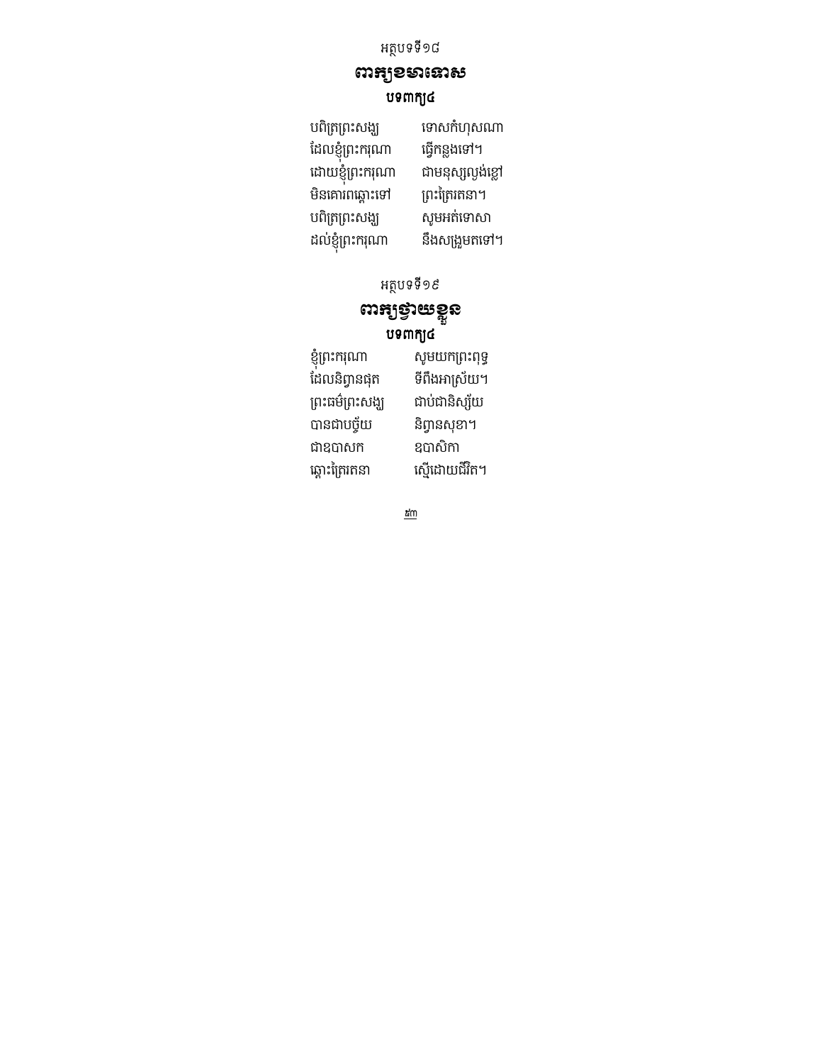អត្ថបទទី១៨

## ពាក្យខមាទោស

**បទ៣ក្យ៤**

បពិត្រព្រះសង្ឃ ទោសកំហុសណា
ដែលខ្ញុំព្រះករុណា ធ្វើកន្លងទៅ។
ដោយខ្ញុំព្រះករុណា ជាមនុស្សល្ងង់ខ្លៅ
មិនគោរពឆ្ពោះទៅ ព្រះត្រៃរតនា។
បពិត្រព្រះសង្ឃ សូមអត់ទោសា
ដល់ខ្ញុំព្រះករុណា នឹងសង្រួមតទៅ។

អត្ថបទទី១៩

## ពាក្យថ្វាយខ្លួន

**បទ៣ក្យ៤**

ខ្ញុំព្រះករុណា សូមយកព្រះពុទ្ធ
ដែលនិព្វានផុត ទីពឹងអាស្រ័យ។
ព្រះធម៌ព្រះសង្ឃ ជាប់ជានិស្ស័យ
បានជាបច្ច័យ និព្វានសុខា។
ជាឧបាសក ឧបាសិកា
ឆ្ពោះត្រៃរតនា ស្មើដោយជីវិត។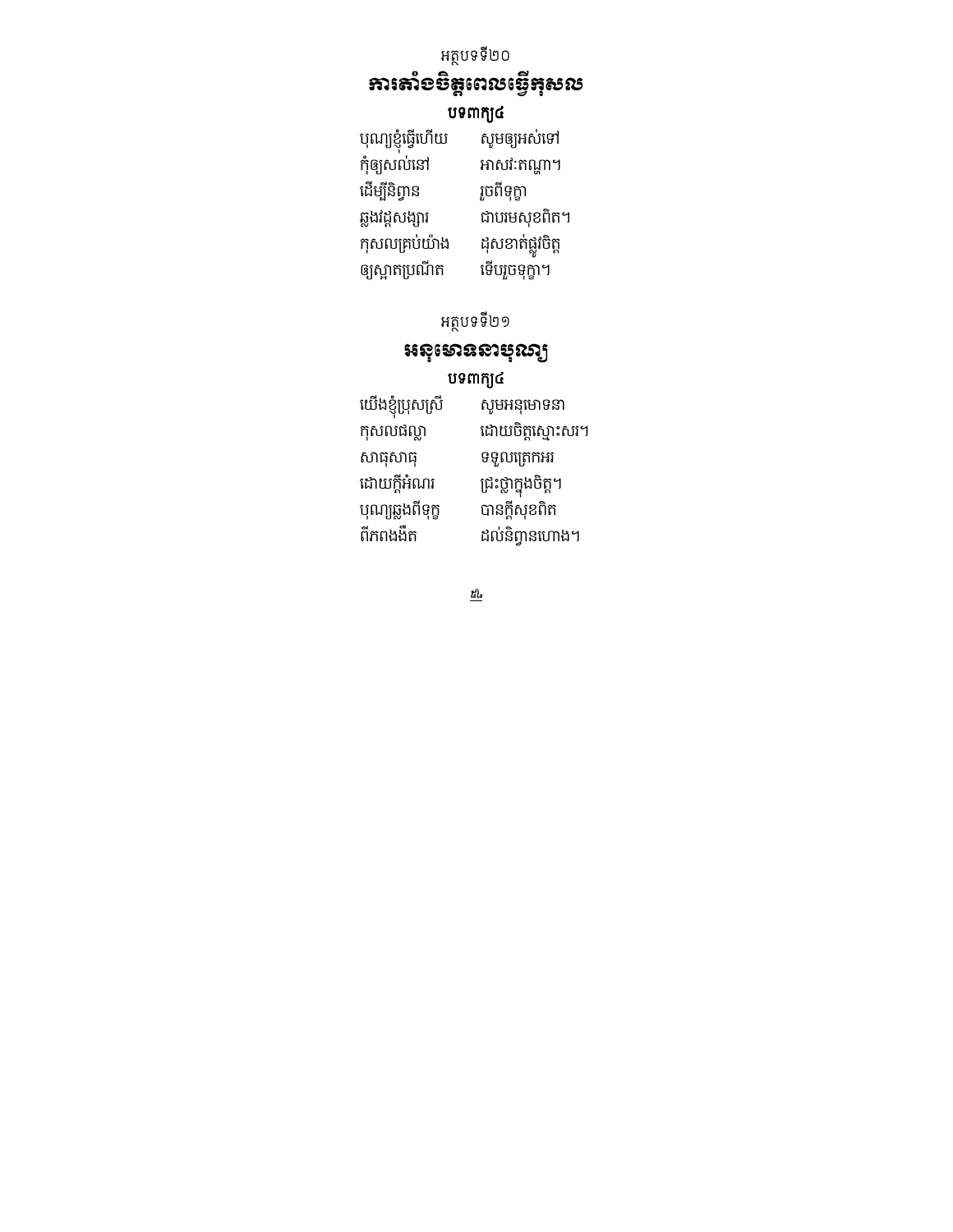អត្ថបទទី២០

## ការតាំងចិត្តពេលធ្វើកុសល

**បទពាក្យ៤**

បុណ្យខ្ញុំធ្វើហើយ សូមឲ្យអស់ទៅ
កុំឲ្យសល់នៅ អាសវៈតណ្ហា។
ដើម្បីនិព្វាន រួចពីទុក្ខា
ឆ្លងវដ្តសង្សារ ជាបរមសុខពិត។
កុសលគ្រប់យ៉ាង ដុសខាត់ផ្លូវចិត្ត
ឲ្យស្អាតប្រណីត ទើបរួចទុក្ខា។

អត្ថបទទី២១

## អនុមោទនាបុណ្យ

**បទពាក្យ៤**

យើងខ្ញុំប្រុសស្រី សូមអនុមោទនា
កុសលផល្លា ដោយចិត្តស្មោះសរ។
សាធុសាធុ ទទួលត្រេកអរ
ដោយក្តីអំណរ ជ្រះថ្លាក្នុងចិត្ត។
បុណ្យឆ្លងពីទុក្ខ បានក្តីសុខពិត
ពីភពងងឹត ដល់និព្វានហោង។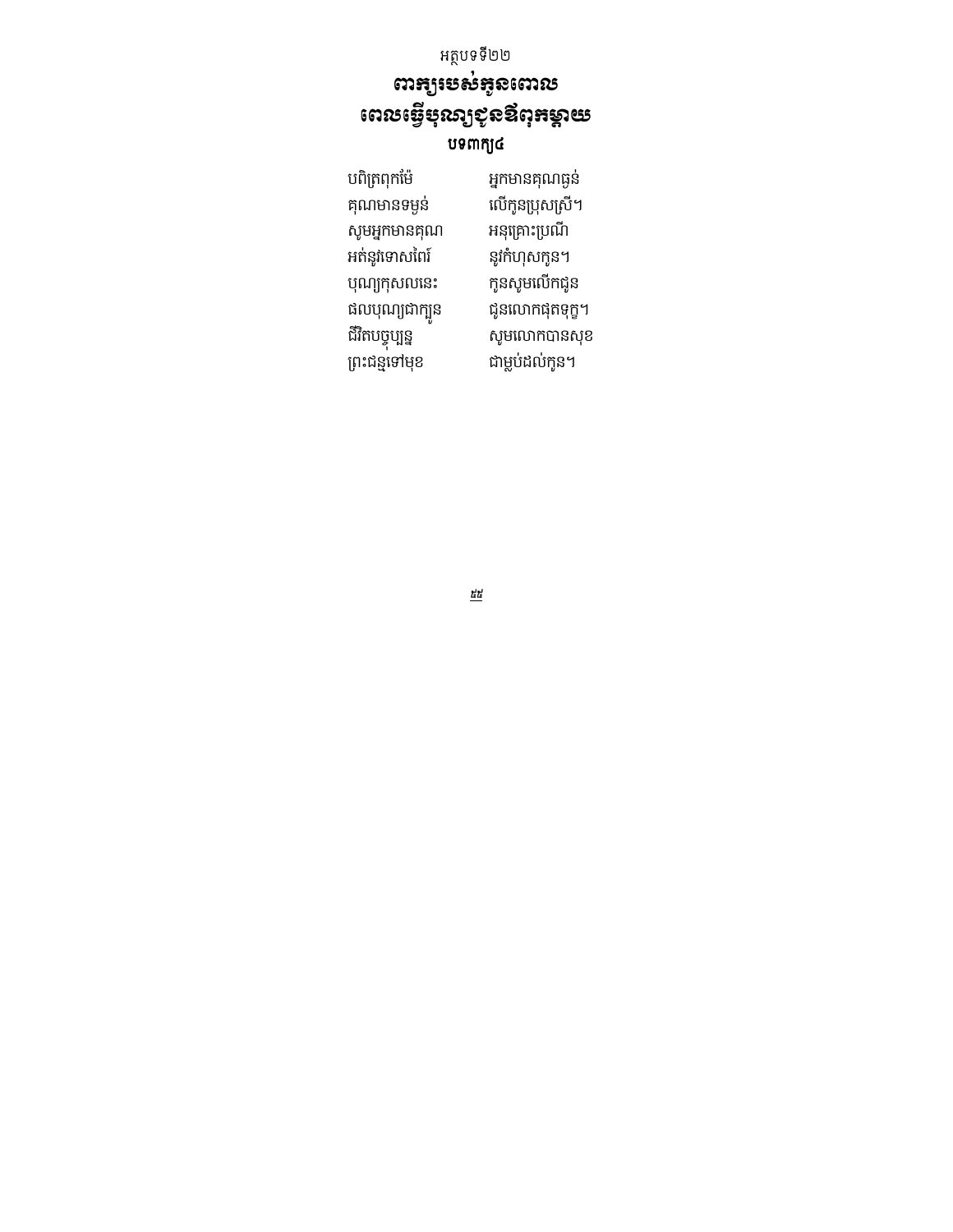អត្ថបទទី២២

# ពាក្យរបស់កូនពោល
# ពេលធ្វើបុណ្យជូនឪពុកម្ដាយ

**បទ៣ក្យ៤**

| | |
|---|---|
| បពិត្រពុកម៉ែ | អ្នកមានគុណធ្ងន់ |
| គុណមានទម្ងន់ | លើកូនប្រុសស្រី។ |
| សូមអ្នកមានគុណ | អនុគ្រោះប្រណី |
| អត់នូវទោសពៃរ៍ | នូវកំហុសកូន។ |
| បុណ្យកុសលនេះ | កូនសូមលើកជូន |
| ផលបុណ្យជាក្បួន | ជូនលោកផុតទុក្ខ។ |
| ជីវិតបច្ចុប្បន្ន | សូមលោកបានសុខ |
| ព្រះជន្មទៅមុខ | ជាម្លប់ដល់កូន។ |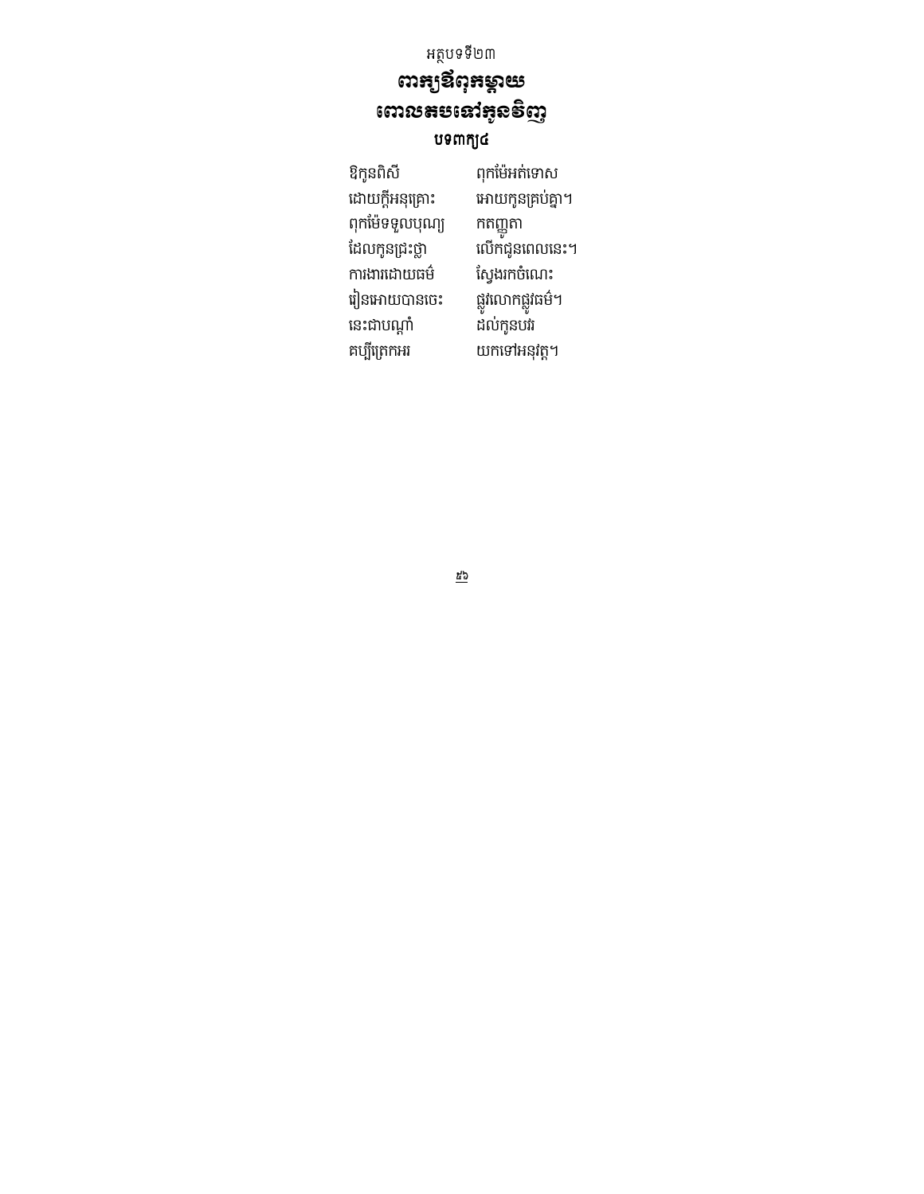អត្ថបទទី២៣

## ពាក្យឪពុកម្ដាយ
## ពោលតបទៅកូនវិញ

**បទ៣ក្យ៤**

ឱកូនពិសី ពុកម៉ែអត់ទោស
ដោយក្តីអនុគ្រោះ អោយកូនគ្រប់គ្នា។
ពុកម៉ែទទួលបុណ្យ កតញ្ញូតា
ដែលកូនជ្រះថ្លា លើកជូនពេលនេះ។
ការងារដោយធម៌ ស្វែងរកចំណេះ
រៀនអោយបានចេះ ផ្លូវលោកផ្លូវធម៌។
នេះជាបណ្តាំ ដល់កូនបវរ
គប្បីត្រេកអរ យកទៅអនុវត្ត។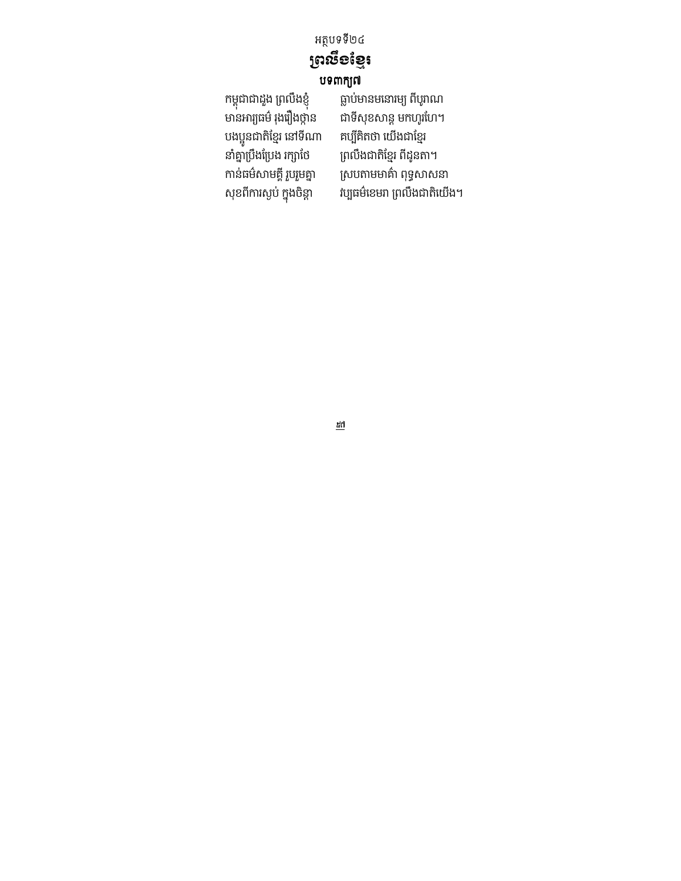អត្ថបទទី២៤

## ព្រលឹងខ្មែរ

**បទ៣ក្យា៧**

កម្ពុជាជាដួង ព្រលឹងខ្ញុំ ធ្លាប់មានមនោរម្យ ពីបុរាណ
មានអារ្យធម៌ រុងរឿងថ្កុំថ្កាន ជាទីសុខសាន្ត មកហូរហែ។
បងប្អូនជាតិខ្មែរ នៅទីណា គប្បីគិតថា យើងជាខ្មែរ
នាំគ្នាប្រឹងប្រែង រក្សាថែ ព្រលឹងជាតិខ្មែរ ពីដូនតា។
កាន់ធម៌សាមគ្គី រួបរួមគ្នា ស្របតាមមាគ៌ា ពុទ្ធសាសនា
សុខពីការស្ងប់ ក្នុងចិន្តា វប្បធម៌ខេមរា ព្រលឹងជាតិយើង។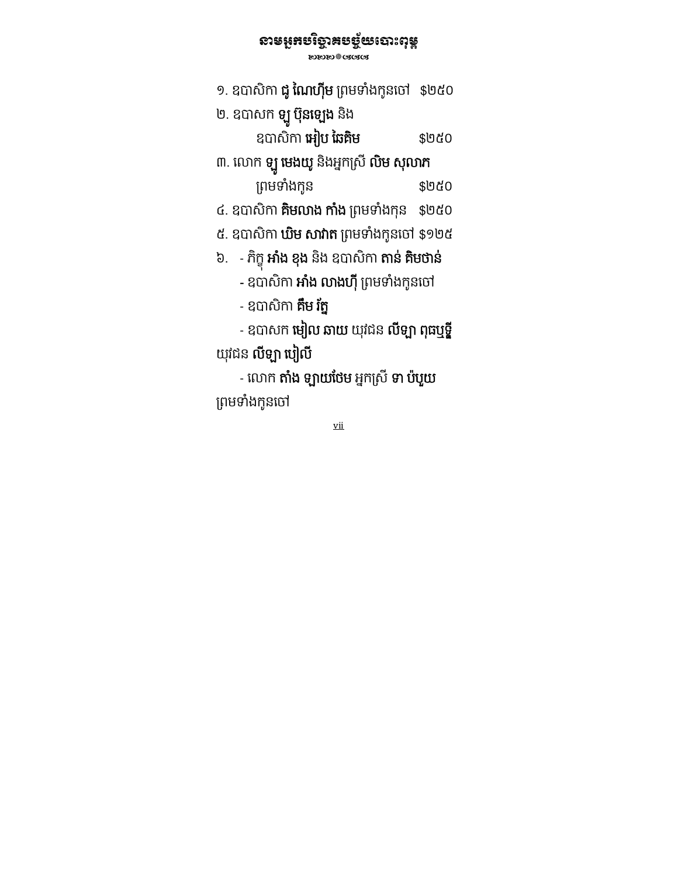# នាមអ្នកបរិច្ចាគបច្ច័យបោះពុម្ព

១. ឧបាសិកា **ជូ ណៃហ៊ីម** ព្រមទាំងកូនចៅ   $២៥០

២. ឧបាសក **ឡូ ប៊ុនឡេង** និង

ឧបាសិកា **អៀប ផៃគិម**   $២៥០

៣. លោក **ឡូ មេងយូ** និងអ្នកស្រី **លិម សុលាភ**

ព្រមទាំងកូន   $២៥០

៤. ឧបាសិកា **គិមលាង កាំង** ព្រមទាំងកុន   $២៥០

៥. ឧបាសិកា **ឃិម សាវាត** ព្រមទាំងកូនចៅ $១២៥

៦. - ភិក្ខុ **អាំង ឌុង** និង ឧបាសិកា **តាន់ គិមថាន់**

- ឧបាសិកា **អាំង លាងហ៊ី** ព្រមទាំងកូនចៅ

- ឧបាសិកា **គឹម រ័ត្ន**

- ឧបាសក **មៀល ឆាយ** យុវជន **លីឡា ពុធឬទ្ធី** យុវជន **លីឡា បៀលី**

- លោក **តាំង ឡាយថែម** អ្នកស្រី **ទា ប៉ប្អយ** ព្រមទាំងកូនចៅ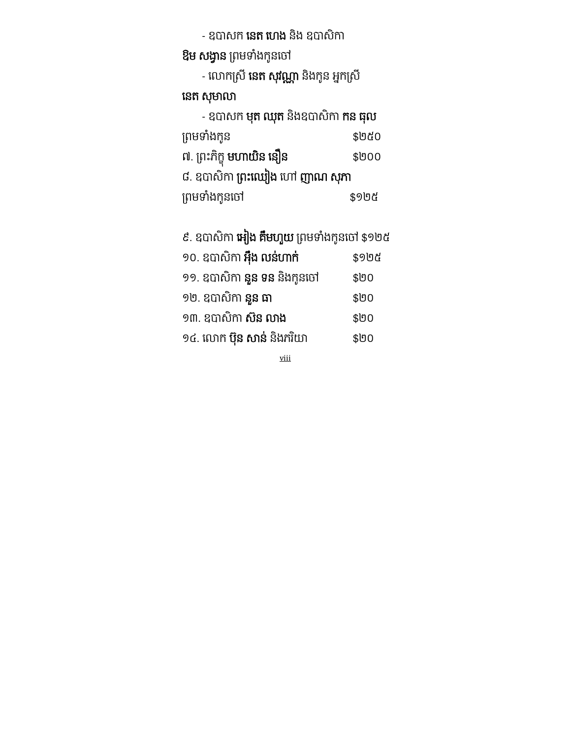- ឧបាសក **នេត ហេង** និង ឧបាសិកា **ឱម សង្វាន** ព្រមទាំងកូនចៅ

- លោកស្រី **នេត សុវណ្ណា** និងកូន អ្នកស្រី **នេត សុមាលា**

- ឧបាសក **មុត ឈុត** និងឧបាសិកា **កន ធុល** ព្រមទាំងកូន $២៥០

៧. ព្រះភិក្ខុ **មហាឃិន នឿន** $២០០

៨. ឧបាសិកា **ព្រះឈៀង** ហៅ **ញាណ សុភា** ព្រមទាំងកូនចៅ $១២៥

៩. ឧបាសិកា **អៀង គឹមហួយ** ព្រមទាំងកូនចៅ $១២៥

១០. ឧបាសិកា **អ៊ឹង លន់ហាក់** $១២៥

១១. ឧបាសិកា **នួន ទន** និងកូនចៅ $២០

១២. ឧបាសិកា **នួន ធា** $២០

១៣. ឧបាសិកា **ស៊ន លាង** $២០

១៤. លោក **ប៊ុន សាន់** និងភរិយា $២០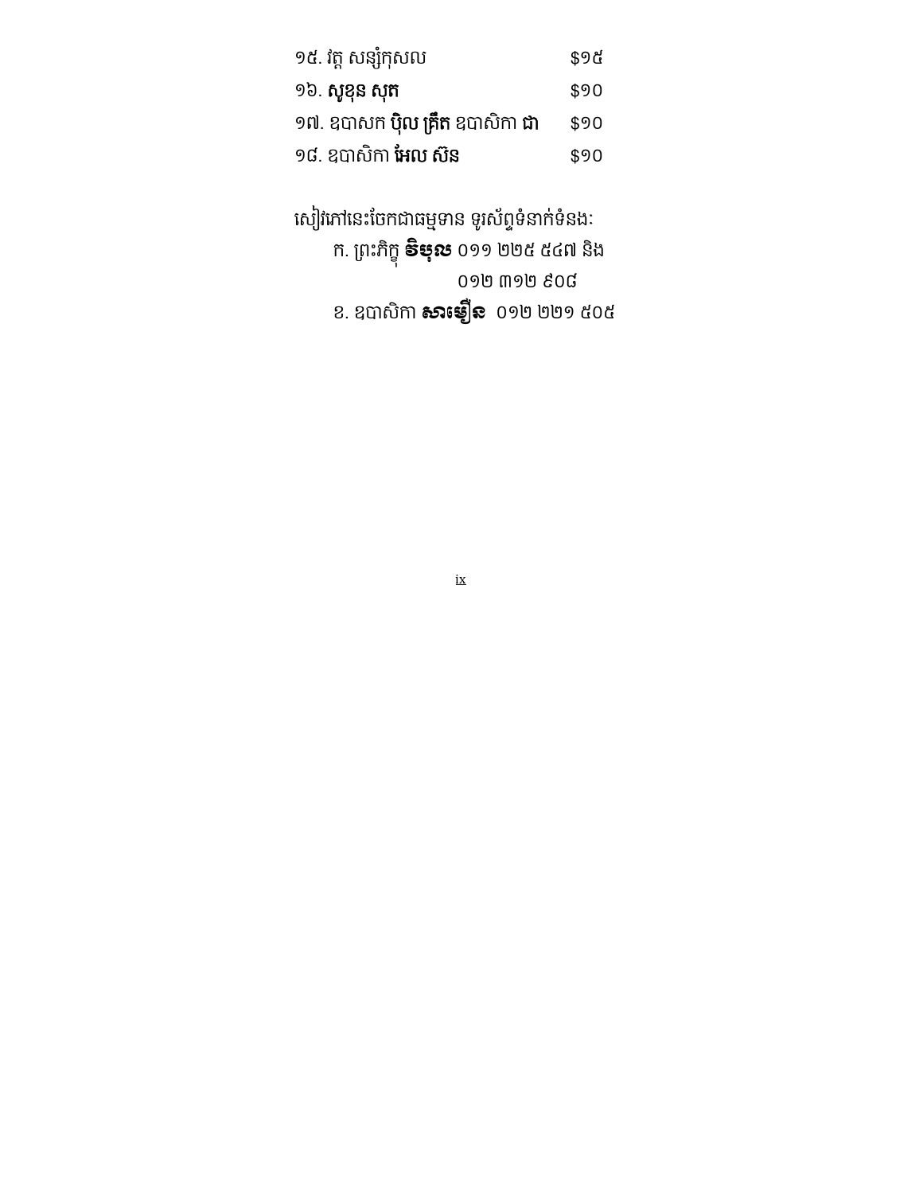| | |
|---|---|
| ១៥. វត្ត សន្សំកុសល | $១៥ |
| ១៦. **សូខុន សុត** | $១០ |
| ១៧. ឧបាសក **ប៉ិល គ្រឹត** ឧបាសិកា **ជា** | $១០ |
| ១៨. ឧបាសិកា **អែល ស៊ន** | $១០ |

សៀវភៅនេះចែកជាធម្មទាន ទូរស័ព្ទទំនាក់ទំនងៈ

ក. ព្រះភិក្ខុ **វិបុល** ០១១ ២២៥ ៥៤៧ និង ០១២ ៣១២ ៩០៨

ខ. ឧបាសិកា **សារឿន** ០១២ ២២១ ៥០៥